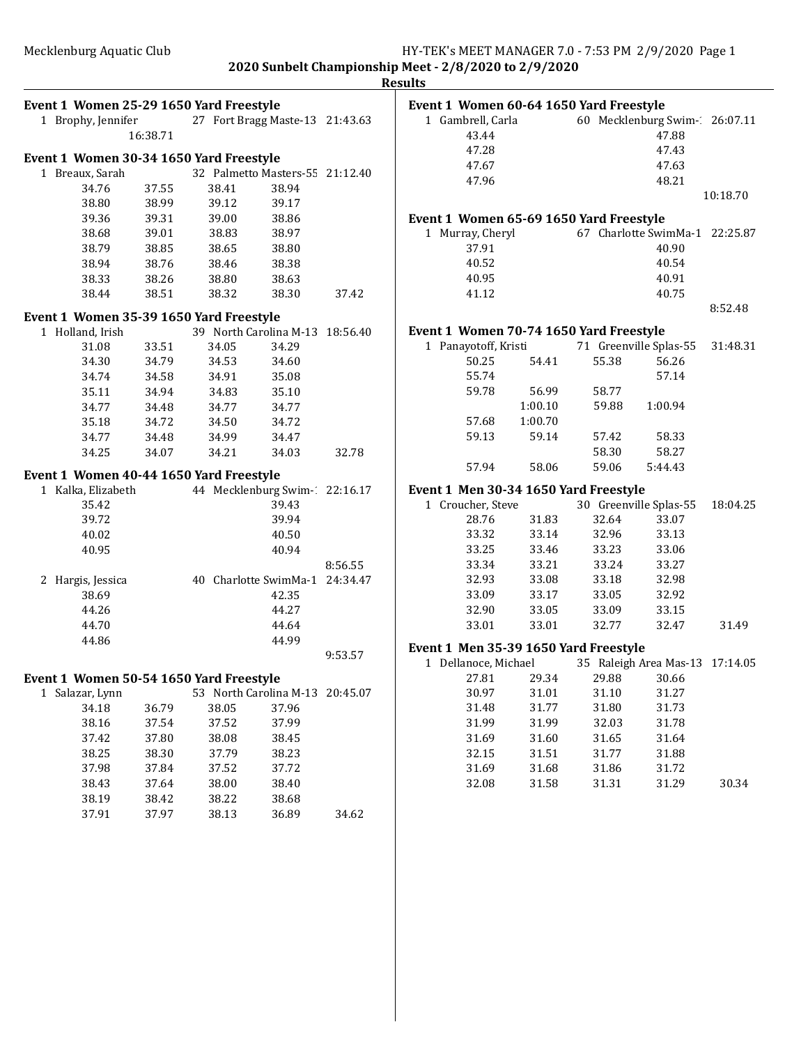**2020 Sunbelt Championship Meet - 2/8/2020 to 2/9/2020**

**Results**

### Event 1 Women 25-29 1650 Yard Freestyle

| | | | | |
|---|---|---|---|---|
| 1 Brophy, Jennifer | | 27 Fort Bragg Maste-13 | | 21:43.63 |
| | 16:38.71 | | | |

### Event 1 Women 30-34 1650 Yard Freestyle

| | | | | |
|---|---|---|---|---|
| 1 Breaux, Sarah | | 32 Palmetto Masters-55 | | 21:12.40 |
| 34.76 | 37.55 | 38.41 | 38.94 | |
| 38.80 | 38.99 | 39.12 | 39.17 | |
| 39.36 | 39.31 | 39.00 | 38.86 | |
| 38.68 | 39.01 | 38.83 | 38.97 | |
| 38.79 | 38.85 | 38.65 | 38.80 | |
| 38.94 | 38.76 | 38.46 | 38.38 | |
| 38.33 | 38.26 | 38.80 | 38.63 | |
| 38.44 | 38.51 | 38.32 | 38.30 | 37.42 |

### Event 1 Women 35-39 1650 Yard Freestyle

| | | | | |
|---|---|---|---|---|
| 1 Holland, Irish | | 39 North Carolina M-13 | | 18:56.40 |
| 31.08 | 33.51 | 34.05 | 34.29 | |
| 34.30 | 34.79 | 34.53 | 34.60 | |
| 34.74 | 34.58 | 34.91 | 35.08 | |
| 35.11 | 34.94 | 34.83 | 35.10 | |
| 34.77 | 34.48 | 34.77 | 34.77 | |
| 35.18 | 34.72 | 34.50 | 34.72 | |
| 34.77 | 34.48 | 34.99 | 34.47 | |
| 34.25 | 34.07 | 34.21 | 34.03 | 32.78 |

### Event 1 Women 40-44 1650 Yard Freestyle

| | | | | |
|---|---|---|---|---|
| 1 Kalka, Elizabeth | | 44 Mecklenburg Swim-1 | | 22:16.17 |
| 35.42 | | | 39.43 | |
| 39.72 | | | 39.94 | |
| 40.02 | | | 40.50 | |
| 40.95 | | | 40.94 | |
| | | | | 8:56.55 |
| 2 Hargis, Jessica | | 40 Charlotte SwimMa-1 | | 24:34.47 |
| 38.69 | | | 42.35 | |
| 44.26 | | | 44.27 | |
| 44.70 | | | 44.64 | |
| 44.86 | | | 44.99 | |
| | | | | 9:53.57 |

### Event 1 Women 50-54 1650 Yard Freestyle

| | | | | |
|---|---|---|---|---|
| 1 Salazar, Lynn | | 53 North Carolina M-13 | | 20:45.07 |
| 34.18 | 36.79 | 38.05 | 37.96 | |
| 38.16 | 37.54 | 37.52 | 37.99 | |
| 37.42 | 37.80 | 38.08 | 38.45 | |
| 38.25 | 38.30 | 37.79 | 38.23 | |
| 37.98 | 37.84 | 37.52 | 37.72 | |
| 38.43 | 37.64 | 38.00 | 38.40 | |
| 38.19 | 38.42 | 38.22 | 38.68 | |
| 37.91 | 37.97 | 38.13 | 36.89 | 34.62 |

### Event 1 Women 60-64 1650 Yard Freestyle

| | | | | |
|---|---|---|---|---|
| 1 Gambrell, Carla | | 60 Mecklenburg Swim-1 | | 26:07.11 |
| 43.44 | | | 47.88 | |
| 47.28 | | | 47.43 | |
| 47.67 | | | 47.63 | |
| 47.96 | | | 48.21 | |
| | | | | 10:18.70 |

### Event 1 Women 65-69 1650 Yard Freestyle

| | | | | |
|---|---|---|---|---|
| 1 Murray, Cheryl | | 67 Charlotte SwimMa-1 | | 22:25.87 |
| 37.91 | | | 40.90 | |
| 40.52 | | | 40.54 | |
| 40.95 | | | 40.91 | |
| 41.12 | | | 40.75 | |
| | | | | 8:52.48 |

### Event 1 Women 70-74 1650 Yard Freestyle

| | | | | |
|---|---|---|---|---|
| 1 Panayotoff, Kristi | | 71 Greenville Splas-55 | | 31:48.31 |
| 50.25 | 54.41 | 55.38 | 56.26 | |
| 55.74 | | | 57.14 | |
| 59.78 | 56.99 | 58.77 | | |
| | 1:00.10 | 59.88 | 1:00.94 | |
| 57.68 | 1:00.70 | | | |
| 59.13 | 59.14 | 57.42 | 58.33 | |
| | | 58.30 | 58.27 | |
| 57.94 | 58.06 | 59.06 | 5:44.43 | |

### Event 1 Men 30-34 1650 Yard Freestyle

| | | | | |
|---|---|---|---|---|
| 1 Croucher, Steve | | 30 Greenville Splas-55 | | 18:04.25 |
| 28.76 | 31.83 | 32.64 | 33.07 | |
| 33.32 | 33.14 | 32.96 | 33.13 | |
| 33.25 | 33.46 | 33.23 | 33.06 | |
| 33.34 | 33.21 | 33.24 | 33.27 | |
| 32.93 | 33.08 | 33.18 | 32.98 | |
| 33.09 | 33.17 | 33.05 | 32.92 | |
| 32.90 | 33.05 | 33.09 | 33.15 | |
| 33.01 | 33.01 | 32.77 | 32.47 | 31.49 |

### Event 1 Men 35-39 1650 Yard Freestyle

| | | | | |
|---|---|---|---|---|
| 1 Dellanoce, Michael | | 35 Raleigh Area Mas-13 | | 17:14.05 |
| 27.81 | 29.34 | 29.88 | 30.66 | |
| 30.97 | 31.01 | 31.10 | 31.27 | |
| 31.48 | 31.77 | 31.80 | 31.73 | |
| 31.99 | 31.99 | 32.03 | 31.78 | |
| 31.69 | 31.60 | 31.65 | 31.64 | |
| 32.15 | 31.51 | 31.77 | 31.88 | |
| 31.69 | 31.68 | 31.86 | 31.72 | |
| 32.08 | 31.58 | 31.31 | 31.29 | 30.34 |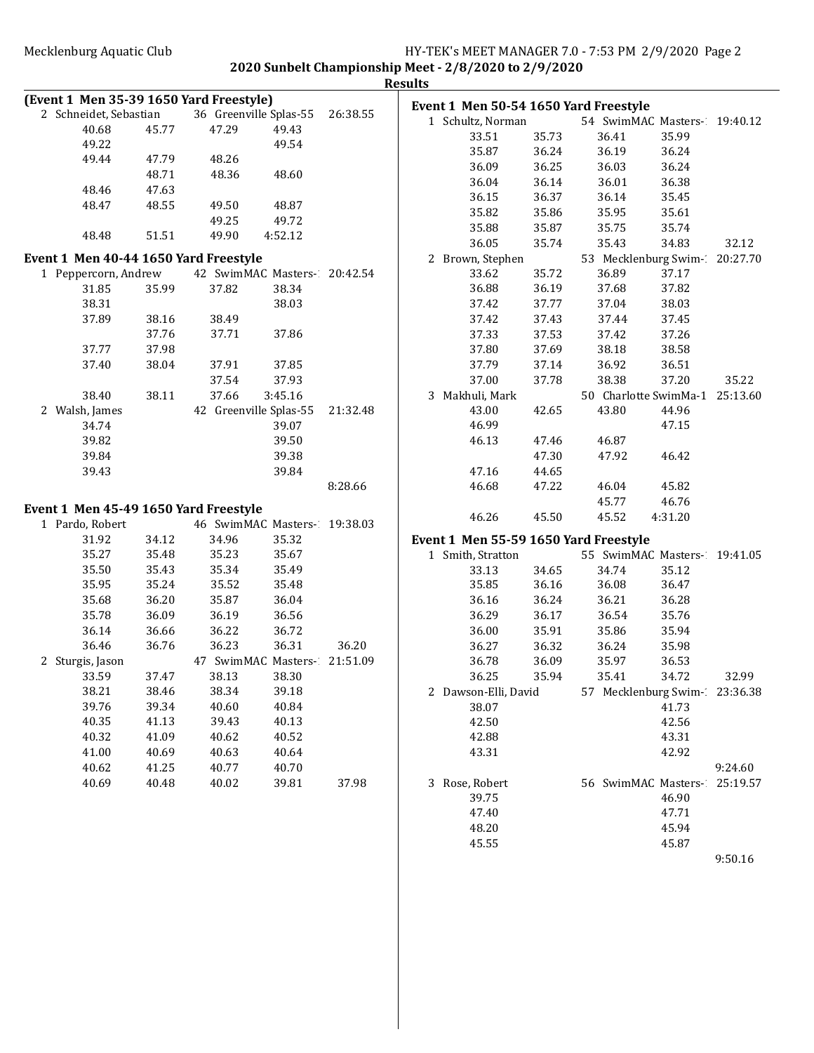## 2020 Sunbelt Championship Meet - 2/8/2020 to 2/9/2020

### Results

**(Event 1 Men 35-39 1650 Yard Freestyle)**

2 Schneidet, Sebastian — 36 Greenville Splas-55 — 26:38.55

| | | | | |
|---|---|---|---|---|
| 40.68 | 45.77 | 47.29 | 49.43 | |
| 49.22 | | | 49.54 | |
| 49.44 | 47.79 | 48.26 | | |
| | 48.71 | 48.36 | 48.60 | |
| 48.46 | 47.63 | | | |
| 48.47 | 48.55 | 49.50 | 48.87 | |
| | | 49.25 | 49.72 | |
| 48.48 | 51.51 | 49.90 | 4:52.12 | |

### Event 1 Men 40-44 1650 Yard Freestyle

1 Peppercorn, Andrew — 42 SwimMAC Masters-1 — 20:42.54

| | | | | |
|---|---|---|---|---|
| 31.85 | 35.99 | 37.82 | 38.34 | |
| 38.31 | | | 38.03 | |
| 37.89 | 38.16 | 38.49 | | |
| | 37.76 | 37.71 | 37.86 | |
| 37.77 | 37.98 | | | |
| 37.40 | 38.04 | 37.91 | 37.85 | |
| | | 37.54 | 37.93 | |
| 38.40 | 38.11 | 37.66 | 3:45.16 | |

2 Walsh, James — 42 Greenville Splas-55 — 21:32.48

| | | | | |
|---|---|---|---|---|
| 34.74 | | | 39.07 | |
| 39.82 | | | 39.50 | |
| 39.84 | | | 39.38 | |
| 39.43 | | | 39.84 | |
| | | | | 8:28.66 |

### Event 1 Men 45-49 1650 Yard Freestyle

1 Pardo, Robert — 46 SwimMAC Masters-1 — 19:38.03

| | | | | |
|---|---|---|---|---|
| 31.92 | 34.12 | 34.96 | 35.32 | |
| 35.27 | 35.48 | 35.23 | 35.67 | |
| 35.50 | 35.43 | 35.34 | 35.49 | |
| 35.95 | 35.24 | 35.52 | 35.48 | |
| 35.68 | 36.20 | 35.87 | 36.04 | |
| 35.78 | 36.09 | 36.19 | 36.56 | |
| 36.14 | 36.66 | 36.22 | 36.72 | |
| 36.46 | 36.76 | 36.23 | 36.31 | 36.20 |

2 Sturgis, Jason — 47 SwimMAC Masters-1 — 21:51.09

| | | | | |
|---|---|---|---|---|
| 33.59 | 37.47 | 38.13 | 38.30 | |
| 38.21 | 38.46 | 38.34 | 39.18 | |
| 39.76 | 39.34 | 40.60 | 40.84 | |
| 40.35 | 41.13 | 39.43 | 40.13 | |
| 40.32 | 41.09 | 40.62 | 40.52 | |
| 41.00 | 40.69 | 40.63 | 40.64 | |
| 40.62 | 41.25 | 40.77 | 40.70 | |
| 40.69 | 40.48 | 40.02 | 39.81 | 37.98 |

### Event 1 Men 50-54 1650 Yard Freestyle

1 Schultz, Norman — 54 SwimMAC Masters-1 — 19:40.12

| | | | | |
|---|---|---|---|---|
| 33.51 | 35.73 | 36.41 | 35.99 | |
| 35.87 | 36.24 | 36.19 | 36.24 | |
| 36.09 | 36.25 | 36.03 | 36.24 | |
| 36.04 | 36.14 | 36.01 | 36.38 | |
| 36.15 | 36.37 | 36.14 | 35.45 | |
| 35.82 | 35.86 | 35.95 | 35.61 | |
| 35.88 | 35.87 | 35.75 | 35.74 | |
| 36.05 | 35.74 | 35.43 | 34.83 | 32.12 |

2 Brown, Stephen — 53 Mecklenburg Swim-1 — 20:27.70

| | | | | |
|---|---|---|---|---|
| 33.62 | 35.72 | 36.89 | 37.17 | |
| 36.88 | 36.19 | 37.68 | 37.82 | |
| 37.42 | 37.77 | 37.04 | 38.03 | |
| 37.42 | 37.43 | 37.44 | 37.45 | |
| 37.33 | 37.53 | 37.42 | 37.26 | |
| 37.80 | 37.69 | 38.18 | 38.58 | |
| 37.79 | 37.14 | 36.92 | 36.51 | |
| 37.00 | 37.78 | 38.38 | 37.20 | 35.22 |

3 Makhuli, Mark — 50 Charlotte SwimMa-1 — 25:13.60

| | | | | |
|---|---|---|---|---|
| 43.00 | 42.65 | 43.80 | 44.96 | |
| 46.99 | | | 47.15 | |
| 46.13 | 47.46 | 46.87 | | |
| | 47.30 | 47.92 | 46.42 | |
| 47.16 | 44.65 | | | |
| 46.68 | 47.22 | 46.04 | 45.82 | |
| | | 45.77 | 46.76 | |
| 46.26 | 45.50 | 45.52 | 4:31.20 | |

### Event 1 Men 55-59 1650 Yard Freestyle

1 Smith, Stratton — 55 SwimMAC Masters-1 — 19:41.05

| | | | | |
|---|---|---|---|---|
| 33.13 | 34.65 | 34.74 | 35.12 | |
| 35.85 | 36.16 | 36.08 | 36.47 | |
| 36.16 | 36.24 | 36.21 | 36.28 | |
| 36.29 | 36.17 | 36.54 | 35.76 | |
| 36.00 | 35.91 | 35.86 | 35.94 | |
| 36.27 | 36.32 | 36.24 | 35.98 | |
| 36.78 | 36.09 | 35.97 | 36.53 | |
| 36.25 | 35.94 | 35.41 | 34.72 | 32.99 |

2 Dawson-Elli, David — 57 Mecklenburg Swim-1 — 23:36.38

| | | | | |
|---|---|---|---|---|
| 38.07 | | | 41.73 | |
| 42.50 | | | 42.56 | |
| 42.88 | | | 43.31 | |
| 43.31 | | | 42.92 | |
| | | | | 9:24.60 |

3 Rose, Robert — 56 SwimMAC Masters-1 — 25:19.57

| | | | | |
|---|---|---|---|---|
| 39.75 | | | 46.90 | |
| 47.40 | | | 47.71 | |
| 48.20 | | | 45.94 | |
| 45.55 | | | 45.87 | |
| | | | | 9:50.16 |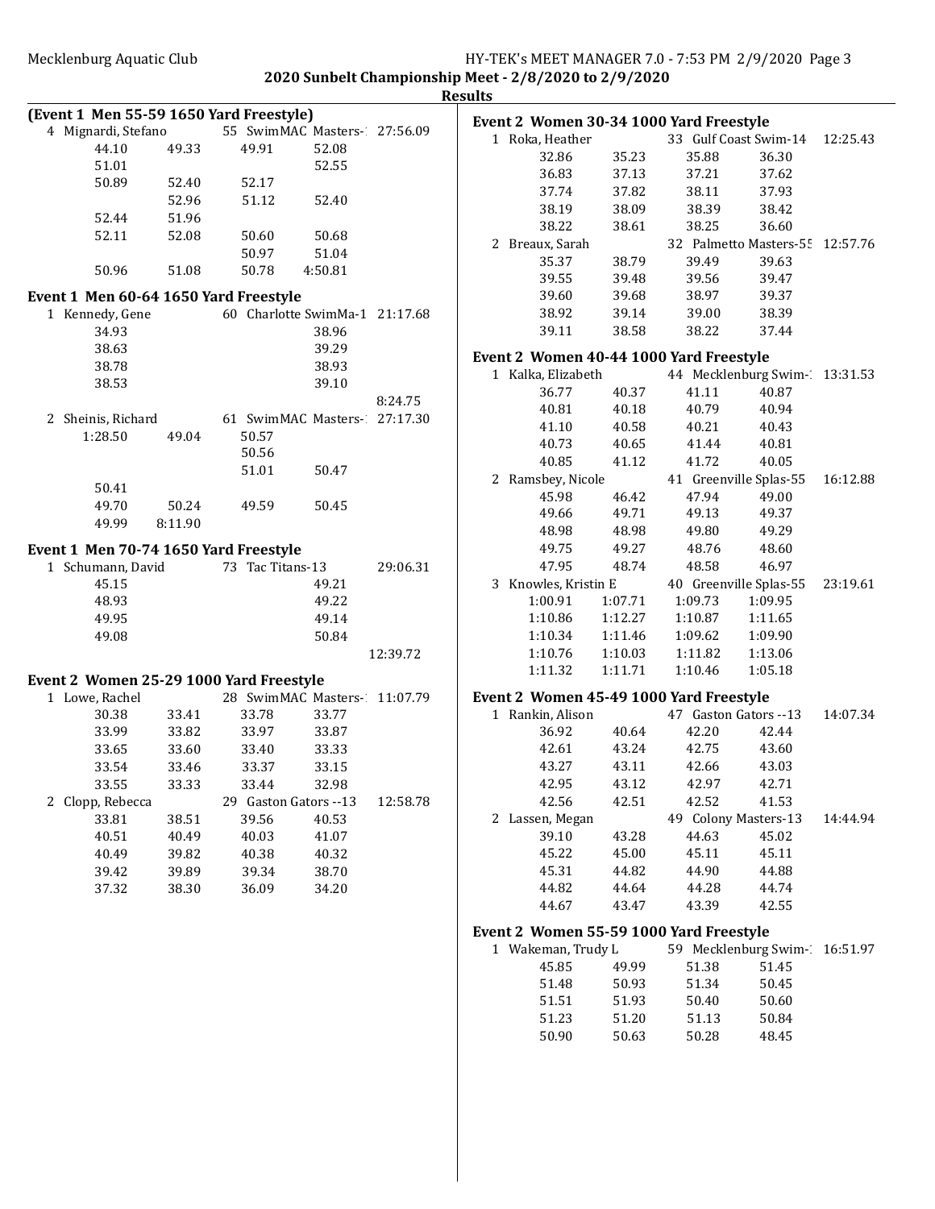## 2020 Sunbelt Championship Meet - 2/8/2020 to 2/9/2020

### Results

**(Event 1 Men 55-59 1650 Yard Freestyle)**

4 Mignardi, Stefano — 55 SwimMAC Masters-1 — 27:56.09

| | | | |
|---|---|---|---|
| 44.10 | 49.33 | 49.91 | 52.08 |
| 51.01 | | | 52.55 |
| 50.89 | 52.40 | 52.17 | |
| | 52.96 | 51.12 | 52.40 |
| 52.44 | 51.96 | | |
| 52.11 | 52.08 | 50.60 | 50.68 |
| | | 50.97 | 51.04 |
| 50.96 | 51.08 | 50.78 | 4:50.81 |

**Event 1 Men 60-64 1650 Yard Freestyle**

1 Kennedy, Gene — 60 Charlotte SwimMa-1 — 21:17.68

| | | | | |
|---|---|---|---|---|
| 34.93 | | | 38.96 | |
| 38.63 | | | 39.29 | |
| 38.78 | | | 38.93 | |
| 38.53 | | | 39.10 | |
| | | | | 8:24.75 |

2 Sheinis, Richard — 61 SwimMAC Masters-1 — 27:17.30

| | | | |
|---|---|---|---|
| 1:28.50 | 49.04 | 50.57 | |
| | | 50.56 | |
| | | 51.01 | 50.47 |
| 50.41 | | | |
| 49.70 | 50.24 | 49.59 | 50.45 |
| 49.99 | 8:11.90 | | |

**Event 1 Men 70-74 1650 Yard Freestyle**

1 Schumann, David — 73 Tac Titans-13 — 29:06.31

| | | | | |
|---|---|---|---|---|
| 45.15 | | | 49.21 | |
| 48.93 | | | 49.22 | |
| 49.95 | | | 49.14 | |
| 49.08 | | | 50.84 | |
| | | | | 12:39.72 |

**Event 2 Women 25-29 1000 Yard Freestyle**

1 Lowe, Rachel — 28 SwimMAC Masters-1 — 11:07.79

| | | | |
|---|---|---|---|
| 30.38 | 33.41 | 33.78 | 33.77 |
| 33.99 | 33.82 | 33.97 | 33.87 |
| 33.65 | 33.60 | 33.40 | 33.33 |
| 33.54 | 33.46 | 33.37 | 33.15 |
| 33.55 | 33.33 | 33.44 | 32.98 |

2 Clopp, Rebecca — 29 Gaston Gators --13 — 12:58.78

| | | | |
|---|---|---|---|
| 33.81 | 38.51 | 39.56 | 40.53 |
| 40.51 | 40.49 | 40.03 | 41.07 |
| 40.49 | 39.82 | 40.38 | 40.32 |
| 39.42 | 39.89 | 39.34 | 38.70 |
| 37.32 | 38.30 | 36.09 | 34.20 |

**Event 2 Women 30-34 1000 Yard Freestyle**

1 Roka, Heather — 33 Gulf Coast Swim-14 — 12:25.43

| | | | |
|---|---|---|---|
| 32.86 | 35.23 | 35.88 | 36.30 |
| 36.83 | 37.13 | 37.21 | 37.62 |
| 37.74 | 37.82 | 38.11 | 37.93 |
| 38.19 | 38.09 | 38.39 | 38.42 |
| 38.22 | 38.61 | 38.25 | 36.60 |

2 Breaux, Sarah — 32 Palmetto Masters-55 — 12:57.76

| | | | |
|---|---|---|---|
| 35.37 | 38.79 | 39.49 | 39.63 |
| 39.55 | 39.48 | 39.56 | 39.47 |
| 39.60 | 39.68 | 38.97 | 39.37 |
| 38.92 | 39.14 | 39.00 | 38.39 |
| 39.11 | 38.58 | 38.22 | 37.44 |

**Event 2 Women 40-44 1000 Yard Freestyle**

1 Kalka, Elizabeth — 44 Mecklenburg Swim-1 — 13:31.53

| | | | |
|---|---|---|---|
| 36.77 | 40.37 | 41.11 | 40.87 |
| 40.81 | 40.18 | 40.79 | 40.94 |
| 41.10 | 40.58 | 40.21 | 40.43 |
| 40.73 | 40.65 | 41.44 | 40.81 |
| 40.85 | 41.12 | 41.72 | 40.05 |

2 Ramsbey, Nicole — 41 Greenville Splas-55 — 16:12.88

| | | | |
|---|---|---|---|
| 45.98 | 46.42 | 47.94 | 49.00 |
| 49.66 | 49.71 | 49.13 | 49.37 |
| 48.98 | 48.98 | 49.80 | 49.29 |
| 49.75 | 49.27 | 48.76 | 48.60 |
| 47.95 | 48.74 | 48.58 | 46.97 |

3 Knowles, Kristin E — 40 Greenville Splas-55 — 23:19.61

| | | | |
|---|---|---|---|
| 1:00.91 | 1:07.71 | 1:09.73 | 1:09.95 |
| 1:10.86 | 1:12.27 | 1:10.87 | 1:11.65 |
| 1:10.34 | 1:11.46 | 1:09.62 | 1:09.90 |
| 1:10.76 | 1:10.03 | 1:11.82 | 1:13.06 |
| 1:11.32 | 1:11.71 | 1:10.46 | 1:05.18 |

**Event 2 Women 45-49 1000 Yard Freestyle**

1 Rankin, Alison — 47 Gaston Gators --13 — 14:07.34

| | | | |
|---|---|---|---|
| 36.92 | 40.64 | 42.20 | 42.44 |
| 42.61 | 43.24 | 42.75 | 43.60 |
| 43.27 | 43.11 | 42.66 | 43.03 |
| 42.95 | 43.12 | 42.97 | 42.71 |
| 42.56 | 42.51 | 42.52 | 41.53 |

2 Lassen, Megan — 49 Colony Masters-13 — 14:44.94

| | | | |
|---|---|---|---|
| 39.10 | 43.28 | 44.63 | 45.02 |
| 45.22 | 45.00 | 45.11 | 45.11 |
| 45.31 | 44.82 | 44.90 | 44.88 |
| 44.82 | 44.64 | 44.28 | 44.74 |
| 44.67 | 43.47 | 43.39 | 42.55 |

**Event 2 Women 55-59 1000 Yard Freestyle**

1 Wakeman, Trudy L — 59 Mecklenburg Swim-1 — 16:51.97

| | | | |
|---|---|---|---|
| 45.85 | 49.99 | 51.38 | 51.45 |
| 51.48 | 50.93 | 51.34 | 50.45 |
| 51.51 | 51.93 | 50.40 | 50.60 |
| 51.23 | 51.20 | 51.13 | 50.84 |
| 50.90 | 50.63 | 50.28 | 48.45 |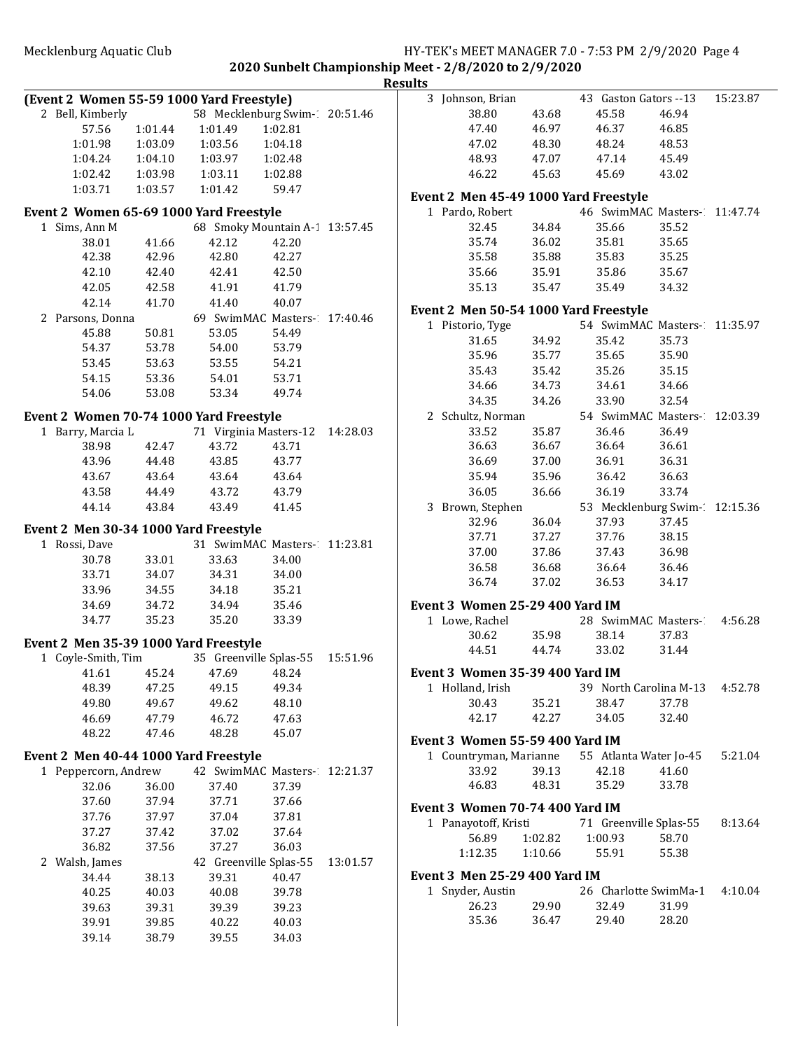## Results

### (Event 2 Women 55-59 1000 Yard Freestyle)

2 Bell, Kimberly — 58 Mecklenburg Swim-1 — 20:51.46

| | | | |
|---|---|---|---|
| 57.56 | 1:01.44 | 1:01.49 | 1:02.81 |
| 1:01.98 | 1:03.09 | 1:03.56 | 1:04.18 |
| 1:04.24 | 1:04.10 | 1:03.97 | 1:02.48 |
| 1:02.42 | 1:03.98 | 1:03.11 | 1:02.88 |
| 1:03.71 | 1:03.57 | 1:01.42 | 59.47 |

### Event 2 Women 65-69 1000 Yard Freestyle

1 Sims, Ann M — 68 Smoky Mountain A-1 — 13:57.45

| | | | |
|---|---|---|---|
| 38.01 | 41.66 | 42.12 | 42.20 |
| 42.38 | 42.96 | 42.80 | 42.27 |
| 42.10 | 42.40 | 42.41 | 42.50 |
| 42.05 | 42.58 | 41.91 | 41.79 |
| 42.14 | 41.70 | 41.40 | 40.07 |

2 Parsons, Donna — 69 SwimMAC Masters-1 — 17:40.46

| | | | |
|---|---|---|---|
| 45.88 | 50.81 | 53.05 | 54.49 |
| 54.37 | 53.78 | 54.00 | 53.79 |
| 53.45 | 53.63 | 53.55 | 54.21 |
| 54.15 | 53.36 | 54.01 | 53.71 |
| 54.06 | 53.08 | 53.34 | 49.74 |

### Event 2 Women 70-74 1000 Yard Freestyle

1 Barry, Marcia L — 71 Virginia Masters-12 — 14:28.03

| | | | |
|---|---|---|---|
| 38.98 | 42.47 | 43.72 | 43.71 |
| 43.96 | 44.48 | 43.85 | 43.77 |
| 43.67 | 43.64 | 43.64 | 43.64 |
| 43.58 | 44.49 | 43.72 | 43.79 |
| 44.14 | 43.84 | 43.49 | 41.45 |

### Event 2 Men 30-34 1000 Yard Freestyle

1 Rossi, Dave — 31 SwimMAC Masters-1 — 11:23.81

| | | | |
|---|---|---|---|
| 30.78 | 33.01 | 33.63 | 34.00 |
| 33.71 | 34.07 | 34.31 | 34.00 |
| 33.96 | 34.55 | 34.18 | 35.21 |
| 34.69 | 34.72 | 34.94 | 35.46 |
| 34.77 | 35.23 | 35.20 | 33.39 |

### Event 2 Men 35-39 1000 Yard Freestyle

1 Coyle-Smith, Tim — 35 Greenville Splas-55 — 15:51.96

| | | | |
|---|---|---|---|
| 41.61 | 45.24 | 47.69 | 48.24 |
| 48.39 | 47.25 | 49.15 | 49.34 |
| 49.80 | 49.67 | 49.62 | 48.10 |
| 46.69 | 47.79 | 46.72 | 47.63 |
| 48.22 | 47.46 | 48.28 | 45.07 |

### Event 2 Men 40-44 1000 Yard Freestyle

1 Peppercorn, Andrew — 42 SwimMAC Masters-1 — 12:21.37

| | | | |
|---|---|---|---|
| 32.06 | 36.00 | 37.40 | 37.39 |
| 37.60 | 37.94 | 37.71 | 37.66 |
| 37.76 | 37.97 | 37.04 | 37.81 |
| 37.27 | 37.42 | 37.02 | 37.64 |
| 36.82 | 37.56 | 37.27 | 36.03 |

2 Walsh, James — 42 Greenville Splas-55 — 13:01.57

| | | | |
|---|---|---|---|
| 34.44 | 38.13 | 39.31 | 40.47 |
| 40.25 | 40.03 | 40.08 | 39.78 |
| 39.63 | 39.31 | 39.39 | 39.23 |
| 39.91 | 39.85 | 40.22 | 40.03 |
| 39.14 | 38.79 | 39.55 | 34.03 |

3 Johnson, Brian — 43 Gaston Gators --13 — 15:23.87

| | | | |
|---|---|---|---|
| 38.80 | 43.68 | 45.58 | 46.94 |
| 47.40 | 46.97 | 46.37 | 46.85 |
| 47.02 | 48.30 | 48.24 | 48.53 |
| 48.93 | 47.07 | 47.14 | 45.49 |
| 46.22 | 45.63 | 45.69 | 43.02 |

### Event 2 Men 45-49 1000 Yard Freestyle

1 Pardo, Robert — 46 SwimMAC Masters-1 — 11:47.74

| | | | |
|---|---|---|---|
| 32.45 | 34.84 | 35.66 | 35.52 |
| 35.74 | 36.02 | 35.81 | 35.65 |
| 35.58 | 35.88 | 35.83 | 35.25 |
| 35.66 | 35.91 | 35.86 | 35.67 |
| 35.13 | 35.47 | 35.49 | 34.32 |

### Event 2 Men 50-54 1000 Yard Freestyle

1 Pistorio, Tyge — 54 SwimMAC Masters-1 — 11:35.97

| | | | |
|---|---|---|---|
| 31.65 | 34.92 | 35.42 | 35.73 |
| 35.96 | 35.77 | 35.65 | 35.90 |
| 35.43 | 35.42 | 35.26 | 35.15 |
| 34.66 | 34.73 | 34.61 | 34.66 |
| 34.35 | 34.26 | 33.90 | 32.54 |

2 Schultz, Norman — 54 SwimMAC Masters-1 — 12:03.39

| | | | |
|---|---|---|---|
| 33.52 | 35.87 | 36.46 | 36.49 |
| 36.63 | 36.67 | 36.64 | 36.61 |
| 36.69 | 37.00 | 36.91 | 36.31 |
| 35.94 | 35.96 | 36.42 | 36.63 |
| 36.05 | 36.66 | 36.19 | 33.74 |

3 Brown, Stephen — 53 Mecklenburg Swim-1 — 12:15.36

| | | | |
|---|---|---|---|
| 32.96 | 36.04 | 37.93 | 37.45 |
| 37.71 | 37.27 | 37.76 | 38.15 |
| 37.00 | 37.86 | 37.43 | 36.98 |
| 36.58 | 36.68 | 36.64 | 36.46 |
| 36.74 | 37.02 | 36.53 | 34.17 |

### Event 3 Women 25-29 400 Yard IM

1 Lowe, Rachel — 28 SwimMAC Masters-1 — 4:56.28

| | | | |
|---|---|---|---|
| 30.62 | 35.98 | 38.14 | 37.83 |
| 44.51 | 44.74 | 33.02 | 31.44 |

### Event 3 Women 35-39 400 Yard IM

1 Holland, Irish — 39 North Carolina M-13 — 4:52.78

| | | | |
|---|---|---|---|
| 30.43 | 35.21 | 38.47 | 37.78 |
| 42.17 | 42.27 | 34.05 | 32.40 |

### Event 3 Women 55-59 400 Yard IM

1 Countryman, Marianne — 55 Atlanta Water Jo-45 — 5:21.04

| | | | |
|---|---|---|---|
| 33.92 | 39.13 | 42.18 | 41.60 |
| 46.83 | 48.31 | 35.29 | 33.78 |

### Event 3 Women 70-74 400 Yard IM

1 Panayotoff, Kristi — 71 Greenville Splas-55 — 8:13.64

| | | | |
|---|---|---|---|
| 56.89 | 1:02.82 | 1:00.93 | 58.70 |
| 1:12.35 | 1:10.66 | 55.91 | 55.38 |

### Event 3 Men 25-29 400 Yard IM

1 Snyder, Austin — 26 Charlotte SwimMa-1 — 4:10.04

| | | | |
|---|---|---|---|
| 26.23 | 29.90 | 32.49 | 31.99 |
| 35.36 | 36.47 | 29.40 | 28.20 |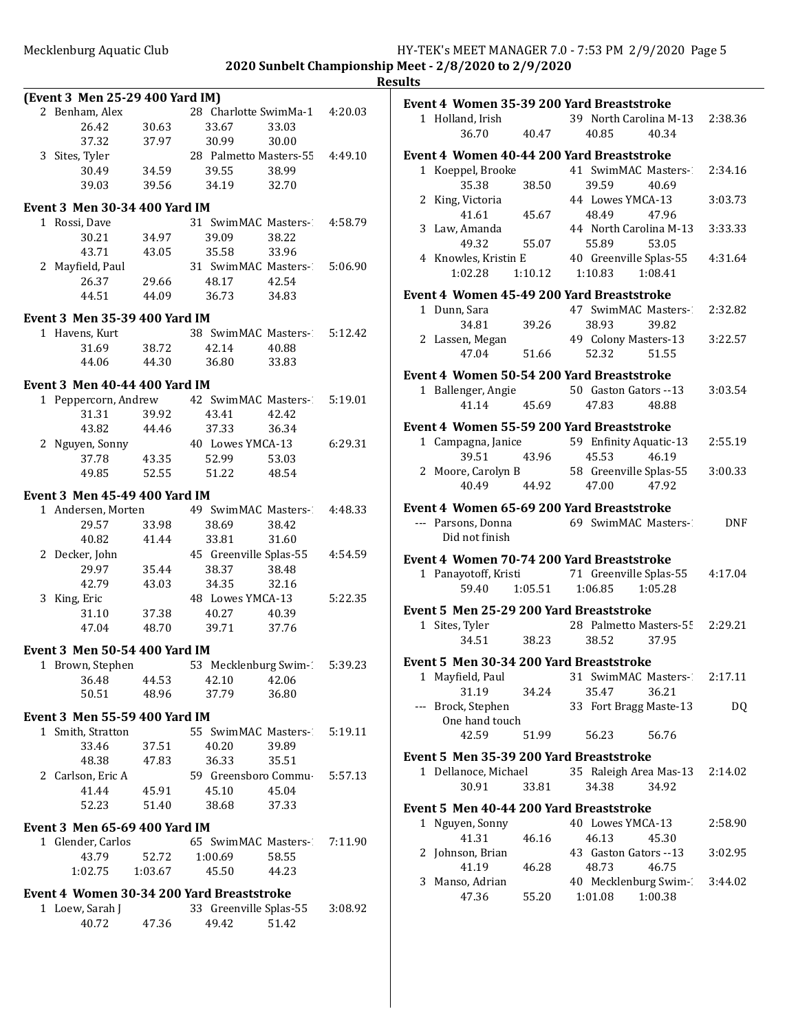**2020 Sunbelt Championship Meet - 2/8/2020 to 2/9/2020**

**Results**

### (Event 3 Men 25-29 400 Yard IM)

2 Benham, Alex — 28 Charlotte SwimMa-1 — 4:20.03
26.42  30.63  33.67  33.03
37.32  37.97  30.99  30.00

3 Sites, Tyler — 28 Palmetto Masters-55 — 4:49.10
30.49  34.59  39.55  38.99
39.03  39.56  34.19  32.70

### Event 3 Men 30-34 400 Yard IM

1 Rossi, Dave — 31 SwimMAC Masters-1 — 4:58.79
30.21  34.97  39.09  38.22
43.71  43.05  35.58  33.96

2 Mayfield, Paul — 31 SwimMAC Masters-1 — 5:06.90
26.37  29.66  48.17  42.54
44.51  44.09  36.73  34.83

### Event 3 Men 35-39 400 Yard IM

1 Havens, Kurt — 38 SwimMAC Masters-1 — 5:12.42
31.69  38.72  42.14  40.88
44.06  44.30  36.80  33.83

### Event 3 Men 40-44 400 Yard IM

1 Peppercorn, Andrew — 42 SwimMAC Masters-1 — 5:19.01
31.31  39.92  43.41  42.42
43.82  44.46  37.33  36.34

2 Nguyen, Sonny — 40 Lowes YMCA-13 — 6:29.31
37.78  43.35  52.99  53.03
49.85  52.55  51.22  48.54

### Event 3 Men 45-49 400 Yard IM

1 Andersen, Morten — 49 SwimMAC Masters-1 — 4:48.33
29.57  33.98  38.69  38.42
40.82  41.44  33.81  31.60

2 Decker, John — 45 Greenville Splas-55 — 4:54.59
29.97  35.44  38.37  38.48
42.79  43.03  34.35  32.16

3 King, Eric — 48 Lowes YMCA-13 — 5:22.35
31.10  37.38  40.27  40.39
47.04  48.70  39.71  37.76

### Event 3 Men 50-54 400 Yard IM

1 Brown, Stephen — 53 Mecklenburg Swim-1 — 5:39.23
36.48  44.53  42.10  42.06
50.51  48.96  37.79  36.80

### Event 3 Men 55-59 400 Yard IM

1 Smith, Stratton — 55 SwimMAC Masters-1 — 5:19.11
33.46  37.51  40.20  39.89
48.38  47.83  36.33  35.51

2 Carlson, Eric A — 59 Greensboro Commu- — 5:57.13
41.44  45.91  45.10  45.04
52.23  51.40  38.68  37.33

### Event 3 Men 65-69 400 Yard IM

1 Glender, Carlos — 65 SwimMAC Masters-1 — 7:11.90
43.79  52.72  1:00.69  58.55
1:02.75  1:03.67  45.50  44.23

### Event 4 Women 30-34 200 Yard Breaststroke

1 Loew, Sarah J — 33 Greenville Splas-55 — 3:08.92
40.72  47.36  49.42  51.42

### Event 4 Women 35-39 200 Yard Breaststroke

1 Holland, Irish — 39 North Carolina M-13 — 2:38.36
36.70  40.47  40.85  40.34

### Event 4 Women 40-44 200 Yard Breaststroke

1 Koeppel, Brooke — 41 SwimMAC Masters-1 — 2:34.16
35.38  38.50  39.59  40.69

2 King, Victoria — 44 Lowes YMCA-13 — 3:03.73
41.61  45.67  48.49  47.96

3 Law, Amanda — 44 North Carolina M-13 — 3:33.33
49.32  55.07  55.89  53.05

4 Knowles, Kristin E — 40 Greenville Splas-55 — 4:31.64
1:02.28  1:10.12  1:10.83  1:08.41

### Event 4 Women 45-49 200 Yard Breaststroke

1 Dunn, Sara — 47 SwimMAC Masters-1 — 2:32.82
34.81  39.26  38.93  39.82

2 Lassen, Megan — 49 Colony Masters-13 — 3:22.57
47.04  51.66  52.32  51.55

### Event 4 Women 50-54 200 Yard Breaststroke

1 Ballenger, Angie — 50 Gaston Gators --13 — 3:03.54
41.14  45.69  47.83  48.88

### Event 4 Women 55-59 200 Yard Breaststroke

1 Campagna, Janice — 59 Enfinity Aquatic-13 — 2:55.19
39.51  43.96  45.53  46.19

2 Moore, Carolyn B — 58 Greenville Splas-55 — 3:00.33
40.49  44.92  47.00  47.92

### Event 4 Women 65-69 200 Yard Breaststroke

--- Parsons, Donna — 69 SwimMAC Masters-1 — DNF
Did not finish

### Event 4 Women 70-74 200 Yard Breaststroke

1 Panayotoff, Kristi — 71 Greenville Splas-55 — 4:17.04
59.40  1:05.51  1:06.85  1:05.28

### Event 5 Men 25-29 200 Yard Breaststroke

1 Sites, Tyler — 28 Palmetto Masters-55 — 2:29.21
34.51  38.23  38.52  37.95

### Event 5 Men 30-34 200 Yard Breaststroke

1 Mayfield, Paul — 31 SwimMAC Masters-1 — 2:17.11
31.19  34.24  35.47  36.21

--- Brock, Stephen — 33 Fort Bragg Maste-13 — DQ
One hand touch
42.59  51.99  56.23  56.76

### Event 5 Men 35-39 200 Yard Breaststroke

1 Dellanoce, Michael — 35 Raleigh Area Mas-13 — 2:14.02
30.91  33.81  34.38  34.92

### Event 5 Men 40-44 200 Yard Breaststroke

1 Nguyen, Sonny — 40 Lowes YMCA-13 — 2:58.90
41.31  46.16  46.13  45.30

2 Johnson, Brian — 43 Gaston Gators --13 — 3:02.95
41.19  46.28  48.73  46.75

3 Manso, Adrian — 40 Mecklenburg Swim-1 — 3:44.02
47.36  55.20  1:01.08  1:00.38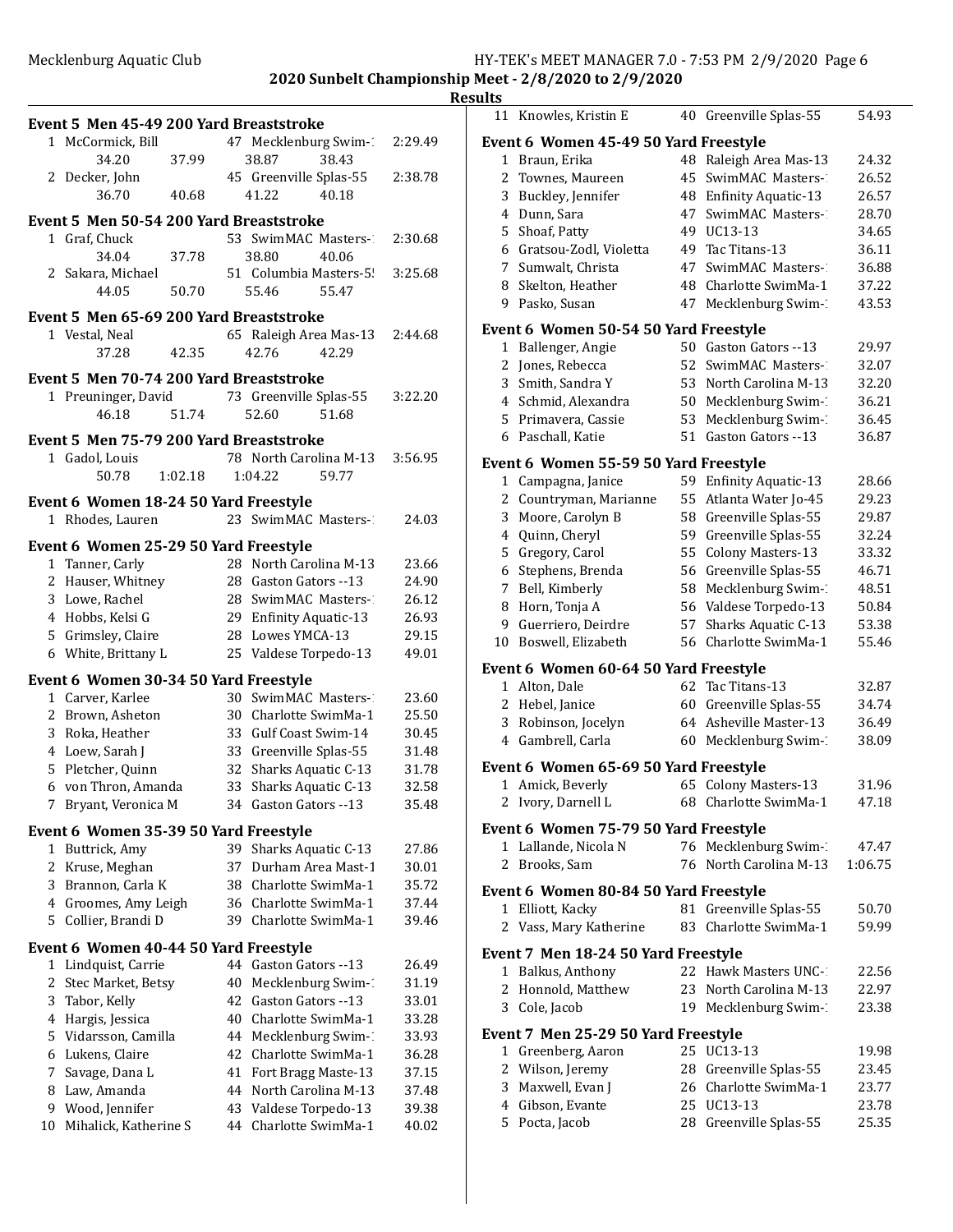## 2020 Sunbelt Championship Meet - 2/8/2020 to 2/9/2020

### Results

### Event 5 Men 45-49 200 Yard Breaststroke

| Place | Name | Age | Team | Time |
|---|---|---|---|---|
| 1 | McCormick, Bill | 47 | Mecklenburg Swim-1 | 2:29.49 |
| | 34.20 / 37.99 / 38.87 / 38.43 | | | |
| 2 | Decker, John | 45 | Greenville Splas-55 | 2:38.78 |
| | 36.70 / 40.68 / 41.22 / 40.18 | | | |

### Event 5 Men 50-54 200 Yard Breaststroke

| Place | Name | Age | Team | Time |
|---|---|---|---|---|
| 1 | Graf, Chuck | 53 | SwimMAC Masters-1 | 2:30.68 |
| | 34.04 / 37.78 / 38.80 / 40.06 | | | |
| 2 | Sakara, Michael | 51 | Columbia Masters-5! | 3:25.68 |
| | 44.05 / 50.70 / 55.46 / 55.47 | | | |

### Event 5 Men 65-69 200 Yard Breaststroke

| Place | Name | Age | Team | Time |
|---|---|---|---|---|
| 1 | Vestal, Neal | 65 | Raleigh Area Mas-13 | 2:44.68 |
| | 37.28 / 42.35 / 42.76 / 42.29 | | | |

### Event 5 Men 70-74 200 Yard Breaststroke

| Place | Name | Age | Team | Time |
|---|---|---|---|---|
| 1 | Preuninger, David | 73 | Greenville Splas-55 | 3:22.20 |
| | 46.18 / 51.74 / 52.60 / 51.68 | | | |

### Event 5 Men 75-79 200 Yard Breaststroke

| Place | Name | Age | Team | Time |
|---|---|---|---|---|
| 1 | Gadol, Louis | 78 | North Carolina M-13 | 3:56.95 |
| | 50.78 / 1:02.18 / 1:04.22 / 59.77 | | | |

### Event 6 Women 18-24 50 Yard Freestyle

| Place | Name | Age | Team | Time |
|---|---|---|---|---|
| 1 | Rhodes, Lauren | 23 | SwimMAC Masters-1 | 24.03 |

### Event 6 Women 25-29 50 Yard Freestyle

| Place | Name | Age | Team | Time |
|---|---|---|---|---|
| 1 | Tanner, Carly | 28 | North Carolina M-13 | 23.66 |
| 2 | Hauser, Whitney | 28 | Gaston Gators --13 | 24.90 |
| 3 | Lowe, Rachel | 28 | SwimMAC Masters-1 | 26.12 |
| 4 | Hobbs, Kelsi G | 29 | Enfinity Aquatic-13 | 26.93 |
| 5 | Grimsley, Claire | 28 | Lowes YMCA-13 | 29.15 |
| 6 | White, Brittany L | 25 | Valdese Torpedo-13 | 49.01 |

### Event 6 Women 30-34 50 Yard Freestyle

| Place | Name | Age | Team | Time |
|---|---|---|---|---|
| 1 | Carver, Karlee | 30 | SwimMAC Masters-1 | 23.60 |
| 2 | Brown, Asheton | 30 | Charlotte SwimMa-1 | 25.50 |
| 3 | Roka, Heather | 33 | Gulf Coast Swim-14 | 30.45 |
| 4 | Loew, Sarah J | 33 | Greenville Splas-55 | 31.48 |
| 5 | Pletcher, Quinn | 32 | Sharks Aquatic C-13 | 31.78 |
| 6 | von Thron, Amanda | 33 | Sharks Aquatic C-13 | 32.58 |
| 7 | Bryant, Veronica M | 34 | Gaston Gators --13 | 35.48 |

### Event 6 Women 35-39 50 Yard Freestyle

| Place | Name | Age | Team | Time |
|---|---|---|---|---|
| 1 | Buttrick, Amy | 39 | Sharks Aquatic C-13 | 27.86 |
| 2 | Kruse, Meghan | 37 | Durham Area Mast-1 | 30.01 |
| 3 | Brannon, Carla K | 38 | Charlotte SwimMa-1 | 35.72 |
| 4 | Groomes, Amy Leigh | 36 | Charlotte SwimMa-1 | 37.44 |
| 5 | Collier, Brandi D | 39 | Charlotte SwimMa-1 | 39.46 |

### Event 6 Women 40-44 50 Yard Freestyle

| Place | Name | Age | Team | Time |
|---|---|---|---|---|
| 1 | Lindquist, Carrie | 44 | Gaston Gators --13 | 26.49 |
| 2 | Stec Market, Betsy | 40 | Mecklenburg Swim-1 | 31.19 |
| 3 | Tabor, Kelly | 42 | Gaston Gators --13 | 33.01 |
| 4 | Hargis, Jessica | 40 | Charlotte SwimMa-1 | 33.28 |
| 5 | Vidarsson, Camilla | 44 | Mecklenburg Swim-1 | 33.93 |
| 6 | Lukens, Claire | 42 | Charlotte SwimMa-1 | 36.28 |
| 7 | Savage, Dana L | 41 | Fort Bragg Maste-13 | 37.15 |
| 8 | Law, Amanda | 44 | North Carolina M-13 | 37.48 |
| 9 | Wood, Jennifer | 43 | Valdese Torpedo-13 | 39.38 |
| 10 | Mihalick, Katherine S | 44 | Charlotte SwimMa-1 | 40.02 |
| 11 | Knowles, Kristin E | 40 | Greenville Splas-55 | 54.93 |

### Event 6 Women 45-49 50 Yard Freestyle

| Place | Name | Age | Team | Time |
|---|---|---|---|---|
| 1 | Braun, Erika | 48 | Raleigh Area Mas-13 | 24.32 |
| 2 | Townes, Maureen | 45 | SwimMAC Masters-1 | 26.52 |
| 3 | Buckley, Jennifer | 48 | Enfinity Aquatic-13 | 26.57 |
| 4 | Dunn, Sara | 47 | SwimMAC Masters-1 | 28.70 |
| 5 | Shoaf, Patty | 49 | UC13-13 | 34.65 |
| 6 | Gratsou-Zodl, Violetta | 49 | Tac Titans-13 | 36.11 |
| 7 | Sumwalt, Christa | 47 | SwimMAC Masters-1 | 36.88 |
| 8 | Skelton, Heather | 48 | Charlotte SwimMa-1 | 37.22 |
| 9 | Pasko, Susan | 47 | Mecklenburg Swim-1 | 43.53 |

### Event 6 Women 50-54 50 Yard Freestyle

| Place | Name | Age | Team | Time |
|---|---|---|---|---|
| 1 | Ballenger, Angie | 50 | Gaston Gators --13 | 29.97 |
| 2 | Jones, Rebecca | 52 | SwimMAC Masters-1 | 32.07 |
| 3 | Smith, Sandra Y | 53 | North Carolina M-13 | 32.20 |
| 4 | Schmid, Alexandra | 50 | Mecklenburg Swim-1 | 36.21 |
| 5 | Primavera, Cassie | 53 | Mecklenburg Swim-1 | 36.45 |
| 6 | Paschall, Katie | 51 | Gaston Gators --13 | 36.87 |

### Event 6 Women 55-59 50 Yard Freestyle

| Place | Name | Age | Team | Time |
|---|---|---|---|---|
| 1 | Campagna, Janice | 59 | Enfinity Aquatic-13 | 28.66 |
| 2 | Countryman, Marianne | 55 | Atlanta Water Jo-45 | 29.23 |
| 3 | Moore, Carolyn B | 58 | Greenville Splas-55 | 29.87 |
| 4 | Quinn, Cheryl | 59 | Greenville Splas-55 | 32.24 |
| 5 | Gregory, Carol | 55 | Colony Masters-13 | 33.32 |
| 6 | Stephens, Brenda | 56 | Greenville Splas-55 | 46.71 |
| 7 | Bell, Kimberly | 58 | Mecklenburg Swim-1 | 48.51 |
| 8 | Horn, Tonja A | 56 | Valdese Torpedo-13 | 50.84 |
| 9 | Guerriero, Deirdre | 57 | Sharks Aquatic C-13 | 53.38 |
| 10 | Boswell, Elizabeth | 56 | Charlotte SwimMa-1 | 55.46 |

### Event 6 Women 60-64 50 Yard Freestyle

| Place | Name | Age | Team | Time |
|---|---|---|---|---|
| 1 | Alton, Dale | 62 | Tac Titans-13 | 32.87 |
| 2 | Hebel, Janice | 60 | Greenville Splas-55 | 34.74 |
| 3 | Robinson, Jocelyn | 64 | Asheville Master-13 | 36.49 |
| 4 | Gambrell, Carla | 60 | Mecklenburg Swim-1 | 38.09 |

### Event 6 Women 65-69 50 Yard Freestyle

| Place | Name | Age | Team | Time |
|---|---|---|---|---|
| 1 | Amick, Beverly | 65 | Colony Masters-13 | 31.96 |
| 2 | Ivory, Darnell L | 68 | Charlotte SwimMa-1 | 47.18 |

### Event 6 Women 75-79 50 Yard Freestyle

| Place | Name | Age | Team | Time |
|---|---|---|---|---|
| 1 | Lallande, Nicola N | 76 | Mecklenburg Swim-1 | 47.47 |
| 2 | Brooks, Sam | 76 | North Carolina M-13 | 1:06.75 |

### Event 6 Women 80-84 50 Yard Freestyle

| Place | Name | Age | Team | Time |
|---|---|---|---|---|
| 1 | Elliott, Kacky | 81 | Greenville Splas-55 | 50.70 |
| 2 | Vass, Mary Katherine | 83 | Charlotte SwimMa-1 | 59.99 |

### Event 7 Men 18-24 50 Yard Freestyle

| Place | Name | Age | Team | Time |
|---|---|---|---|---|
| 1 | Balkus, Anthony | 22 | Hawk Masters UNC-1 | 22.56 |
| 2 | Honnold, Matthew | 23 | North Carolina M-13 | 22.97 |
| 3 | Cole, Jacob | 19 | Mecklenburg Swim-1 | 23.38 |

### Event 7 Men 25-29 50 Yard Freestyle

| Place | Name | Age | Team | Time |
|---|---|---|---|---|
| 1 | Greenberg, Aaron | 25 | UC13-13 | 19.98 |
| 2 | Wilson, Jeremy | 28 | Greenville Splas-55 | 23.45 |
| 3 | Maxwell, Evan J | 26 | Charlotte SwimMa-1 | 23.77 |
| 4 | Gibson, Evante | 25 | UC13-13 | 23.78 |
| 5 | Pocta, Jacob | 28 | Greenville Splas-55 | 25.35 |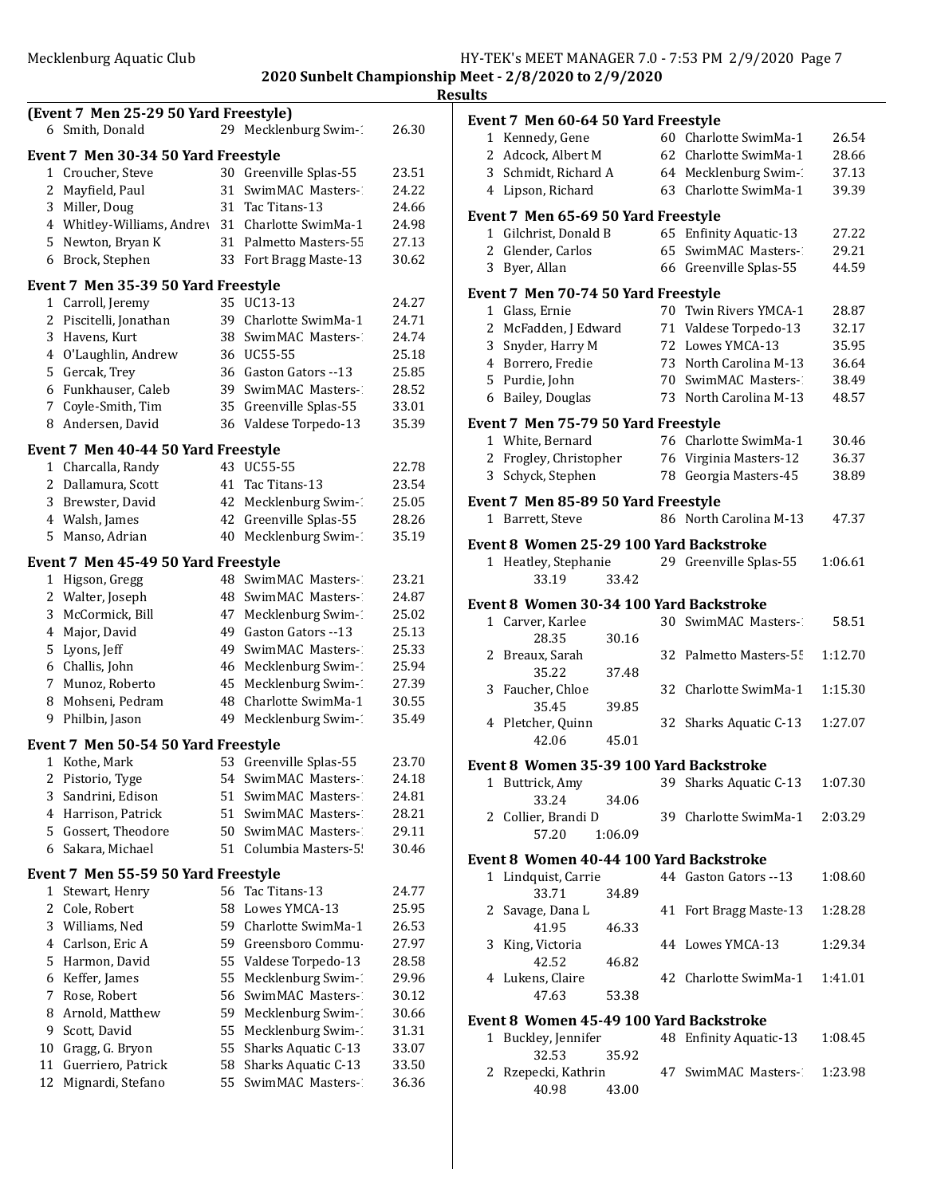## Results

**(Event 7 Men 25-29 50 Yard Freestyle)**

| | Name | Age | Team | Time |
|---|---|---|---|---|
| 6 | Smith, Donald | 29 | Mecklenburg Swim-: | 26.30 |

### Event 7 Men 30-34 50 Yard Freestyle

| | Name | Age | Team | Time |
|---|---|---|---|---|
| 1 | Croucher, Steve | 30 | Greenville Splas-55 | 23.51 |
| 2 | Mayfield, Paul | 31 | SwimMAC Masters-: | 24.22 |
| 3 | Miller, Doug | 31 | Tac Titans-13 | 24.66 |
| 4 | Whitley-Williams, Andrev | 31 | Charlotte SwimMa-1 | 24.98 |
| 5 | Newton, Bryan K | 31 | Palmetto Masters-55 | 27.13 |
| 6 | Brock, Stephen | 33 | Fort Bragg Maste-13 | 30.62 |

### Event 7 Men 35-39 50 Yard Freestyle

| | Name | Age | Team | Time |
|---|---|---|---|---|
| 1 | Carroll, Jeremy | 35 | UC13-13 | 24.27 |
| 2 | Piscitelli, Jonathan | 39 | Charlotte SwimMa-1 | 24.71 |
| 3 | Havens, Kurt | 38 | SwimMAC Masters-: | 24.74 |
| 4 | O'Laughlin, Andrew | 36 | UC55-55 | 25.18 |
| 5 | Gercak, Trey | 36 | Gaston Gators --13 | 25.85 |
| 6 | Funkhauser, Caleb | 39 | SwimMAC Masters-: | 28.52 |
| 7 | Coyle-Smith, Tim | 35 | Greenville Splas-55 | 33.01 |
| 8 | Andersen, David | 36 | Valdese Torpedo-13 | 35.39 |

### Event 7 Men 40-44 50 Yard Freestyle

| | Name | Age | Team | Time |
|---|---|---|---|---|
| 1 | Charcalla, Randy | 43 | UC55-55 | 22.78 |
| 2 | Dallamura, Scott | 41 | Tac Titans-13 | 23.54 |
| 3 | Brewster, David | 42 | Mecklenburg Swim-: | 25.05 |
| 4 | Walsh, James | 42 | Greenville Splas-55 | 28.26 |
| 5 | Manso, Adrian | 40 | Mecklenburg Swim-: | 35.19 |

### Event 7 Men 45-49 50 Yard Freestyle

| | Name | Age | Team | Time |
|---|---|---|---|---|
| 1 | Higson, Gregg | 48 | SwimMAC Masters-: | 23.21 |
| 2 | Walter, Joseph | 48 | SwimMAC Masters-: | 24.87 |
| 3 | McCormick, Bill | 47 | Mecklenburg Swim-: | 25.02 |
| 4 | Major, David | 49 | Gaston Gators --13 | 25.13 |
| 5 | Lyons, Jeff | 49 | SwimMAC Masters-: | 25.33 |
| 6 | Challis, John | 46 | Mecklenburg Swim-: | 25.94 |
| 7 | Munoz, Roberto | 45 | Mecklenburg Swim-: | 27.39 |
| 8 | Mohseni, Pedram | 48 | Charlotte SwimMa-1 | 30.55 |
| 9 | Philbin, Jason | 49 | Mecklenburg Swim-: | 35.49 |

### Event 7 Men 50-54 50 Yard Freestyle

| | Name | Age | Team | Time |
|---|---|---|---|---|
| 1 | Kothe, Mark | 53 | Greenville Splas-55 | 23.70 |
| 2 | Pistorio, Tyge | 54 | SwimMAC Masters-: | 24.18 |
| 3 | Sandrini, Edison | 51 | SwimMAC Masters-: | 24.81 |
| 4 | Harrison, Patrick | 51 | SwimMAC Masters-: | 28.21 |
| 5 | Gossert, Theodore | 50 | SwimMAC Masters-: | 29.11 |
| 6 | Sakara, Michael | 51 | Columbia Masters-5! | 30.46 |

### Event 7 Men 55-59 50 Yard Freestyle

| | Name | Age | Team | Time |
|---|---|---|---|---|
| 1 | Stewart, Henry | 56 | Tac Titans-13 | 24.77 |
| 2 | Cole, Robert | 58 | Lowes YMCA-13 | 25.95 |
| 3 | Williams, Ned | 59 | Charlotte SwimMa-1 | 26.53 |
| 4 | Carlson, Eric A | 59 | Greensboro Commu- | 27.97 |
| 5 | Harmon, David | 55 | Valdese Torpedo-13 | 28.58 |
| 6 | Keffer, James | 55 | Mecklenburg Swim-: | 29.96 |
| 7 | Rose, Robert | 56 | SwimMAC Masters-: | 30.12 |
| 8 | Arnold, Matthew | 59 | Mecklenburg Swim-: | 30.66 |
| 9 | Scott, David | 55 | Mecklenburg Swim-: | 31.31 |
| 10 | Gragg, G. Bryon | 55 | Sharks Aquatic C-13 | 33.07 |
| 11 | Guerriero, Patrick | 58 | Sharks Aquatic C-13 | 33.50 |
| 12 | Mignardi, Stefano | 55 | SwimMAC Masters-: | 36.36 |

### Event 7 Men 60-64 50 Yard Freestyle

| | Name | Age | Team | Time |
|---|---|---|---|---|
| 1 | Kennedy, Gene | 60 | Charlotte SwimMa-1 | 26.54 |
| 2 | Adcock, Albert M | 62 | Charlotte SwimMa-1 | 28.66 |
| 3 | Schmidt, Richard A | 64 | Mecklenburg Swim-: | 37.13 |
| 4 | Lipson, Richard | 63 | Charlotte SwimMa-1 | 39.39 |

### Event 7 Men 65-69 50 Yard Freestyle

| | Name | Age | Team | Time |
|---|---|---|---|---|
| 1 | Gilchrist, Donald B | 65 | Enfinity Aquatic-13 | 27.22 |
| 2 | Glender, Carlos | 65 | SwimMAC Masters-: | 29.21 |
| 3 | Byer, Allan | 66 | Greenville Splas-55 | 44.59 |

### Event 7 Men 70-74 50 Yard Freestyle

| | Name | Age | Team | Time |
|---|---|---|---|---|
| 1 | Glass, Ernie | 70 | Twin Rivers YMCA-1 | 28.87 |
| 2 | McFadden, J Edward | 71 | Valdese Torpedo-13 | 32.17 |
| 3 | Snyder, Harry M | 72 | Lowes YMCA-13 | 35.95 |
| 4 | Borrero, Fredie | 73 | North Carolina M-13 | 36.64 |
| 5 | Purdie, John | 70 | SwimMAC Masters-: | 38.49 |
| 6 | Bailey, Douglas | 73 | North Carolina M-13 | 48.57 |

### Event 7 Men 75-79 50 Yard Freestyle

| | Name | Age | Team | Time |
|---|---|---|---|---|
| 1 | White, Bernard | 76 | Charlotte SwimMa-1 | 30.46 |
| 2 | Frogley, Christopher | 76 | Virginia Masters-12 | 36.37 |
| 3 | Schyck, Stephen | 78 | Georgia Masters-45 | 38.89 |

### Event 7 Men 85-89 50 Yard Freestyle

| | Name | Age | Team | Time |
|---|---|---|---|---|
| 1 | Barrett, Steve | 86 | North Carolina M-13 | 47.37 |

### Event 8 Women 25-29 100 Yard Backstroke

| | Name | Age | Team | Time |
|---|---|---|---|---|
| 1 | Heatley, Stephanie | 29 | Greenville Splas-55 | 1:06.61 |
| | 33.19 | 33.42 | | |

### Event 8 Women 30-34 100 Yard Backstroke

| | Name | Age | Team | Time |
|---|---|---|---|---|
| 1 | Carver, Karlee | 30 | SwimMAC Masters-: | 58.51 |
| | 28.35 | 30.16 | | |
| 2 | Breaux, Sarah | 32 | Palmetto Masters-55 | 1:12.70 |
| | 35.22 | 37.48 | | |
| 3 | Faucher, Chloe | 32 | Charlotte SwimMa-1 | 1:15.30 |
| | 35.45 | 39.85 | | |
| 4 | Pletcher, Quinn | 32 | Sharks Aquatic C-13 | 1:27.07 |
| | 42.06 | 45.01 | | |

### Event 8 Women 35-39 100 Yard Backstroke

| | Name | Age | Team | Time |
|---|---|---|---|---|
| 1 | Buttrick, Amy | 39 | Sharks Aquatic C-13 | 1:07.30 |
| | 33.24 | 34.06 | | |
| 2 | Collier, Brandi D | 39 | Charlotte SwimMa-1 | 2:03.29 |
| | 57.20 | 1:06.09 | | |

### Event 8 Women 40-44 100 Yard Backstroke

| | Name | Age | Team | Time |
|---|---|---|---|---|
| 1 | Lindquist, Carrie | 44 | Gaston Gators --13 | 1:08.60 |
| | 33.71 | 34.89 | | |
| 2 | Savage, Dana L | 41 | Fort Bragg Maste-13 | 1:28.28 |
| | 41.95 | 46.33 | | |
| 3 | King, Victoria | 44 | Lowes YMCA-13 | 1:29.34 |
| | 42.52 | 46.82 | | |
| 4 | Lukens, Claire | 42 | Charlotte SwimMa-1 | 1:41.01 |
| | 47.63 | 53.38 | | |

### Event 8 Women 45-49 100 Yard Backstroke

| | Name | Age | Team | Time |
|---|---|---|---|---|
| 1 | Buckley, Jennifer | 48 | Enfinity Aquatic-13 | 1:08.45 |
| | 32.53 | 35.92 | | |
| 2 | Rzepecki, Kathrin | 47 | SwimMAC Masters-: | 1:23.98 |
| | 40.98 | 43.00 | | |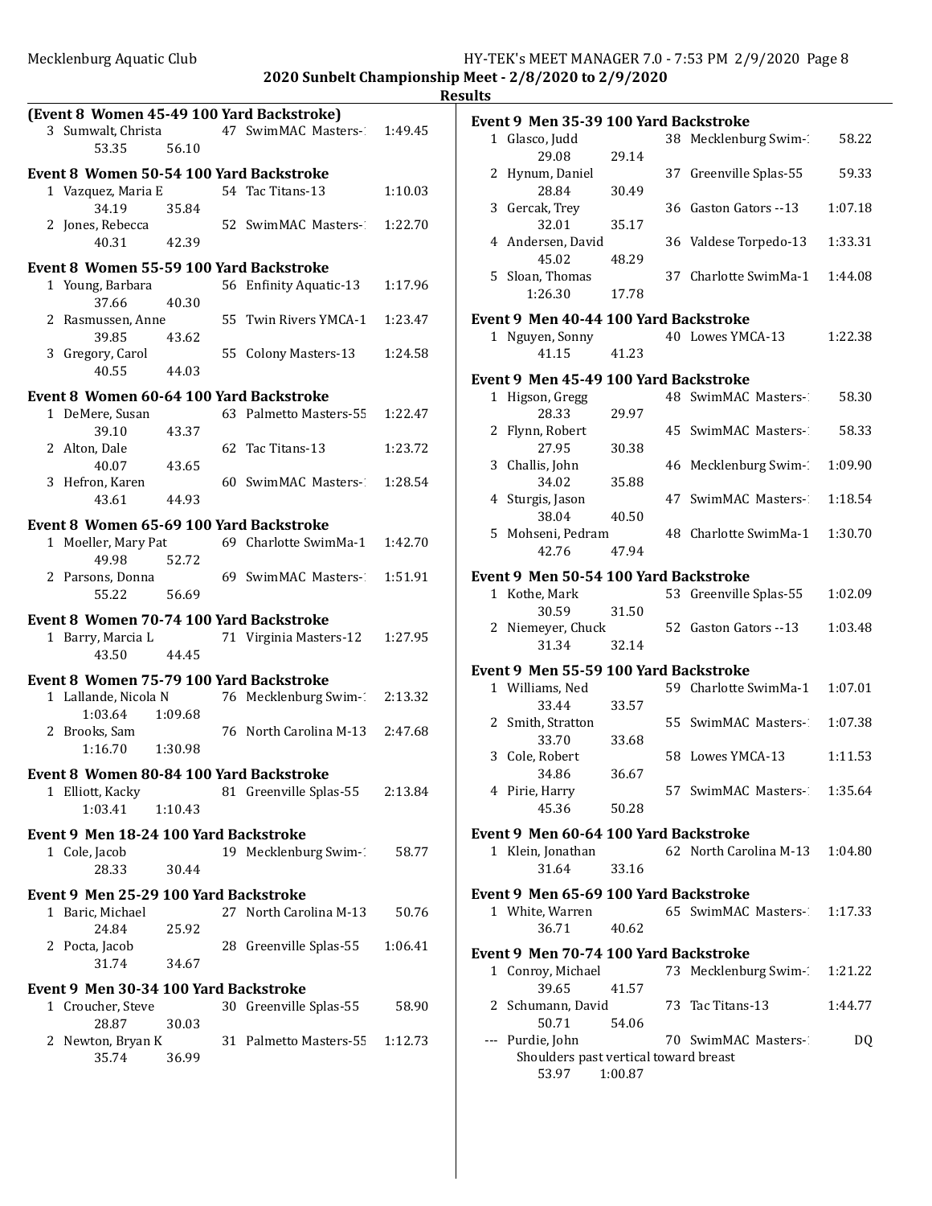**2020 Sunbelt Championship Meet - 2/8/2020 to 2/9/2020**

**Results**

### (Event 8 Women 45-49 100 Yard Backstroke)

| Place | Name | Age | Team | Time |
|---|---|---|---|---|
| 3 | Sumwalt, Christa | 47 | SwimMAC Masters-1 | 1:49.45 |
| | 53.35 56.10 | | | |

### Event 8 Women 50-54 100 Yard Backstroke

| Place | Name | Age | Team | Time |
|---|---|---|---|---|
| 1 | Vazquez, Maria E | 54 | Tac Titans-13 | 1:10.03 |
| | 34.19 35.84 | | | |
| 2 | Jones, Rebecca | 52 | SwimMAC Masters-1 | 1:22.70 |
| | 40.31 42.39 | | | |

### Event 8 Women 55-59 100 Yard Backstroke

| Place | Name | Age | Team | Time |
|---|---|---|---|---|
| 1 | Young, Barbara | 56 | Enfinity Aquatic-13 | 1:17.96 |
| | 37.66 40.30 | | | |
| 2 | Rasmussen, Anne | 55 | Twin Rivers YMCA-1 | 1:23.47 |
| | 39.85 43.62 | | | |
| 3 | Gregory, Carol | 55 | Colony Masters-13 | 1:24.58 |
| | 40.55 44.03 | | | |

### Event 8 Women 60-64 100 Yard Backstroke

| Place | Name | Age | Team | Time |
|---|---|---|---|---|
| 1 | DeMere, Susan | 63 | Palmetto Masters-55 | 1:22.47 |
| | 39.10 43.37 | | | |
| 2 | Alton, Dale | 62 | Tac Titans-13 | 1:23.72 |
| | 40.07 43.65 | | | |
| 3 | Hefron, Karen | 60 | SwimMAC Masters-1 | 1:28.54 |
| | 43.61 44.93 | | | |

### Event 8 Women 65-69 100 Yard Backstroke

| Place | Name | Age | Team | Time |
|---|---|---|---|---|
| 1 | Moeller, Mary Pat | 69 | Charlotte SwimMa-1 | 1:42.70 |
| | 49.98 52.72 | | | |
| 2 | Parsons, Donna | 69 | SwimMAC Masters-1 | 1:51.91 |
| | 55.22 56.69 | | | |

### Event 8 Women 70-74 100 Yard Backstroke

| Place | Name | Age | Team | Time |
|---|---|---|---|---|
| 1 | Barry, Marcia L | 71 | Virginia Masters-12 | 1:27.95 |
| | 43.50 44.45 | | | |

### Event 8 Women 75-79 100 Yard Backstroke

| Place | Name | Age | Team | Time |
|---|---|---|---|---|
| 1 | Lallande, Nicola N | 76 | Mecklenburg Swim-1 | 2:13.32 |
| | 1:03.64 1:09.68 | | | |
| 2 | Brooks, Sam | 76 | North Carolina M-13 | 2:47.68 |
| | 1:16.70 1:30.98 | | | |

### Event 8 Women 80-84 100 Yard Backstroke

| Place | Name | Age | Team | Time |
|---|---|---|---|---|
| 1 | Elliott, Kacky | 81 | Greenville Splas-55 | 2:13.84 |
| | 1:03.41 1:10.43 | | | |

### Event 9 Men 18-24 100 Yard Backstroke

| Place | Name | Age | Team | Time |
|---|---|---|---|---|
| 1 | Cole, Jacob | 19 | Mecklenburg Swim-1 | 58.77 |
| | 28.33 30.44 | | | |

### Event 9 Men 25-29 100 Yard Backstroke

| Place | Name | Age | Team | Time |
|---|---|---|---|---|
| 1 | Baric, Michael | 27 | North Carolina M-13 | 50.76 |
| | 24.84 25.92 | | | |
| 2 | Pocta, Jacob | 28 | Greenville Splas-55 | 1:06.41 |
| | 31.74 34.67 | | | |

### Event 9 Men 30-34 100 Yard Backstroke

| Place | Name | Age | Team | Time |
|---|---|---|---|---|
| 1 | Croucher, Steve | 30 | Greenville Splas-55 | 58.90 |
| | 28.87 30.03 | | | |
| 2 | Newton, Bryan K | 31 | Palmetto Masters-55 | 1:12.73 |
| | 35.74 36.99 | | | |

### Event 9 Men 35-39 100 Yard Backstroke

| Place | Name | Age | Team | Time |
|---|---|---|---|---|
| 1 | Glasco, Judd | 38 | Mecklenburg Swim-1 | 58.22 |
| | 29.08 29.14 | | | |
| 2 | Hynum, Daniel | 37 | Greenville Splas-55 | 59.33 |
| | 28.84 30.49 | | | |
| 3 | Gercak, Trey | 36 | Gaston Gators --13 | 1:07.18 |
| | 32.01 35.17 | | | |
| 4 | Andersen, David | 36 | Valdese Torpedo-13 | 1:33.31 |
| | 45.02 48.29 | | | |
| 5 | Sloan, Thomas | 37 | Charlotte SwimMa-1 | 1:44.08 |
| | 1:26.30 17.78 | | | |

### Event 9 Men 40-44 100 Yard Backstroke

| Place | Name | Age | Team | Time |
|---|---|---|---|---|
| 1 | Nguyen, Sonny | 40 | Lowes YMCA-13 | 1:22.38 |
| | 41.15 41.23 | | | |

### Event 9 Men 45-49 100 Yard Backstroke

| Place | Name | Age | Team | Time |
|---|---|---|---|---|
| 1 | Higson, Gregg | 48 | SwimMAC Masters-1 | 58.30 |
| | 28.33 29.97 | | | |
| 2 | Flynn, Robert | 45 | SwimMAC Masters-1 | 58.33 |
| | 27.95 30.38 | | | |
| 3 | Challis, John | 46 | Mecklenburg Swim-1 | 1:09.90 |
| | 34.02 35.88 | | | |
| 4 | Sturgis, Jason | 47 | SwimMAC Masters-1 | 1:18.54 |
| | 38.04 40.50 | | | |
| 5 | Mohseni, Pedram | 48 | Charlotte SwimMa-1 | 1:30.70 |
| | 42.76 47.94 | | | |

### Event 9 Men 50-54 100 Yard Backstroke

| Place | Name | Age | Team | Time |
|---|---|---|---|---|
| 1 | Kothe, Mark | 53 | Greenville Splas-55 | 1:02.09 |
| | 30.59 31.50 | | | |
| 2 | Niemeyer, Chuck | 52 | Gaston Gators --13 | 1:03.48 |
| | 31.34 32.14 | | | |

### Event 9 Men 55-59 100 Yard Backstroke

| Place | Name | Age | Team | Time |
|---|---|---|---|---|
| 1 | Williams, Ned | 59 | Charlotte SwimMa-1 | 1:07.01 |
| | 33.44 33.57 | | | |
| 2 | Smith, Stratton | 55 | SwimMAC Masters-1 | 1:07.38 |
| | 33.70 33.68 | | | |
| 3 | Cole, Robert | 58 | Lowes YMCA-13 | 1:11.53 |
| | 34.86 36.67 | | | |
| 4 | Pirie, Harry | 57 | SwimMAC Masters-1 | 1:35.64 |
| | 45.36 50.28 | | | |

### Event 9 Men 60-64 100 Yard Backstroke

| Place | Name | Age | Team | Time |
|---|---|---|---|---|
| 1 | Klein, Jonathan | 62 | North Carolina M-13 | 1:04.80 |
| | 31.64 33.16 | | | |

### Event 9 Men 65-69 100 Yard Backstroke

| Place | Name | Age | Team | Time |
|---|---|---|---|---|
| 1 | White, Warren | 65 | SwimMAC Masters-1 | 1:17.33 |
| | 36.71 40.62 | | | |

### Event 9 Men 70-74 100 Yard Backstroke

| Place | Name | Age | Team | Time |
|---|---|---|---|---|
| 1 | Conroy, Michael | 73 | Mecklenburg Swim-1 | 1:21.22 |
| | 39.65 41.57 | | | |
| 2 | Schumann, David | 73 | Tac Titans-13 | 1:44.77 |
| | 50.71 54.06 | | | |
| --- | Purdie, John | 70 | SwimMAC Masters-1 | DQ |
| | Shoulders past vertical toward breast | | | |
| | 53.97 1:00.87 | | | |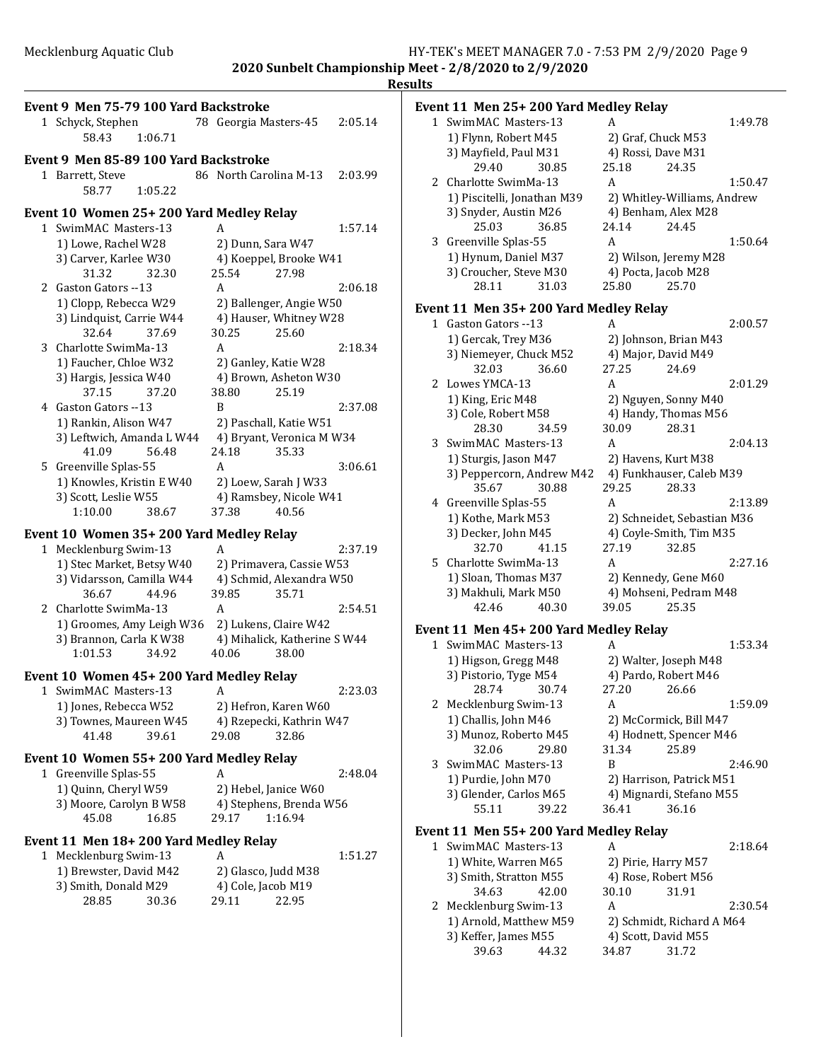## 2020 Sunbelt Championship Meet - 2/8/2020 to 2/9/2020

### Results

**Event 9 Men 75-79 100 Yard Backstroke**

```
  1 Schyck, Stephen          78 Georgia Masters-45    2:05.14
        58.43     1:06.71
```

**Event 9 Men 85-89 100 Yard Backstroke**

```
  1 Barrett, Steve           86 North Carolina M-13   2:03.99
        58.77     1:05.22
```

**Event 10 Women 25+ 200 Yard Medley Relay**

```
  1 SwimMAC Masters-13           A                     1:57.14
     1) Lowe, Rachel W28           2) Dunn, Sara W47
     3) Carver, Karlee W30         4) Koeppel, Brooke W41
        31.32       32.30        25.54       27.98
  2 Gaston Gators --13           A                     2:06.18
     1) Clopp, Rebecca W29         2) Ballenger, Angie W50
     3) Lindquist, Carrie W44      4) Hauser, Whitney W28
        32.64       37.69        30.25       25.60
  3 Charlotte SwimMa-13          A                     2:18.34
     1) Faucher, Chloe W32         2) Ganley, Katie W28
     3) Hargis, Jessica W40        4) Brown, Asheton W30
        37.15       37.20        38.80       25.19
  4 Gaston Gators --13           B                     2:37.08
     1) Rankin, Alison W47         2) Paschall, Katie W51
     3) Leftwich, Amanda L W44     4) Bryant, Veronica M W34
        41.09       56.48        24.18       35.33
  5 Greenville Splas-55          A                     3:06.61
     1) Knowles, Kristin E W40     2) Loew, Sarah J W33
     3) Scott, Leslie W55          4) Ramsbey, Nicole W41
      1:10.00       38.67        37.38       40.56
```

**Event 10 Women 35+ 200 Yard Medley Relay**

```
  1 Mecklenburg Swim-13          A                     2:37.19
     1) Stec Market, Betsy W40     2) Primavera, Cassie W53
     3) Vidarsson, Camilla W44     4) Schmid, Alexandra W50
        36.67       44.96        39.85       35.71
  2 Charlotte SwimMa-13          A                     2:54.51
     1) Groomes, Amy Leigh W36     2) Lukens, Claire W42
     3) Brannon, Carla K W38       4) Mihalick, Katherine S W44
      1:01.53       34.92        40.06       38.00
```

**Event 10 Women 45+ 200 Yard Medley Relay**

```
  1 SwimMAC Masters-13           A                     2:23.03
     1) Jones, Rebecca W52         2) Hefron, Karen W60
     3) Townes, Maureen W45        4) Rzepecki, Kathrin W47
        41.48       39.61        29.08       32.86
```

**Event 10 Women 55+ 200 Yard Medley Relay**

```
  1 Greenville Splas-55          A                     2:48.04
     1) Quinn, Cheryl W59          2) Hebel, Janice W60
     3) Moore, Carolyn B W58       4) Stephens, Brenda W56
        45.08       16.85        29.17     1:16.94
```

**Event 11 Men 18+ 200 Yard Medley Relay**

```
  1 Mecklenburg Swim-13          A                     1:51.27
     1) Brewster, David M42        2) Glasco, Judd M38
     3) Smith, Donald M29          4) Cole, Jacob M19
        28.85       30.36        29.11       22.95
```

**Event 11 Men 25+ 200 Yard Medley Relay**

```
  1 SwimMAC Masters-13           A                     1:49.78
     1) Flynn, Robert M45          2) Graf, Chuck M53
     3) Mayfield, Paul M31         4) Rossi, Dave M31
        29.40       30.85        25.18       24.35
  2 Charlotte SwimMa-13          A                     1:50.47
     1) Piscitelli, Jonathan M39   2) Whitley-Williams, Andrew
     3) Snyder, Austin M26         4) Benham, Alex M28
        25.03       36.85        24.14       24.45
  3 Greenville Splas-55          A                     1:50.64
     1) Hynum, Daniel M37          2) Wilson, Jeremy M28
     3) Croucher, Steve M30        4) Pocta, Jacob M28
        28.11       31.03        25.80       25.70
```

**Event 11 Men 35+ 200 Yard Medley Relay**

```
  1 Gaston Gators --13           A                     2:00.57
     1) Gercak, Trey M36           2) Johnson, Brian M43
     3) Niemeyer, Chuck M52        4) Major, David M49
        32.03       36.60        27.25       24.69
  2 Lowes YMCA-13                A                     2:01.29
     1) King, Eric M48             2) Nguyen, Sonny M40
     3) Cole, Robert M58           4) Handy, Thomas M56
        28.30       34.59        30.09       28.31
  3 SwimMAC Masters-13           A                     2:04.13
     1) Sturgis, Jason M47         2) Havens, Kurt M38
     3) Peppercorn, Andrew M42     4) Funkhauser, Caleb M39
        35.67       30.88        29.25       28.33
  4 Greenville Splas-55          A                     2:13.89
     1) Kothe, Mark M53            2) Schneidet, Sebastian M36
     3) Decker, John M45           4) Coyle-Smith, Tim M35
        32.70       41.15        27.19       32.85
  5 Charlotte SwimMa-13          A                     2:27.16
     1) Sloan, Thomas M37          2) Kennedy, Gene M60
     3) Makhuli, Mark M50          4) Mohseni, Pedram M48
        42.46       40.30        39.05       25.35
```

**Event 11 Men 45+ 200 Yard Medley Relay**

```
  1 SwimMAC Masters-13           A                     1:53.34
     1) Higson, Gregg M48          2) Walter, Joseph M48
     3) Pistorio, Tyge M54         4) Pardo, Robert M46
        28.74       30.74        27.20       26.66
  2 Mecklenburg Swim-13          A                     1:59.09
     1) Challis, John M46          2) McCormick, Bill M47
     3) Munoz, Roberto M45         4) Hodnett, Spencer M46
        32.06       29.80        31.34       25.89
  3 SwimMAC Masters-13           B                     2:46.90
     1) Purdie, John M70           2) Harrison, Patrick M51
     3) Glender, Carlos M65        4) Mignardi, Stefano M55
        55.11       39.22        36.41       36.16
```

**Event 11 Men 55+ 200 Yard Medley Relay**

```
  1 SwimMAC Masters-13           A                     2:18.64
     1) White, Warren M65          2) Pirie, Harry M57
     3) Smith, Stratton M55        4) Rose, Robert M56
        34.63       42.00        30.10       31.91
  2 Mecklenburg Swim-13          A                     2:30.54
     1) Arnold, Matthew M59        2) Schmidt, Richard A M64
     3) Keffer, James M55          4) Scott, David M55
        39.63       44.32        34.87       31.72
```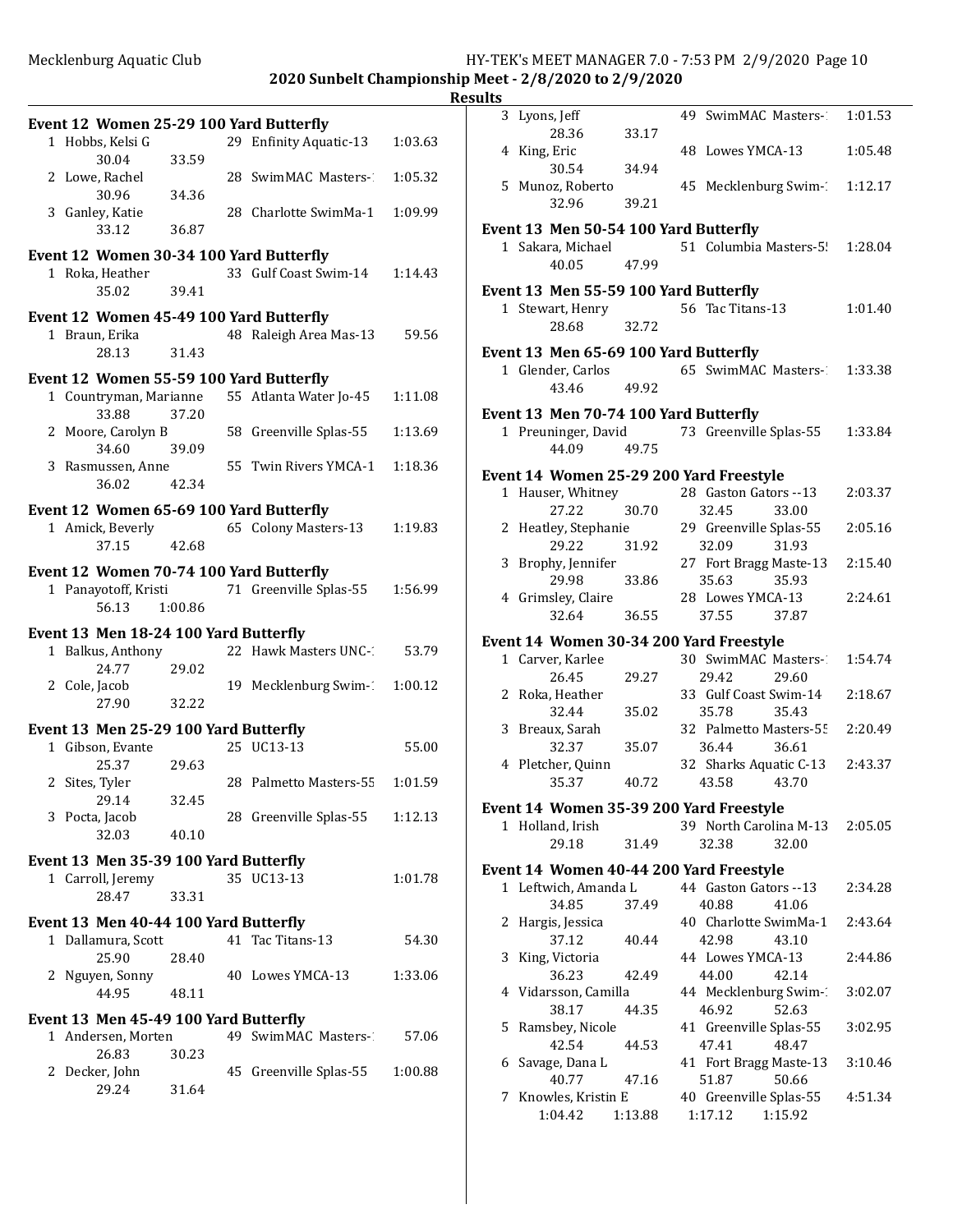## 2020 Sunbelt Championship Meet - 2/8/2020 to 2/9/2020

### Results

**Event 12 Women 25-29 100 Yard Butterfly**

| Place | Name | Age | Team | Finals Time |
|---|---|---|---|---|
| 1 | Hobbs, Kelsi G | 29 | Enfinity Aquatic-13 | 1:03.63 |
| | 30.04 33.59 | | | |
| 2 | Lowe, Rachel | 28 | SwimMAC Masters-1 | 1:05.32 |
| | 30.96 34.36 | | | |
| 3 | Ganley, Katie | 28 | Charlotte SwimMa-1 | 1:09.99 |
| | 33.12 36.87 | | | |

**Event 12 Women 30-34 100 Yard Butterfly**

| Place | Name | Age | Team | Finals Time |
|---|---|---|---|---|
| 1 | Roka, Heather | 33 | Gulf Coast Swim-14 | 1:14.43 |
| | 35.02 39.41 | | | |

**Event 12 Women 45-49 100 Yard Butterfly**

| Place | Name | Age | Team | Finals Time |
|---|---|---|---|---|
| 1 | Braun, Erika | 48 | Raleigh Area Mas-13 | 59.56 |
| | 28.13 31.43 | | | |

**Event 12 Women 55-59 100 Yard Butterfly**

| Place | Name | Age | Team | Finals Time |
|---|---|---|---|---|
| 1 | Countryman, Marianne | 55 | Atlanta Water Jo-45 | 1:11.08 |
| | 33.88 37.20 | | | |
| 2 | Moore, Carolyn B | 58 | Greenville Splas-55 | 1:13.69 |
| | 34.60 39.09 | | | |
| 3 | Rasmussen, Anne | 55 | Twin Rivers YMCA-1 | 1:18.36 |
| | 36.02 42.34 | | | |

**Event 12 Women 65-69 100 Yard Butterfly**

| Place | Name | Age | Team | Finals Time |
|---|---|---|---|---|
| 1 | Amick, Beverly | 65 | Colony Masters-13 | 1:19.83 |
| | 37.15 42.68 | | | |

**Event 12 Women 70-74 100 Yard Butterfly**

| Place | Name | Age | Team | Finals Time |
|---|---|---|---|---|
| 1 | Panayotoff, Kristi | 71 | Greenville Splas-55 | 1:56.99 |
| | 56.13 1:00.86 | | | |

**Event 13 Men 18-24 100 Yard Butterfly**

| Place | Name | Age | Team | Finals Time |
|---|---|---|---|---|
| 1 | Balkus, Anthony | 22 | Hawk Masters UNC-1 | 53.79 |
| | 24.77 29.02 | | | |
| 2 | Cole, Jacob | 19 | Mecklenburg Swim-1 | 1:00.12 |
| | 27.90 32.22 | | | |

**Event 13 Men 25-29 100 Yard Butterfly**

| Place | Name | Age | Team | Finals Time |
|---|---|---|---|---|
| 1 | Gibson, Evante | 25 | UC13-13 | 55.00 |
| | 25.37 29.63 | | | |
| 2 | Sites, Tyler | 28 | Palmetto Masters-55 | 1:01.59 |
| | 29.14 32.45 | | | |
| 3 | Pocta, Jacob | 28 | Greenville Splas-55 | 1:12.13 |
| | 32.03 40.10 | | | |

**Event 13 Men 35-39 100 Yard Butterfly**

| Place | Name | Age | Team | Finals Time |
|---|---|---|---|---|
| 1 | Carroll, Jeremy | 35 | UC13-13 | 1:01.78 |
| | 28.47 33.31 | | | |

**Event 13 Men 40-44 100 Yard Butterfly**

| Place | Name | Age | Team | Finals Time |
|---|---|---|---|---|
| 1 | Dallamura, Scott | 41 | Tac Titans-13 | 54.30 |
| | 25.90 28.40 | | | |
| 2 | Nguyen, Sonny | 40 | Lowes YMCA-13 | 1:33.06 |
| | 44.95 48.11 | | | |

**Event 13 Men 45-49 100 Yard Butterfly**

| Place | Name | Age | Team | Finals Time |
|---|---|---|---|---|
| 1 | Andersen, Morten | 49 | SwimMAC Masters-1 | 57.06 |
| | 26.83 30.23 | | | |
| 2 | Decker, John | 45 | Greenville Splas-55 | 1:00.88 |
| | 29.24 31.64 | | | |
| 3 | Lyons, Jeff | 49 | SwimMAC Masters-1 | 1:01.53 |
| | 28.36 33.17 | | | |
| 4 | King, Eric | 48 | Lowes YMCA-13 | 1:05.48 |
| | 30.54 34.94 | | | |
| 5 | Munoz, Roberto | 45 | Mecklenburg Swim-1 | 1:12.17 |
| | 32.96 39.21 | | | |

**Event 13 Men 50-54 100 Yard Butterfly**

| Place | Name | Age | Team | Finals Time |
|---|---|---|---|---|
| 1 | Sakara, Michael | 51 | Columbia Masters-55 | 1:28.04 |
| | 40.05 47.99 | | | |

**Event 13 Men 55-59 100 Yard Butterfly**

| Place | Name | Age | Team | Finals Time |
|---|---|---|---|---|
| 1 | Stewart, Henry | 56 | Tac Titans-13 | 1:01.40 |
| | 28.68 32.72 | | | |

**Event 13 Men 65-69 100 Yard Butterfly**

| Place | Name | Age | Team | Finals Time |
|---|---|---|---|---|
| 1 | Glender, Carlos | 65 | SwimMAC Masters-1 | 1:33.38 |
| | 43.46 49.92 | | | |

**Event 13 Men 70-74 100 Yard Butterfly**

| Place | Name | Age | Team | Finals Time |
|---|---|---|---|---|
| 1 | Preuninger, David | 73 | Greenville Splas-55 | 1:33.84 |
| | 44.09 49.75 | | | |

**Event 14 Women 25-29 200 Yard Freestyle**

| Place | Name | Age | Team | Finals Time |
|---|---|---|---|---|
| 1 | Hauser, Whitney | 28 | Gaston Gators --13 | 2:03.37 |
| | 27.22 30.70 | | 32.45 33.00 | |
| 2 | Heatley, Stephanie | 29 | Greenville Splas-55 | 2:05.16 |
| | 29.22 31.92 | | 32.09 31.93 | |
| 3 | Brophy, Jennifer | 27 | Fort Bragg Maste-13 | 2:15.40 |
| | 29.98 33.86 | | 35.63 35.93 | |
| 4 | Grimsley, Claire | 28 | Lowes YMCA-13 | 2:24.61 |
| | 32.64 36.55 | | 37.55 37.87 | |

**Event 14 Women 30-34 200 Yard Freestyle**

| Place | Name | Age | Team | Finals Time |
|---|---|---|---|---|
| 1 | Carver, Karlee | 30 | SwimMAC Masters-1 | 1:54.74 |
| | 26.45 29.27 | | 29.42 29.60 | |
| 2 | Roka, Heather | 33 | Gulf Coast Swim-14 | 2:18.67 |
| | 32.44 35.02 | | 35.78 35.43 | |
| 3 | Breaux, Sarah | 32 | Palmetto Masters-55 | 2:20.49 |
| | 32.37 35.07 | | 36.44 36.61 | |
| 4 | Pletcher, Quinn | 32 | Sharks Aquatic C-13 | 2:43.37 |
| | 35.37 40.72 | | 43.58 43.70 | |

**Event 14 Women 35-39 200 Yard Freestyle**

| Place | Name | Age | Team | Finals Time |
|---|---|---|---|---|
| 1 | Holland, Irish | 39 | North Carolina M-13 | 2:05.05 |
| | 29.18 31.49 | | 32.38 32.00 | |

**Event 14 Women 40-44 200 Yard Freestyle**

| Place | Name | Age | Team | Finals Time |
|---|---|---|---|---|
| 1 | Leftwich, Amanda L | 44 | Gaston Gators --13 | 2:34.28 |
| | 34.85 37.49 | | 40.88 41.06 | |
| 2 | Hargis, Jessica | 40 | Charlotte SwimMa-1 | 2:43.64 |
| | 37.12 40.44 | | 42.98 43.10 | |
| 3 | King, Victoria | 44 | Lowes YMCA-13 | 2:44.86 |
| | 36.23 42.49 | | 44.00 42.14 | |
| 4 | Vidarsson, Camilla | 44 | Mecklenburg Swim-1 | 3:02.07 |
| | 38.17 44.35 | | 46.92 52.63 | |
| 5 | Ramsbey, Nicole | 41 | Greenville Splas-55 | 3:02.95 |
| | 42.54 44.53 | | 47.41 48.47 | |
| 6 | Savage, Dana L | 41 | Fort Bragg Maste-13 | 3:10.46 |
| | 40.77 47.16 | | 51.87 50.66 | |
| 7 | Knowles, Kristin E | 40 | Greenville Splas-55 | 4:51.34 |
| | 1:04.42 1:13.88 | | 1:17.12 1:15.92 | |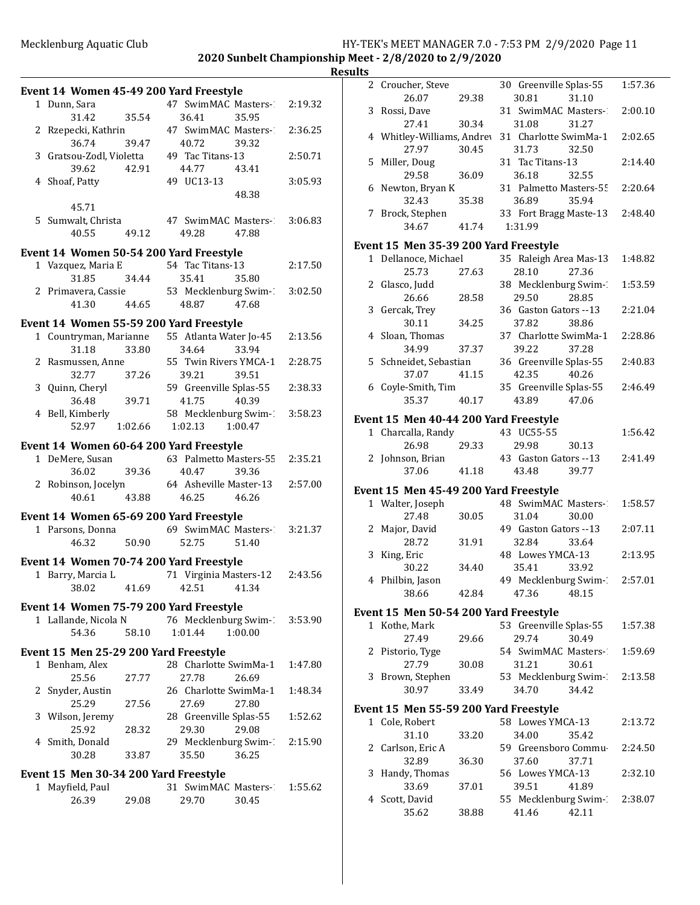## 2020 Sunbelt Championship Meet - 2/8/2020 to 2/9/2020

### Results

**Event 14 Women 45-49 200 Yard Freestyle**

| Place | Name | Age | Team | Time |
|---|---|---|---|---|
| 1 | Dunn, Sara | 47 | SwimMAC Masters-1 | 2:19.32 |
| | 31.42 / 35.54 / 36.41 / 35.95 | | | |
| 2 | Rzepecki, Kathrin | 47 | SwimMAC Masters-1 | 2:36.25 |
| | 36.74 / 39.47 / 40.72 / 39.32 | | | |
| 3 | Gratsou-Zodl, Violetta | 49 | Tac Titans-13 | 2:50.71 |
| | 39.62 / 42.91 / 44.77 / 43.41 | | | |
| 4 | Shoaf, Patty | 49 | UC13-13 | 3:05.93 |
| | 48.38 / 45.71 | | | |
| 5 | Sumwalt, Christa | 47 | SwimMAC Masters-1 | 3:06.83 |
| | 40.55 / 49.12 / 49.28 / 47.88 | | | |

**Event 14 Women 50-54 200 Yard Freestyle**

| Place | Name | Age | Team | Time |
|---|---|---|---|---|
| 1 | Vazquez, Maria E | 54 | Tac Titans-13 | 2:17.50 |
| | 31.85 / 34.44 / 35.41 / 35.80 | | | |
| 2 | Primavera, Cassie | 53 | Mecklenburg Swim-1 | 3:02.50 |
| | 41.30 / 44.65 / 48.87 / 47.68 | | | |

**Event 14 Women 55-59 200 Yard Freestyle**

| Place | Name | Age | Team | Time |
|---|---|---|---|---|
| 1 | Countryman, Marianne | 55 | Atlanta Water Jo-45 | 2:13.56 |
| | 31.18 / 33.80 / 34.64 / 33.94 | | | |
| 2 | Rasmussen, Anne | 55 | Twin Rivers YMCA-1 | 2:28.75 |
| | 32.77 / 37.26 / 39.21 / 39.51 | | | |
| 3 | Quinn, Cheryl | 59 | Greenville Splas-55 | 2:38.33 |
| | 36.48 / 39.71 / 41.75 / 40.39 | | | |
| 4 | Bell, Kimberly | 58 | Mecklenburg Swim-1 | 3:58.23 |
| | 52.97 / 1:02.66 / 1:02.13 / 1:00.47 | | | |

**Event 14 Women 60-64 200 Yard Freestyle**

| Place | Name | Age | Team | Time |
|---|---|---|---|---|
| 1 | DeMere, Susan | 63 | Palmetto Masters-55 | 2:35.21 |
| | 36.02 / 39.36 / 40.47 / 39.36 | | | |
| 2 | Robinson, Jocelyn | 64 | Asheville Master-13 | 2:57.00 |
| | 40.61 / 43.88 / 46.25 / 46.26 | | | |

**Event 14 Women 65-69 200 Yard Freestyle**

| Place | Name | Age | Team | Time |
|---|---|---|---|---|
| 1 | Parsons, Donna | 69 | SwimMAC Masters-1 | 3:21.37 |
| | 46.32 / 50.90 / 52.75 / 51.40 | | | |

**Event 14 Women 70-74 200 Yard Freestyle**

| Place | Name | Age | Team | Time |
|---|---|---|---|---|
| 1 | Barry, Marcia L | 71 | Virginia Masters-12 | 2:43.56 |
| | 38.02 / 41.69 / 42.51 / 41.34 | | | |

**Event 14 Women 75-79 200 Yard Freestyle**

| Place | Name | Age | Team | Time |
|---|---|---|---|---|
| 1 | Lallande, Nicola N | 76 | Mecklenburg Swim-1 | 3:53.90 |
| | 54.36 / 58.10 / 1:01.44 / 1:00.00 | | | |

**Event 15 Men 25-29 200 Yard Freestyle**

| Place | Name | Age | Team | Time |
|---|---|---|---|---|
| 1 | Benham, Alex | 28 | Charlotte SwimMa-1 | 1:47.80 |
| | 25.56 / 27.77 / 27.78 / 26.69 | | | |
| 2 | Snyder, Austin | 26 | Charlotte SwimMa-1 | 1:48.34 |
| | 25.29 / 27.56 / 27.69 / 27.80 | | | |
| 3 | Wilson, Jeremy | 28 | Greenville Splas-55 | 1:52.62 |
| | 25.92 / 28.32 / 29.30 / 29.08 | | | |
| 4 | Smith, Donald | 29 | Mecklenburg Swim-1 | 2:15.90 |
| | 30.28 / 33.87 / 35.50 / 36.25 | | | |

**Event 15 Men 30-34 200 Yard Freestyle**

| Place | Name | Age | Team | Time |
|---|---|---|---|---|
| 1 | Mayfield, Paul | 31 | SwimMAC Masters-1 | 1:55.62 |
| | 26.39 / 29.08 / 29.70 / 30.45 | | | |
| 2 | Croucher, Steve | 30 | Greenville Splas-55 | 1:57.36 |
| | 26.07 / 29.38 / 30.81 / 31.10 | | | |
| 3 | Rossi, Dave | 31 | SwimMAC Masters-1 | 2:00.10 |
| | 27.41 / 30.34 / 31.08 / 31.27 | | | |
| 4 | Whitley-Williams, Andrew | 31 | Charlotte SwimMa-1 | 2:02.65 |
| | 27.97 / 30.45 / 31.73 / 32.50 | | | |
| 5 | Miller, Doug | 31 | Tac Titans-13 | 2:14.40 |
| | 29.58 / 36.09 / 36.18 / 32.55 | | | |
| 6 | Newton, Bryan K | 31 | Palmetto Masters-55 | 2:20.64 |
| | 32.43 / 35.38 / 36.89 / 35.94 | | | |
| 7 | Brock, Stephen | 33 | Fort Bragg Maste-13 | 2:48.40 |
| | 34.67 / 41.74 / 1:31.99 | | | |

**Event 15 Men 35-39 200 Yard Freestyle**

| Place | Name | Age | Team | Time |
|---|---|---|---|---|
| 1 | Dellanoce, Michael | 35 | Raleigh Area Mas-13 | 1:48.82 |
| | 25.73 / 27.63 / 28.10 / 27.36 | | | |
| 2 | Glasco, Judd | 38 | Mecklenburg Swim-1 | 1:53.59 |
| | 26.66 / 28.58 / 29.50 / 28.85 | | | |
| 3 | Gercak, Trey | 36 | Gaston Gators --13 | 2:21.04 |
| | 30.11 / 34.25 / 37.82 / 38.86 | | | |
| 4 | Sloan, Thomas | 37 | Charlotte SwimMa-1 | 2:28.86 |
| | 34.99 / 37.37 / 39.22 / 37.28 | | | |
| 5 | Schneidet, Sebastian | 36 | Greenville Splas-55 | 2:40.83 |
| | 37.07 / 41.15 / 42.35 / 40.26 | | | |
| 6 | Coyle-Smith, Tim | 35 | Greenville Splas-55 | 2:46.49 |
| | 35.37 / 40.17 / 43.89 / 47.06 | | | |

**Event 15 Men 40-44 200 Yard Freestyle**

| Place | Name | Age | Team | Time |
|---|---|---|---|---|
| 1 | Charcalla, Randy | 43 | UC55-55 | 1:56.42 |
| | 26.98 / 29.33 / 29.98 / 30.13 | | | |
| 2 | Johnson, Brian | 43 | Gaston Gators --13 | 2:41.49 |
| | 37.06 / 41.18 / 43.48 / 39.77 | | | |

**Event 15 Men 45-49 200 Yard Freestyle**

| Place | Name | Age | Team | Time |
|---|---|---|---|---|
| 1 | Walter, Joseph | 48 | SwimMAC Masters-1 | 1:58.57 |
| | 27.48 / 30.05 / 31.04 / 30.00 | | | |
| 2 | Major, David | 49 | Gaston Gators --13 | 2:07.11 |
| | 28.72 / 31.91 / 32.84 / 33.64 | | | |
| 3 | King, Eric | 48 | Lowes YMCA-13 | 2:13.95 |
| | 30.22 / 34.40 / 35.41 / 33.92 | | | |
| 4 | Philbin, Jason | 49 | Mecklenburg Swim-1 | 2:57.01 |
| | 38.66 / 42.84 / 47.36 / 48.15 | | | |

**Event 15 Men 50-54 200 Yard Freestyle**

| Place | Name | Age | Team | Time |
|---|---|---|---|---|
| 1 | Kothe, Mark | 53 | Greenville Splas-55 | 1:57.38 |
| | 27.49 / 29.66 / 29.74 / 30.49 | | | |
| 2 | Pistorio, Tyge | 54 | SwimMAC Masters-1 | 1:59.69 |
| | 27.79 / 30.08 / 31.21 / 30.61 | | | |
| 3 | Brown, Stephen | 53 | Mecklenburg Swim-1 | 2:13.58 |
| | 30.97 / 33.49 / 34.70 / 34.42 | | | |

**Event 15 Men 55-59 200 Yard Freestyle**

| Place | Name | Age | Team | Time |
|---|---|---|---|---|
| 1 | Cole, Robert | 58 | Lowes YMCA-13 | 2:13.72 |
| | 31.10 / 33.20 / 34.00 / 35.42 | | | |
| 2 | Carlson, Eric A | 59 | Greensboro Commu- | 2:24.50 |
| | 32.89 / 36.30 / 37.60 / 37.71 | | | |
| 3 | Handy, Thomas | 56 | Lowes YMCA-13 | 2:32.10 |
| | 33.69 / 37.01 / 39.51 / 41.89 | | | |
| 4 | Scott, David | 55 | Mecklenburg Swim-1 | 2:38.07 |
| | 35.62 / 38.88 / 41.46 / 42.11 | | | |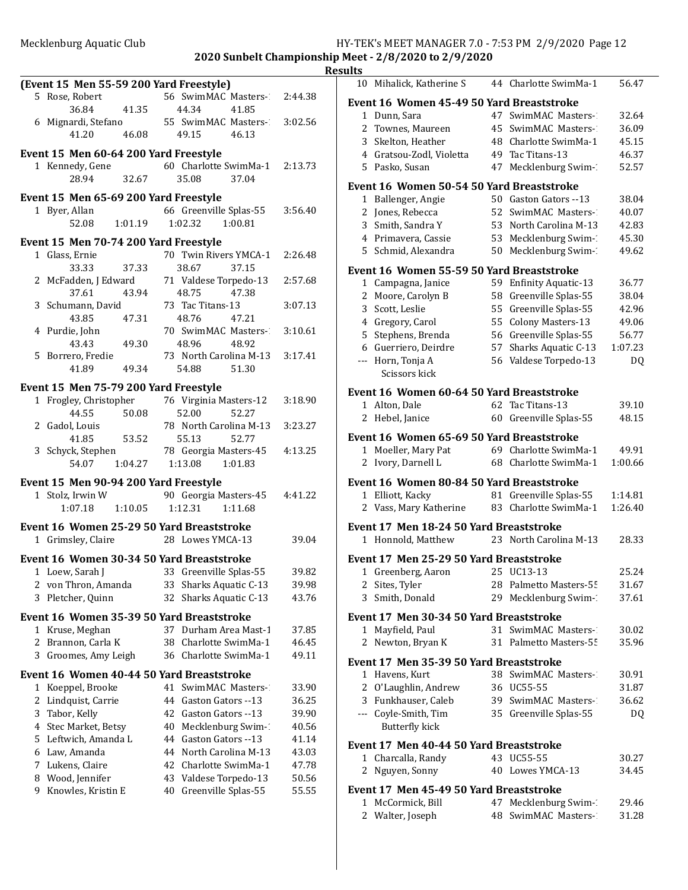**Results**

### (Event 15 Men 55-59 200 Yard Freestyle)

| Place | Name | Age | Team | Time |
|---|---|---|---|---|
| 5 | Rose, Robert | 56 | SwimMAC Masters- | 2:44.38 |
| | 36.84 41.35 44.34 41.85 | | | |
| 6 | Mignardi, Stefano | 55 | SwimMAC Masters- | 3:02.56 |
| | 41.20 46.08 49.15 46.13 | | | |

### Event 15 Men 60-64 200 Yard Freestyle

| Place | Name | Age | Team | Time |
|---|---|---|---|---|
| 1 | Kennedy, Gene | 60 | Charlotte SwimMa-1 | 2:13.73 |
| | 28.94 32.67 35.08 37.04 | | | |

### Event 15 Men 65-69 200 Yard Freestyle

| Place | Name | Age | Team | Time |
|---|---|---|---|---|
| 1 | Byer, Allan | 66 | Greenville Splas-55 | 3:56.40 |
| | 52.08 1:01.19 1:02.32 1:00.81 | | | |

### Event 15 Men 70-74 200 Yard Freestyle

| Place | Name | Age | Team | Time |
|---|---|---|---|---|
| 1 | Glass, Ernie | 70 | Twin Rivers YMCA-1 | 2:26.48 |
| | 33.33 37.33 38.67 37.15 | | | |
| 2 | McFadden, J Edward | 71 | Valdese Torpedo-13 | 2:57.68 |
| | 37.61 43.94 48.75 47.38 | | | |
| 3 | Schumann, David | 73 | Tac Titans-13 | 3:07.13 |
| | 43.85 47.31 48.76 47.21 | | | |
| 4 | Purdie, John | 70 | SwimMAC Masters- | 3:10.61 |
| | 43.43 49.30 48.96 48.92 | | | |
| 5 | Borrero, Fredie | 73 | North Carolina M-13 | 3:17.41 |
| | 41.89 49.34 54.88 51.30 | | | |

### Event 15 Men 75-79 200 Yard Freestyle

| Place | Name | Age | Team | Time |
|---|---|---|---|---|
| 1 | Frogley, Christopher | 76 | Virginia Masters-12 | 3:18.90 |
| | 44.55 50.08 52.00 52.27 | | | |
| 2 | Gadol, Louis | 78 | North Carolina M-13 | 3:23.27 |
| | 41.85 53.52 55.13 52.77 | | | |
| 3 | Schyck, Stephen | 78 | Georgia Masters-45 | 4:13.25 |
| | 54.07 1:04.27 1:13.08 1:01.83 | | | |

### Event 15 Men 90-94 200 Yard Freestyle

| Place | Name | Age | Team | Time |
|---|---|---|---|---|
| 1 | Stolz, Irwin W | 90 | Georgia Masters-45 | 4:41.22 |
| | 1:07.18 1:10.05 1:12.31 1:11.68 | | | |

### Event 16 Women 25-29 50 Yard Breaststroke

| Place | Name | Age | Team | Time |
|---|---|---|---|---|
| 1 | Grimsley, Claire | 28 | Lowes YMCA-13 | 39.04 |

### Event 16 Women 30-34 50 Yard Breaststroke

| Place | Name | Age | Team | Time |
|---|---|---|---|---|
| 1 | Loew, Sarah J | 33 | Greenville Splas-55 | 39.82 |
| 2 | von Thron, Amanda | 33 | Sharks Aquatic C-13 | 39.98 |
| 3 | Pletcher, Quinn | 32 | Sharks Aquatic C-13 | 43.76 |

### Event 16 Women 35-39 50 Yard Breaststroke

| Place | Name | Age | Team | Time |
|---|---|---|---|---|
| 1 | Kruse, Meghan | 37 | Durham Area Mast-1 | 37.85 |
| 2 | Brannon, Carla K | 38 | Charlotte SwimMa-1 | 46.45 |
| 3 | Groomes, Amy Leigh | 36 | Charlotte SwimMa-1 | 49.11 |

### Event 16 Women 40-44 50 Yard Breaststroke

| Place | Name | Age | Team | Time |
|---|---|---|---|---|
| 1 | Koeppel, Brooke | 41 | SwimMAC Masters- | 33.90 |
| 2 | Lindquist, Carrie | 44 | Gaston Gators --13 | 36.25 |
| 3 | Tabor, Kelly | 42 | Gaston Gators --13 | 39.90 |
| 4 | Stec Market, Betsy | 40 | Mecklenburg Swim- | 40.56 |
| 5 | Leftwich, Amanda L | 44 | Gaston Gators --13 | 41.14 |
| 6 | Law, Amanda | 44 | North Carolina M-13 | 43.03 |
| 7 | Lukens, Claire | 42 | Charlotte SwimMa-1 | 47.78 |
| 8 | Wood, Jennifer | 43 | Valdese Torpedo-13 | 50.56 |
| 9 | Knowles, Kristin E | 40 | Greenville Splas-55 | 55.55 |
| 10 | Mihalick, Katherine S | 44 | Charlotte SwimMa-1 | 56.47 |

### Event 16 Women 45-49 50 Yard Breaststroke

| Place | Name | Age | Team | Time |
|---|---|---|---|---|
| 1 | Dunn, Sara | 47 | SwimMAC Masters- | 32.64 |
| 2 | Townes, Maureen | 45 | SwimMAC Masters- | 36.09 |
| 3 | Skelton, Heather | 48 | Charlotte SwimMa-1 | 45.15 |
| 4 | Gratsou-Zodl, Violetta | 49 | Tac Titans-13 | 46.37 |
| 5 | Pasko, Susan | 47 | Mecklenburg Swim- | 52.57 |

### Event 16 Women 50-54 50 Yard Breaststroke

| Place | Name | Age | Team | Time |
|---|---|---|---|---|
| 1 | Ballenger, Angie | 50 | Gaston Gators --13 | 38.04 |
| 2 | Jones, Rebecca | 52 | SwimMAC Masters- | 40.07 |
| 3 | Smith, Sandra Y | 53 | North Carolina M-13 | 42.83 |
| 4 | Primavera, Cassie | 53 | Mecklenburg Swim- | 45.30 |
| 5 | Schmid, Alexandra | 50 | Mecklenburg Swim- | 49.62 |

### Event 16 Women 55-59 50 Yard Breaststroke

| Place | Name | Age | Team | Time |
|---|---|---|---|---|
| 1 | Campagna, Janice | 59 | Enfinity Aquatic-13 | 36.77 |
| 2 | Moore, Carolyn B | 58 | Greenville Splas-55 | 38.04 |
| 3 | Scott, Leslie | 55 | Greenville Splas-55 | 42.96 |
| 4 | Gregory, Carol | 55 | Colony Masters-13 | 49.06 |
| 5 | Stephens, Brenda | 56 | Greenville Splas-55 | 56.77 |
| 6 | Guerriero, Deirdre | 57 | Sharks Aquatic C-13 | 1:07.23 |
| --- | Horn, Tonja A | 56 | Valdese Torpedo-13 | DQ |
| | Scissors kick | | | |

### Event 16 Women 60-64 50 Yard Breaststroke

| Place | Name | Age | Team | Time |
|---|---|---|---|---|
| 1 | Alton, Dale | 62 | Tac Titans-13 | 39.10 |
| 2 | Hebel, Janice | 60 | Greenville Splas-55 | 48.15 |

### Event 16 Women 65-69 50 Yard Breaststroke

| Place | Name | Age | Team | Time |
|---|---|---|---|---|
| 1 | Moeller, Mary Pat | 69 | Charlotte SwimMa-1 | 49.91 |
| 2 | Ivory, Darnell L | 68 | Charlotte SwimMa-1 | 1:00.66 |

### Event 16 Women 80-84 50 Yard Breaststroke

| Place | Name | Age | Team | Time |
|---|---|---|---|---|
| 1 | Elliott, Kacky | 81 | Greenville Splas-55 | 1:14.81 |
| 2 | Vass, Mary Katherine | 83 | Charlotte SwimMa-1 | 1:26.40 |

### Event 17 Men 18-24 50 Yard Breaststroke

| Place | Name | Age | Team | Time |
|---|---|---|---|---|
| 1 | Honnold, Matthew | 23 | North Carolina M-13 | 28.33 |

### Event 17 Men 25-29 50 Yard Breaststroke

| Place | Name | Age | Team | Time |
|---|---|---|---|---|
| 1 | Greenberg, Aaron | 25 | UC13-13 | 25.24 |
| 2 | Sites, Tyler | 28 | Palmetto Masters-55 | 31.67 |
| 3 | Smith, Donald | 29 | Mecklenburg Swim- | 37.61 |

### Event 17 Men 30-34 50 Yard Breaststroke

| Place | Name | Age | Team | Time |
|---|---|---|---|---|
| 1 | Mayfield, Paul | 31 | SwimMAC Masters- | 30.02 |
| 2 | Newton, Bryan K | 31 | Palmetto Masters-55 | 35.96 |

### Event 17 Men 35-39 50 Yard Breaststroke

| Place | Name | Age | Team | Time |
|---|---|---|---|---|
| 1 | Havens, Kurt | 38 | SwimMAC Masters- | 30.91 |
| 2 | O'Laughlin, Andrew | 36 | UC55-55 | 31.87 |
| 3 | Funkhauser, Caleb | 39 | SwimMAC Masters- | 36.62 |
| --- | Coyle-Smith, Tim | 35 | Greenville Splas-55 | DQ |
| | Butterfly kick | | | |

### Event 17 Men 40-44 50 Yard Breaststroke

| Place | Name | Age | Team | Time |
|---|---|---|---|---|
| 1 | Charcalla, Randy | 43 | UC55-55 | 30.27 |
| 2 | Nguyen, Sonny | 40 | Lowes YMCA-13 | 34.45 |

### Event 17 Men 45-49 50 Yard Breaststroke

| Place | Name | Age | Team | Time |
|---|---|---|---|---|
| 1 | McCormick, Bill | 47 | Mecklenburg Swim- | 29.46 |
| 2 | Walter, Joseph | 48 | SwimMAC Masters- | 31.28 |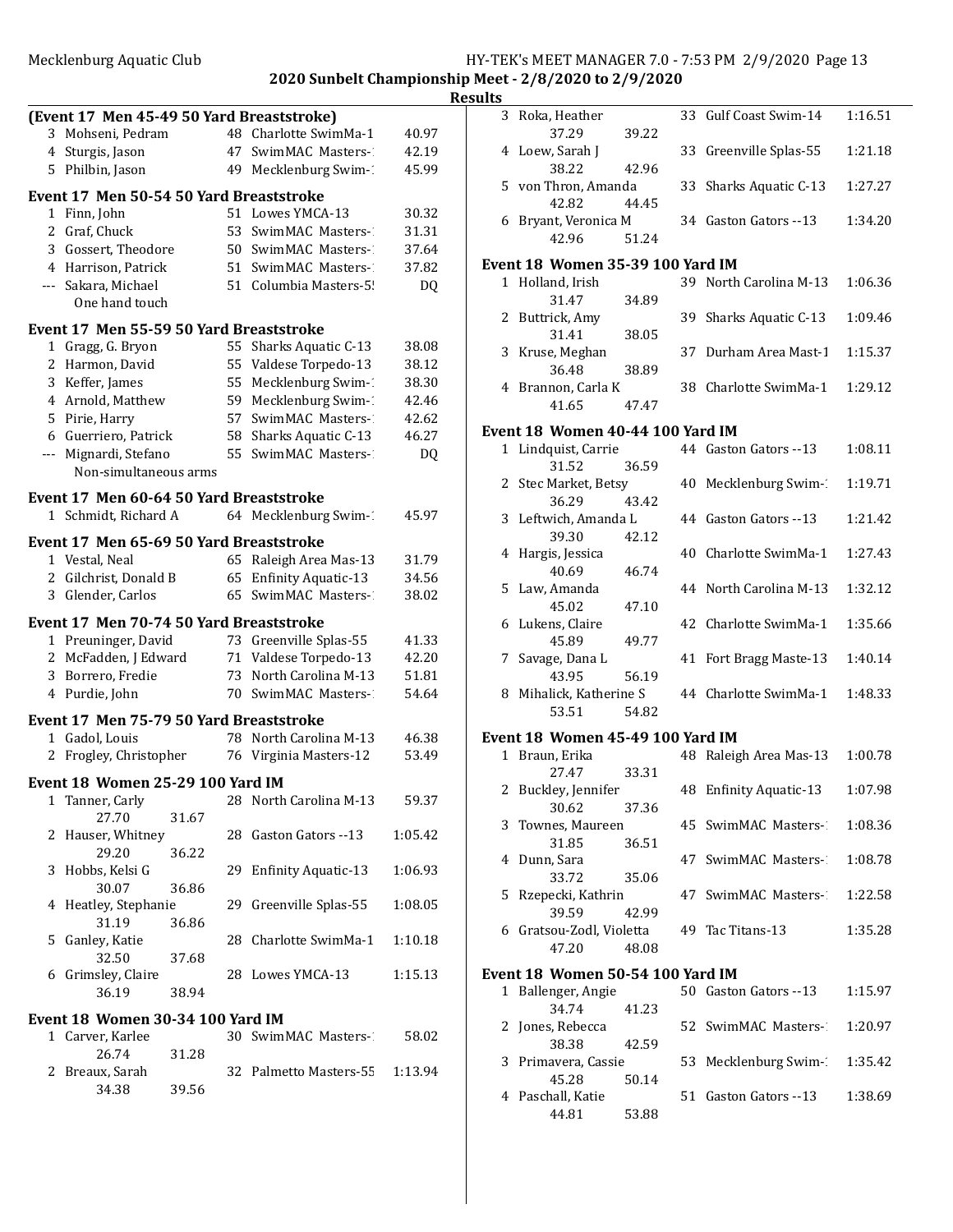**2020 Sunbelt Championship Meet - 2/8/2020 to 2/9/2020**

**Results**

### (Event 17 Men 45-49 50 Yard Breaststroke)

| | Name | Age | Team | Time |
|---|---|---|---|---|
| 3 | Mohseni, Pedram | 48 | Charlotte SwimMa-1 | 40.97 |
| 4 | Sturgis, Jason | 47 | SwimMAC Masters-1 | 42.19 |
| 5 | Philbin, Jason | 49 | Mecklenburg Swim-1 | 45.99 |

### Event 17 Men 50-54 50 Yard Breaststroke

| | Name | Age | Team | Time |
|---|---|---|---|---|
| 1 | Finn, John | 51 | Lowes YMCA-13 | 30.32 |
| 2 | Graf, Chuck | 53 | SwimMAC Masters-1 | 31.31 |
| 3 | Gossert, Theodore | 50 | SwimMAC Masters-1 | 37.64 |
| 4 | Harrison, Patrick | 51 | SwimMAC Masters-1 | 37.82 |
| --- | Sakara, Michael | 51 | Columbia Masters-5! | DQ |
| | One hand touch | | | |

### Event 17 Men 55-59 50 Yard Breaststroke

| | Name | Age | Team | Time |
|---|---|---|---|---|
| 1 | Gragg, G. Bryon | 55 | Sharks Aquatic C-13 | 38.08 |
| 2 | Harmon, David | 55 | Valdese Torpedo-13 | 38.12 |
| 3 | Keffer, James | 55 | Mecklenburg Swim-1 | 38.30 |
| 4 | Arnold, Matthew | 59 | Mecklenburg Swim-1 | 42.46 |
| 5 | Pirie, Harry | 57 | SwimMAC Masters-1 | 42.62 |
| 6 | Guerriero, Patrick | 58 | Sharks Aquatic C-13 | 46.27 |
| --- | Mignardi, Stefano | 55 | SwimMAC Masters-1 | DQ |
| | Non-simultaneous arms | | | |

### Event 17 Men 60-64 50 Yard Breaststroke

| | Name | Age | Team | Time |
|---|---|---|---|---|
| 1 | Schmidt, Richard A | 64 | Mecklenburg Swim-1 | 45.97 |

### Event 17 Men 65-69 50 Yard Breaststroke

| | Name | Age | Team | Time |
|---|---|---|---|---|
| 1 | Vestal, Neal | 65 | Raleigh Area Mas-13 | 31.79 |
| 2 | Gilchrist, Donald B | 65 | Enfinity Aquatic-13 | 34.56 |
| 3 | Glender, Carlos | 65 | SwimMAC Masters-1 | 38.02 |

### Event 17 Men 70-74 50 Yard Breaststroke

| | Name | Age | Team | Time |
|---|---|---|---|---|
| 1 | Preuninger, David | 73 | Greenville Splas-55 | 41.33 |
| 2 | McFadden, J Edward | 71 | Valdese Torpedo-13 | 42.20 |
| 3 | Borrero, Fredie | 73 | North Carolina M-13 | 51.81 |
| 4 | Purdie, John | 70 | SwimMAC Masters-1 | 54.64 |

### Event 17 Men 75-79 50 Yard Breaststroke

| | Name | Age | Team | Time |
|---|---|---|---|---|
| 1 | Gadol, Louis | 78 | North Carolina M-13 | 46.38 |
| 2 | Frogley, Christopher | 76 | Virginia Masters-12 | 53.49 |

### Event 18 Women 25-29 100 Yard IM

| | Name | Age | Team | Time |
|---|---|---|---|---|
| 1 | Tanner, Carly | 28 | North Carolina M-13 | 59.37 |
| | 27.70 31.67 | | | |
| 2 | Hauser, Whitney | 28 | Gaston Gators --13 | 1:05.42 |
| | 29.20 36.22 | | | |
| 3 | Hobbs, Kelsi G | 29 | Enfinity Aquatic-13 | 1:06.93 |
| | 30.07 36.86 | | | |
| 4 | Heatley, Stephanie | 29 | Greenville Splas-55 | 1:08.05 |
| | 31.19 36.86 | | | |
| 5 | Ganley, Katie | 28 | Charlotte SwimMa-1 | 1:10.18 |
| | 32.50 37.68 | | | |
| 6 | Grimsley, Claire | 28 | Lowes YMCA-13 | 1:15.13 |
| | 36.19 38.94 | | | |

### Event 18 Women 30-34 100 Yard IM

| | Name | Age | Team | Time |
|---|---|---|---|---|
| 1 | Carver, Karlee | 30 | SwimMAC Masters-1 | 58.02 |
| | 26.74 31.28 | | | |
| 2 | Breaux, Sarah | 32 | Palmetto Masters-55 | 1:13.94 |
| | 34.38 39.56 | | | |
| 3 | Roka, Heather | 33 | Gulf Coast Swim-14 | 1:16.51 |
| | 37.29 39.22 | | | |
| 4 | Loew, Sarah J | 33 | Greenville Splas-55 | 1:21.18 |
| | 38.22 42.96 | | | |
| 5 | von Thron, Amanda | 33 | Sharks Aquatic C-13 | 1:27.27 |
| | 42.82 44.45 | | | |
| 6 | Bryant, Veronica M | 34 | Gaston Gators --13 | 1:34.20 |
| | 42.96 51.24 | | | |

### Event 18 Women 35-39 100 Yard IM

| | Name | Age | Team | Time |
|---|---|---|---|---|
| 1 | Holland, Irish | 39 | North Carolina M-13 | 1:06.36 |
| | 31.47 34.89 | | | |
| 2 | Buttrick, Amy | 39 | Sharks Aquatic C-13 | 1:09.46 |
| | 31.41 38.05 | | | |
| 3 | Kruse, Meghan | 37 | Durham Area Mast-1 | 1:15.37 |
| | 36.48 38.89 | | | |
| 4 | Brannon, Carla K | 38 | Charlotte SwimMa-1 | 1:29.12 |
| | 41.65 47.47 | | | |

### Event 18 Women 40-44 100 Yard IM

| | Name | Age | Team | Time |
|---|---|---|---|---|
| 1 | Lindquist, Carrie | 44 | Gaston Gators --13 | 1:08.11 |
| | 31.52 36.59 | | | |
| 2 | Stec Market, Betsy | 40 | Mecklenburg Swim-1 | 1:19.71 |
| | 36.29 43.42 | | | |
| 3 | Leftwich, Amanda L | 44 | Gaston Gators --13 | 1:21.42 |
| | 39.30 42.12 | | | |
| 4 | Hargis, Jessica | 40 | Charlotte SwimMa-1 | 1:27.43 |
| | 40.69 46.74 | | | |
| 5 | Law, Amanda | 44 | North Carolina M-13 | 1:32.12 |
| | 45.02 47.10 | | | |
| 6 | Lukens, Claire | 42 | Charlotte SwimMa-1 | 1:35.66 |
| | 45.89 49.77 | | | |
| 7 | Savage, Dana L | 41 | Fort Bragg Maste-13 | 1:40.14 |
| | 43.95 56.19 | | | |
| 8 | Mihalick, Katherine S | 44 | Charlotte SwimMa-1 | 1:48.33 |
| | 53.51 54.82 | | | |

### Event 18 Women 45-49 100 Yard IM

| | Name | Age | Team | Time |
|---|---|---|---|---|
| 1 | Braun, Erika | 48 | Raleigh Area Mas-13 | 1:00.78 |
| | 27.47 33.31 | | | |
| 2 | Buckley, Jennifer | 48 | Enfinity Aquatic-13 | 1:07.98 |
| | 30.62 37.36 | | | |
| 3 | Townes, Maureen | 45 | SwimMAC Masters-1 | 1:08.36 |
| | 31.85 36.51 | | | |
| 4 | Dunn, Sara | 47 | SwimMAC Masters-1 | 1:08.78 |
| | 33.72 35.06 | | | |
| 5 | Rzepecki, Kathrin | 47 | SwimMAC Masters-1 | 1:22.58 |
| | 39.59 42.99 | | | |
| 6 | Gratsou-Zodl, Violetta | 49 | Tac Titans-13 | 1:35.28 |
| | 47.20 48.08 | | | |

### Event 18 Women 50-54 100 Yard IM

| | Name | Age | Team | Time |
|---|---|---|---|---|
| 1 | Ballenger, Angie | 50 | Gaston Gators --13 | 1:15.97 |
| | 34.74 41.23 | | | |
| 2 | Jones, Rebecca | 52 | SwimMAC Masters-1 | 1:20.97 |
| | 38.38 42.59 | | | |
| 3 | Primavera, Cassie | 53 | Mecklenburg Swim-1 | 1:35.42 |
| | 45.28 50.14 | | | |
| 4 | Paschall, Katie | 51 | Gaston Gators --13 | 1:38.69 |
| | 44.81 53.88 | | | |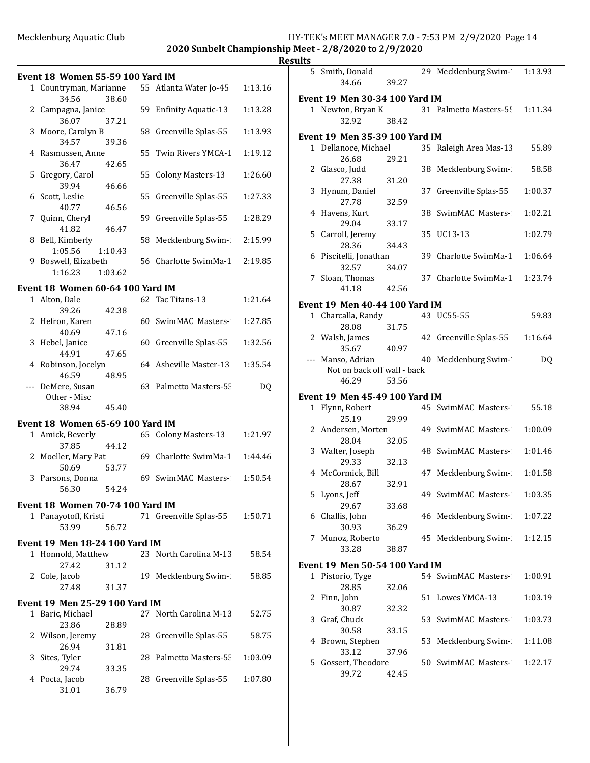## 2020 Sunbelt Championship Meet - 2/8/2020 to 2/9/2020

### Results

**Event 18 Women 55-59 100 Yard IM**

| Place | Name | Age | Team | Time |
|---|---|---|---|---|
| 1 | Countryman, Marianne | 55 | Atlanta Water Jo-45 | 1:13.16 |
| | 34.56 38.60 | | | |
| 2 | Campagna, Janice | 59 | Enfinity Aquatic-13 | 1:13.28 |
| | 36.07 37.21 | | | |
| 3 | Moore, Carolyn B | 58 | Greenville Splas-55 | 1:13.93 |
| | 34.57 39.36 | | | |
| 4 | Rasmussen, Anne | 55 | Twin Rivers YMCA-1 | 1:19.12 |
| | 36.47 42.65 | | | |
| 5 | Gregory, Carol | 55 | Colony Masters-13 | 1:26.60 |
| | 39.94 46.66 | | | |
| 6 | Scott, Leslie | 55 | Greenville Splas-55 | 1:27.33 |
| | 40.77 46.56 | | | |
| 7 | Quinn, Cheryl | 59 | Greenville Splas-55 | 1:28.29 |
| | 41.82 46.47 | | | |
| 8 | Bell, Kimberly | 58 | Mecklenburg Swim-1 | 2:15.99 |
| | 1:05.56 1:10.43 | | | |
| 9 | Boswell, Elizabeth | 56 | Charlotte SwimMa-1 | 2:19.85 |
| | 1:16.23 1:03.62 | | | |

**Event 18 Women 60-64 100 Yard IM**

| Place | Name | Age | Team | Time |
|---|---|---|---|---|
| 1 | Alton, Dale | 62 | Tac Titans-13 | 1:21.64 |
| | 39.26 42.38 | | | |
| 2 | Hefron, Karen | 60 | SwimMAC Masters-1 | 1:27.85 |
| | 40.69 47.16 | | | |
| 3 | Hebel, Janice | 60 | Greenville Splas-55 | 1:32.56 |
| | 44.91 47.65 | | | |
| 4 | Robinson, Jocelyn | 64 | Asheville Master-13 | 1:35.54 |
| | 46.59 48.95 | | | |
| --- | DeMere, Susan | 63 | Palmetto Masters-55 | DQ |
| | Other - Misc | | | |
| | 38.94 45.40 | | | |

**Event 18 Women 65-69 100 Yard IM**

| Place | Name | Age | Team | Time |
|---|---|---|---|---|
| 1 | Amick, Beverly | 65 | Colony Masters-13 | 1:21.97 |
| | 37.85 44.12 | | | |
| 2 | Moeller, Mary Pat | 69 | Charlotte SwimMa-1 | 1:44.46 |
| | 50.69 53.77 | | | |
| 3 | Parsons, Donna | 69 | SwimMAC Masters-1 | 1:50.54 |
| | 56.30 54.24 | | | |

**Event 18 Women 70-74 100 Yard IM**

| Place | Name | Age | Team | Time |
|---|---|---|---|---|
| 1 | Panayotoff, Kristi | 71 | Greenville Splas-55 | 1:50.71 |
| | 53.99 56.72 | | | |

**Event 19 Men 18-24 100 Yard IM**

| Place | Name | Age | Team | Time |
|---|---|---|---|---|
| 1 | Honnold, Matthew | 23 | North Carolina M-13 | 58.54 |
| | 27.42 31.12 | | | |
| 2 | Cole, Jacob | 19 | Mecklenburg Swim-1 | 58.85 |
| | 27.48 31.37 | | | |

**Event 19 Men 25-29 100 Yard IM**

| Place | Name | Age | Team | Time |
|---|---|---|---|---|
| 1 | Baric, Michael | 27 | North Carolina M-13 | 52.75 |
| | 23.86 28.89 | | | |
| 2 | Wilson, Jeremy | 28 | Greenville Splas-55 | 58.75 |
| | 26.94 31.81 | | | |
| 3 | Sites, Tyler | 28 | Palmetto Masters-55 | 1:03.09 |
| | 29.74 33.35 | | | |
| 4 | Pocta, Jacob | 28 | Greenville Splas-55 | 1:07.80 |
| | 31.01 36.79 | | | |
| 5 | Smith, Donald | 29 | Mecklenburg Swim-1 | 1:13.93 |
| | 34.66 39.27 | | | |

**Event 19 Men 30-34 100 Yard IM**

| Place | Name | Age | Team | Time |
|---|---|---|---|---|
| 1 | Newton, Bryan K | 31 | Palmetto Masters-55 | 1:11.34 |
| | 32.92 38.42 | | | |

**Event 19 Men 35-39 100 Yard IM**

| Place | Name | Age | Team | Time |
|---|---|---|---|---|
| 1 | Dellanoce, Michael | 35 | Raleigh Area Mas-13 | 55.89 |
| | 26.68 29.21 | | | |
| 2 | Glasco, Judd | 38 | Mecklenburg Swim-1 | 58.58 |
| | 27.38 31.20 | | | |
| 3 | Hynum, Daniel | 37 | Greenville Splas-55 | 1:00.37 |
| | 27.78 32.59 | | | |
| 4 | Havens, Kurt | 38 | SwimMAC Masters-1 | 1:02.21 |
| | 29.04 33.17 | | | |
| 5 | Carroll, Jeremy | 35 | UC13-13 | 1:02.79 |
| | 28.36 34.43 | | | |
| 6 | Piscitelli, Jonathan | 39 | Charlotte SwimMa-1 | 1:06.64 |
| | 32.57 34.07 | | | |
| 7 | Sloan, Thomas | 37 | Charlotte SwimMa-1 | 1:23.74 |
| | 41.18 42.56 | | | |

**Event 19 Men 40-44 100 Yard IM**

| Place | Name | Age | Team | Time |
|---|---|---|---|---|
| 1 | Charcalla, Randy | 43 | UC55-55 | 59.83 |
| | 28.08 31.75 | | | |
| 2 | Walsh, James | 42 | Greenville Splas-55 | 1:16.64 |
| | 35.67 40.97 | | | |
| --- | Manso, Adrian | 40 | Mecklenburg Swim-1 | DQ |
| | Not on back off wall - back | | | |
| | 46.29 53.56 | | | |

**Event 19 Men 45-49 100 Yard IM**

| Place | Name | Age | Team | Time |
|---|---|---|---|---|
| 1 | Flynn, Robert | 45 | SwimMAC Masters-1 | 55.18 |
| | 25.19 29.99 | | | |
| 2 | Andersen, Morten | 49 | SwimMAC Masters-1 | 1:00.09 |
| | 28.04 32.05 | | | |
| 3 | Walter, Joseph | 48 | SwimMAC Masters-1 | 1:01.46 |
| | 29.33 32.13 | | | |
| 4 | McCormick, Bill | 47 | Mecklenburg Swim-1 | 1:01.58 |
| | 28.67 32.91 | | | |
| 5 | Lyons, Jeff | 49 | SwimMAC Masters-1 | 1:03.35 |
| | 29.67 33.68 | | | |
| 6 | Challis, John | 46 | Mecklenburg Swim-1 | 1:07.22 |
| | 30.93 36.29 | | | |
| 7 | Munoz, Roberto | 45 | Mecklenburg Swim-1 | 1:12.15 |
| | 33.28 38.87 | | | |

**Event 19 Men 50-54 100 Yard IM**

| Place | Name | Age | Team | Time |
|---|---|---|---|---|
| 1 | Pistorio, Tyge | 54 | SwimMAC Masters-1 | 1:00.91 |
| | 28.85 32.06 | | | |
| 2 | Finn, John | 51 | Lowes YMCA-13 | 1:03.19 |
| | 30.87 32.32 | | | |
| 3 | Graf, Chuck | 53 | SwimMAC Masters-1 | 1:03.73 |
| | 30.58 33.15 | | | |
| 4 | Brown, Stephen | 53 | Mecklenburg Swim-1 | 1:11.08 |
| | 33.12 37.96 | | | |
| 5 | Gossert, Theodore | 50 | SwimMAC Masters-1 | 1:22.17 |
| | 39.72 42.45 | | | |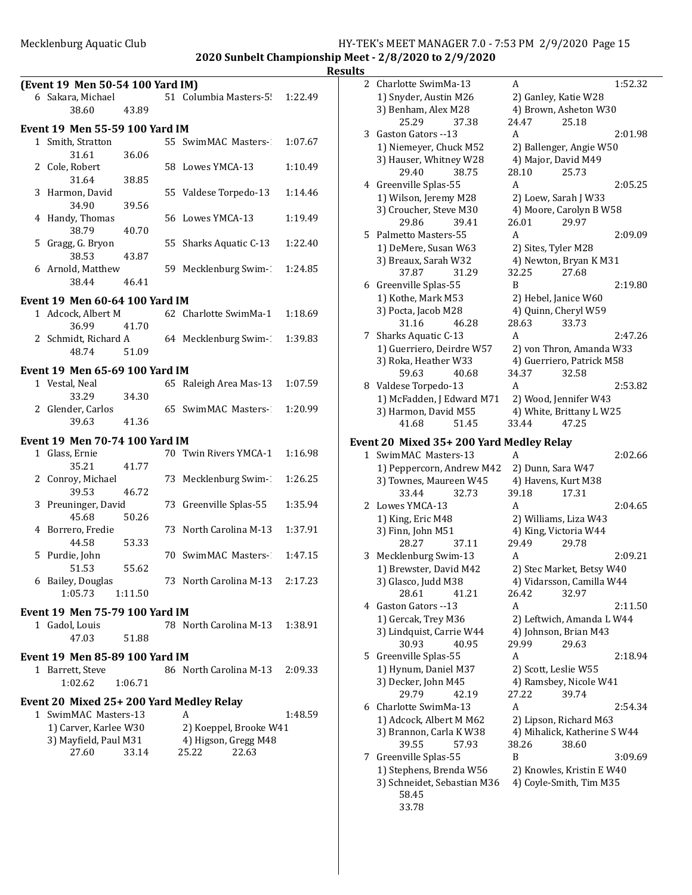2020 Sunbelt Championship Meet - 2/8/2020 to 2/9/2020

Results

**(Event 19 Men 50-54 100 Yard IM)**

| | Name | Age | Team | Time |
|---|---|---|---|---|
| 6 | Sakara, Michael | 51 | Columbia Masters-5! | 1:22.49 |
| | 38.60 43.89 | | | |

**Event 19 Men 55-59 100 Yard IM**

| | Name | Age | Team | Time |
|---|---|---|---|---|
| 1 | Smith, Stratton | 55 | SwimMAC Masters-1 | 1:07.67 |
| | 31.61 36.06 | | | |
| 2 | Cole, Robert | 58 | Lowes YMCA-13 | 1:10.49 |
| | 31.64 38.85 | | | |
| 3 | Harmon, David | 55 | Valdese Torpedo-13 | 1:14.46 |
| | 34.90 39.56 | | | |
| 4 | Handy, Thomas | 56 | Lowes YMCA-13 | 1:19.49 |
| | 38.79 40.70 | | | |
| 5 | Gragg, G. Bryon | 55 | Sharks Aquatic C-13 | 1:22.40 |
| | 38.53 43.87 | | | |
| 6 | Arnold, Matthew | 59 | Mecklenburg Swim-1 | 1:24.85 |
| | 38.44 46.41 | | | |

**Event 19 Men 60-64 100 Yard IM**

| | Name | Age | Team | Time |
|---|---|---|---|---|
| 1 | Adcock, Albert M | 62 | Charlotte SwimMa-1 | 1:18.69 |
| | 36.99 41.70 | | | |
| 2 | Schmidt, Richard A | 64 | Mecklenburg Swim-1 | 1:39.83 |
| | 48.74 51.09 | | | |

**Event 19 Men 65-69 100 Yard IM**

| | Name | Age | Team | Time |
|---|---|---|---|---|
| 1 | Vestal, Neal | 65 | Raleigh Area Mas-13 | 1:07.59 |
| | 33.29 34.30 | | | |
| 2 | Glender, Carlos | 65 | SwimMAC Masters-1 | 1:20.99 |
| | 39.63 41.36 | | | |

**Event 19 Men 70-74 100 Yard IM**

| | Name | Age | Team | Time |
|---|---|---|---|---|
| 1 | Glass, Ernie | 70 | Twin Rivers YMCA-1 | 1:16.98 |
| | 35.21 41.77 | | | |
| 2 | Conroy, Michael | 73 | Mecklenburg Swim-1 | 1:26.25 |
| | 39.53 46.72 | | | |
| 3 | Preuninger, David | 73 | Greenville Splas-55 | 1:35.94 |
| | 45.68 50.26 | | | |
| 4 | Borrero, Fredie | 73 | North Carolina M-13 | 1:37.91 |
| | 44.58 53.33 | | | |
| 5 | Purdie, John | 70 | SwimMAC Masters-1 | 1:47.15 |
| | 51.53 55.62 | | | |
| 6 | Bailey, Douglas | 73 | North Carolina M-13 | 2:17.23 |
| | 1:05.73 1:11.50 | | | |

**Event 19 Men 75-79 100 Yard IM**

| | Name | Age | Team | Time |
|---|---|---|---|---|
| 1 | Gadol, Louis | 78 | North Carolina M-13 | 1:38.91 |
| | 47.03 51.88 | | | |

**Event 19 Men 85-89 100 Yard IM**

| | Name | Age | Team | Time |
|---|---|---|---|---|
| 1 | Barrett, Steve | 86 | North Carolina M-13 | 2:09.33 |
| | 1:02.62 1:06.71 | | | |

**Event 20 Mixed 25+ 200 Yard Medley Relay**

1 SwimMAC Masters-13 — A — 1:48.59
- 1) Carver, Karlee W30 — 2) Koeppel, Brooke W41
- 3) Mayfield, Paul M31 — 4) Higson, Gregg M48
- 27.60 33.14 25.22 22.63

2 Charlotte SwimMa-13 — A — 1:52.32
- 1) Snyder, Austin M26 — 2) Ganley, Katie W28
- 3) Benham, Alex M28 — 4) Brown, Asheton W30
- 25.29 37.38 24.47 25.18

3 Gaston Gators --13 — A — 2:01.98
- 1) Niemeyer, Chuck M52 — 2) Ballenger, Angie W50
- 3) Hauser, Whitney W28 — 4) Major, David M49
- 29.40 38.75 28.10 25.73

4 Greenville Splas-55 — A — 2:05.25
- 1) Wilson, Jeremy M28 — 2) Loew, Sarah J W33
- 3) Croucher, Steve M30 — 4) Moore, Carolyn B W58
- 29.86 39.41 26.01 29.97

5 Palmetto Masters-55 — A — 2:09.09
- 1) DeMere, Susan W63 — 2) Sites, Tyler M28
- 3) Breaux, Sarah W32 — 4) Newton, Bryan K M31
- 37.87 31.29 32.25 27.68

6 Greenville Splas-55 — B — 2:19.80
- 1) Kothe, Mark M53 — 2) Hebel, Janice W60
- 3) Pocta, Jacob M28 — 4) Quinn, Cheryl W59
- 31.16 46.28 28.63 33.73

7 Sharks Aquatic C-13 — A — 2:47.26
- 1) Guerriero, Deirdre W57 — 2) von Thron, Amanda W33
- 3) Roka, Heather W33 — 4) Guerriero, Patrick M58
- 59.63 40.68 34.37 32.58

8 Valdese Torpedo-13 — A — 2:53.82
- 1) McFadden, J Edward M71 — 2) Wood, Jennifer W43
- 3) Harmon, David M55 — 4) White, Brittany L W25
- 41.68 51.45 33.44 47.25

**Event 20 Mixed 35+ 200 Yard Medley Relay**

1 SwimMAC Masters-13 — A — 2:02.66
- 1) Peppercorn, Andrew M42 — 2) Dunn, Sara W47
- 3) Townes, Maureen W45 — 4) Havens, Kurt M38
- 33.44 32.73 39.18 17.31

2 Lowes YMCA-13 — A — 2:04.65
- 1) King, Eric M48 — 2) Williams, Liza W43
- 3) Finn, John M51 — 4) King, Victoria W44
- 28.27 37.11 29.49 29.78

3 Mecklenburg Swim-13 — A — 2:09.21
- 1) Brewster, David M42 — 2) Stec Market, Betsy W40
- 3) Glasco, Judd M38 — 4) Vidarsson, Camilla W44
- 28.61 41.21 26.42 32.97

4 Gaston Gators --13 — A — 2:11.50
- 1) Gercak, Trey M36 — 2) Leftwich, Amanda L W44
- 3) Lindquist, Carrie W44 — 4) Johnson, Brian M43
- 30.93 40.95 29.99 29.63

5 Greenville Splas-55 — A — 2:18.94
- 1) Hynum, Daniel M37 — 2) Scott, Leslie W55
- 3) Decker, John M45 — 4) Ramsbey, Nicole W41
- 29.79 42.19 27.22 39.74

6 Charlotte SwimMa-13 — A — 2:54.34
- 1) Adcock, Albert M M62 — 2) Lipson, Richard M63
- 3) Brannon, Carla K W38 — 4) Mihalick, Katherine S W44
- 39.55 57.93 38.26 38.60

7 Greenville Splas-55 — B — 3:09.69
- 1) Stephens, Brenda W56 — 2) Knowles, Kristin E W40
- 3) Schneidet, Sebastian M36 — 4) Coyle-Smith, Tim M35
- 58.45
- 33.78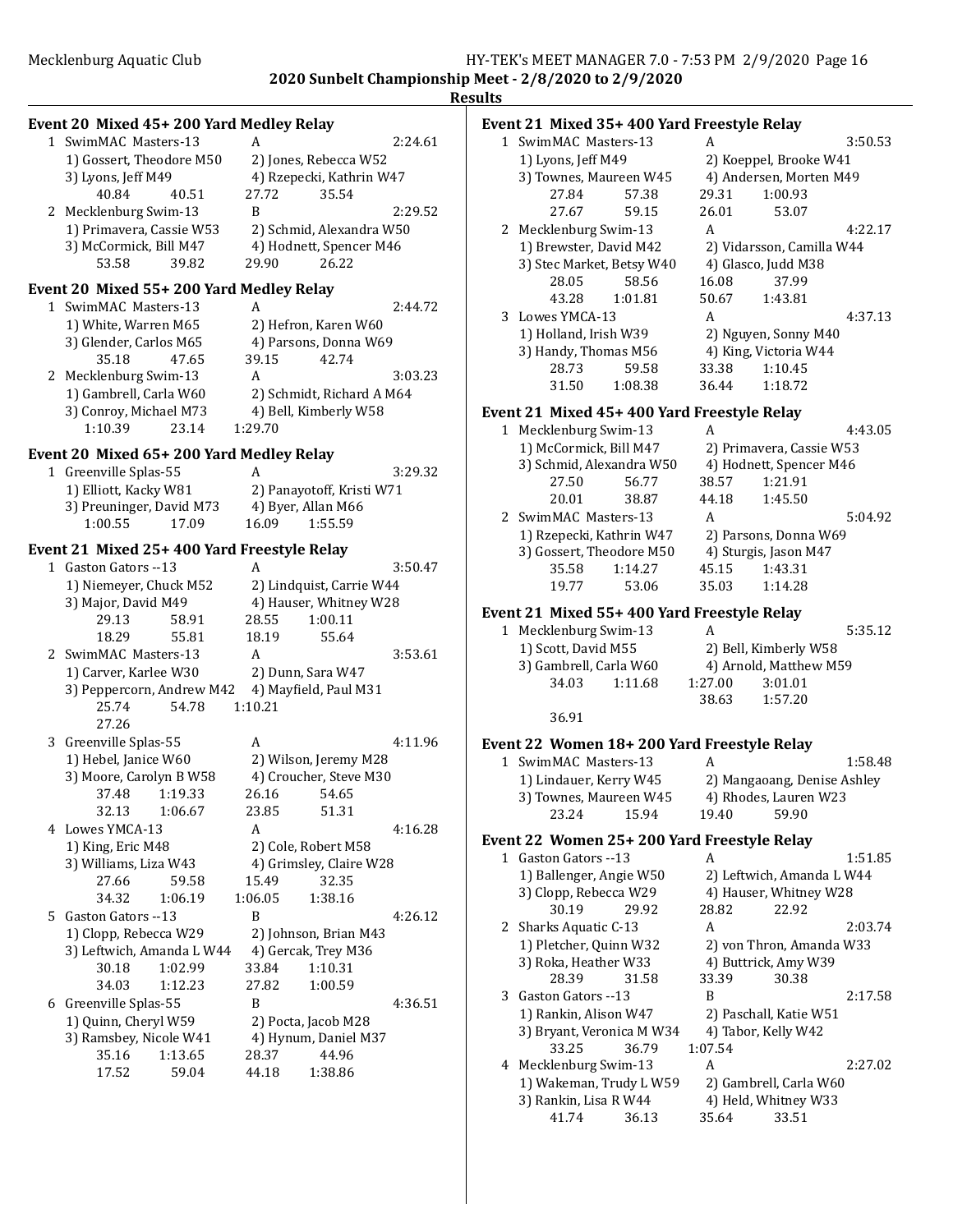## Event 20 Mixed 45+ 200 Yard Medley Relay

1 SwimMAC Masters-13 A 2:24.61
1) Gossert, Theodore M50 2) Jones, Rebecca W52
3) Lyons, Jeff M49 4) Rzepecki, Kathrin W47
40.84 40.51 27.72 35.54

2 Mecklenburg Swim-13 B 2:29.52
1) Primavera, Cassie W53 2) Schmid, Alexandra W50
3) McCormick, Bill M47 4) Hodnett, Spencer M46
53.58 39.82 29.90 26.22

## Event 20 Mixed 55+ 200 Yard Medley Relay

1 SwimMAC Masters-13 A 2:44.72
1) White, Warren M65 2) Hefron, Karen W60
3) Glender, Carlos M65 4) Parsons, Donna W69
35.18 47.65 39.15 42.74

2 Mecklenburg Swim-13 A 3:03.23
1) Gambrell, Carla W60 2) Schmidt, Richard A M64
3) Conroy, Michael M73 4) Bell, Kimberly W58
1:10.39 23.14 1:29.70

## Event 20 Mixed 65+ 200 Yard Medley Relay

1 Greenville Splas-55 A 3:29.32
1) Elliott, Kacky W81 2) Panayotoff, Kristi W71
3) Preuninger, David M73 4) Byer, Allan M66
1:00.55 17.09 16.09 1:55.59

## Event 21 Mixed 25+ 400 Yard Freestyle Relay

1 Gaston Gators --13 A 3:50.47
1) Niemeyer, Chuck M52 2) Lindquist, Carrie W44
3) Major, David M49 4) Hauser, Whitney W28
29.13 58.91 28.55 1:00.11
18.29 55.81 18.19 55.64

2 SwimMAC Masters-13 A 3:53.61
1) Carver, Karlee W30 2) Dunn, Sara W47
3) Peppercorn, Andrew M42 4) Mayfield, Paul M31
25.74 54.78 1:10.21
27.26

3 Greenville Splas-55 A 4:11.96
1) Hebel, Janice W60 2) Wilson, Jeremy M28
3) Moore, Carolyn B W58 4) Croucher, Steve M30
37.48 1:19.33 26.16 54.65
32.13 1:06.67 23.85 51.31

4 Lowes YMCA-13 A 4:16.28
1) King, Eric M48 2) Cole, Robert M58
3) Williams, Liza W43 4) Grimsley, Claire W28
27.66 59.58 15.49 32.35
34.32 1:06.19 1:06.05 1:38.16

5 Gaston Gators --13 B 4:26.12
1) Clopp, Rebecca W29 2) Johnson, Brian M43
3) Leftwich, Amanda L W44 4) Gercak, Trey M36
30.18 1:02.99 33.84 1:10.31
34.03 1:12.23 27.82 1:00.59

6 Greenville Splas-55 B 4:36.51
1) Quinn, Cheryl W59 2) Pocta, Jacob M28
3) Ramsbey, Nicole W41 4) Hynum, Daniel M37
35.16 1:13.65 28.37 44.96
17.52 59.04 44.18 1:38.86

## Event 21 Mixed 35+ 400 Yard Freestyle Relay

1 SwimMAC Masters-13 A 3:50.53
1) Lyons, Jeff M49 2) Koeppel, Brooke W41
3) Townes, Maureen W45 4) Andersen, Morten M49
27.84 57.38 29.31 1:00.93
27.67 59.15 26.01 53.07

2 Mecklenburg Swim-13 A 4:22.17
1) Brewster, David M42 2) Vidarsson, Camilla W44
3) Stec Market, Betsy W40 4) Glasco, Judd M38
28.05 58.56 16.08 37.99
43.28 1:01.81 50.67 1:43.81

3 Lowes YMCA-13 A 4:37.13
1) Holland, Irish W39 2) Nguyen, Sonny M40
3) Handy, Thomas M56 4) King, Victoria W44
28.73 59.58 33.38 1:10.45
31.50 1:08.38 36.44 1:18.72

## Event 21 Mixed 45+ 400 Yard Freestyle Relay

1 Mecklenburg Swim-13 A 4:43.05
1) McCormick, Bill M47 2) Primavera, Cassie W53
3) Schmid, Alexandra W50 4) Hodnett, Spencer M46
27.50 56.77 38.57 1:21.91
20.01 38.87 44.18 1:45.50

2 SwimMAC Masters-13 A 5:04.92
1) Rzepecki, Kathrin W47 2) Parsons, Donna W69
3) Gossert, Theodore M50 4) Sturgis, Jason M47
35.58 1:14.27 45.15 1:43.31
19.77 53.06 35.03 1:14.28

## Event 21 Mixed 55+ 400 Yard Freestyle Relay

1 Mecklenburg Swim-13 A 5:35.12
1) Scott, David M55 2) Bell, Kimberly W58
3) Gambrell, Carla W60 4) Arnold, Matthew M59
34.03 1:11.68 1:27.00 3:01.01
38.63 1:57.20
36.91

## Event 22 Women 18+ 200 Yard Freestyle Relay

1 SwimMAC Masters-13 A 1:58.48
1) Lindauer, Kerry W45 2) Mangaoang, Denise Ashley
3) Townes, Maureen W45 4) Rhodes, Lauren W23
23.24 15.94 19.40 59.90

## Event 22 Women 25+ 200 Yard Freestyle Relay

1 Gaston Gators --13 A 1:51.85
1) Ballenger, Angie W50 2) Leftwich, Amanda L W44
3) Clopp, Rebecca W29 4) Hauser, Whitney W28
30.19 29.92 28.82 22.92

2 Sharks Aquatic C-13 A 2:03.74
1) Pletcher, Quinn W32 2) von Thron, Amanda W33
3) Roka, Heather W33 4) Buttrick, Amy W39
28.39 31.58 33.39 30.38

3 Gaston Gators --13 B 2:17.58
1) Rankin, Alison W47 2) Paschall, Katie W51
3) Bryant, Veronica M W34 4) Tabor, Kelly W42
33.25 36.79 1:07.54

4 Mecklenburg Swim-13 A 2:27.02
1) Wakeman, Trudy L W59 2) Gambrell, Carla W60
3) Rankin, Lisa R W44 4) Held, Whitney W33
41.74 36.13 35.64 33.51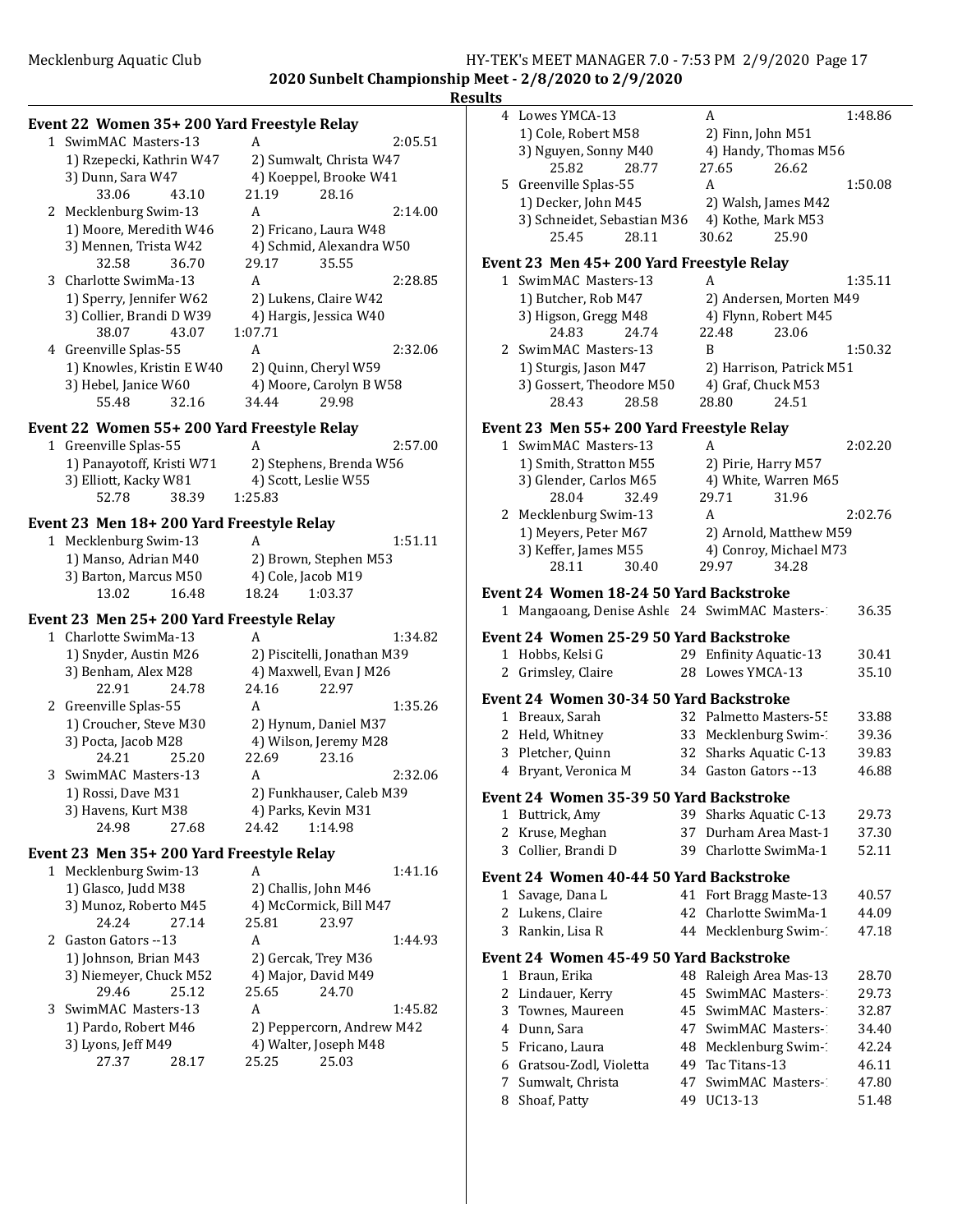**2020 Sunbelt Championship Meet - 2/8/2020 to 2/9/2020**

**Results**

### Event 22 Women 35+ 200 Yard Freestyle Relay

1 SwimMAC Masters-13 A 2:05.51
1) Rzepecki, Kathrin W47 2) Sumwalt, Christa W47
3) Dunn, Sara W47 4) Koeppel, Brooke W41
33.06 43.10 21.19 28.16

2 Mecklenburg Swim-13 A 2:14.00
1) Moore, Meredith W46 2) Fricano, Laura W48
3) Mennen, Trista W42 4) Schmid, Alexandra W50
32.58 36.70 29.17 35.55

3 Charlotte SwimMa-13 A 2:28.85
1) Sperry, Jennifer W62 2) Lukens, Claire W42
3) Collier, Brandi D W39 4) Hargis, Jessica W40
38.07 43.07 1:07.71

4 Greenville Splas-55 A 2:32.06
1) Knowles, Kristin E W40 2) Quinn, Cheryl W59
3) Hebel, Janice W60 4) Moore, Carolyn B W58
55.48 32.16 34.44 29.98

### Event 22 Women 55+ 200 Yard Freestyle Relay

1 Greenville Splas-55 A 2:57.00
1) Panayotoff, Kristi W71 2) Stephens, Brenda W56
3) Elliott, Kacky W81 4) Scott, Leslie W55
52.78 38.39 1:25.83

### Event 23 Men 18+ 200 Yard Freestyle Relay

1 Mecklenburg Swim-13 A 1:51.11
1) Manso, Adrian M40 2) Brown, Stephen M53
3) Barton, Marcus M50 4) Cole, Jacob M19
13.02 16.48 18.24 1:03.37

### Event 23 Men 25+ 200 Yard Freestyle Relay

1 Charlotte SwimMa-13 A 1:34.82
1) Snyder, Austin M26 2) Piscitelli, Jonathan M39
3) Benham, Alex M28 4) Maxwell, Evan J M26
22.91 24.78 24.16 22.97

2 Greenville Splas-55 A 1:35.26
1) Croucher, Steve M30 2) Hynum, Daniel M37
3) Pocta, Jacob M28 4) Wilson, Jeremy M28
24.21 25.20 22.69 23.16

3 SwimMAC Masters-13 A 2:32.06
1) Rossi, Dave M31 2) Funkhauser, Caleb M39
3) Havens, Kurt M38 4) Parks, Kevin M31
24.98 27.68 24.42 1:14.98

### Event 23 Men 35+ 200 Yard Freestyle Relay

1 Mecklenburg Swim-13 A 1:41.16
1) Glasco, Judd M38 2) Challis, John M46
3) Munoz, Roberto M45 4) McCormick, Bill M47
24.24 27.14 25.81 23.97

2 Gaston Gators --13 A 1:44.93
1) Johnson, Brian M43 2) Gercak, Trey M36
3) Niemeyer, Chuck M52 4) Major, David M49
29.46 25.12 25.65 24.70

3 SwimMAC Masters-13 A 1:45.82
1) Pardo, Robert M46 2) Peppercorn, Andrew M42
3) Lyons, Jeff M49 4) Walter, Joseph M48
27.37 28.17 25.25 25.03

4 Lowes YMCA-13 A 1:48.86
1) Cole, Robert M58 2) Finn, John M51
3) Nguyen, Sonny M40 4) Handy, Thomas M56
25.82 28.77 27.65 26.62

5 Greenville Splas-55 A 1:50.08
1) Decker, John M45 2) Walsh, James M42
3) Schneidet, Sebastian M36 4) Kothe, Mark M53
25.45 28.11 30.62 25.90

### Event 23 Men 45+ 200 Yard Freestyle Relay

1 SwimMAC Masters-13 A 1:35.11
1) Butcher, Rob M47 2) Andersen, Morten M49
3) Higson, Gregg M48 4) Flynn, Robert M45
24.83 24.74 22.48 23.06

2 SwimMAC Masters-13 B 1:50.32
1) Sturgis, Jason M47 2) Harrison, Patrick M51
3) Gossert, Theodore M50 4) Graf, Chuck M53
28.43 28.58 28.80 24.51

### Event 23 Men 55+ 200 Yard Freestyle Relay

1 SwimMAC Masters-13 A 2:02.20
1) Smith, Stratton M55 2) Pirie, Harry M57
3) Glender, Carlos M65 4) White, Warren M65
28.04 32.49 29.71 31.96

2 Mecklenburg Swim-13 A 2:02.76
1) Meyers, Peter M67 2) Arnold, Matthew M59
3) Keffer, James M55 4) Conroy, Michael M73
28.11 30.40 29.97 34.28

### Event 24 Women 18-24 50 Yard Backstroke

| | Name | Age | Team | Time |
|---|---|---|---|---|
| 1 | Mangaoang, Denise Ashle | 24 | SwimMAC Masters-1 | 36.35 |

### Event 24 Women 25-29 50 Yard Backstroke

| | Name | Age | Team | Time |
|---|---|---|---|---|
| 1 | Hobbs, Kelsi G | 29 | Enfinity Aquatic-13 | 30.41 |
| 2 | Grimsley, Claire | 28 | Lowes YMCA-13 | 35.10 |

### Event 24 Women 30-34 50 Yard Backstroke

| | Name | Age | Team | Time |
|---|---|---|---|---|
| 1 | Breaux, Sarah | 32 | Palmetto Masters-55 | 33.88 |
| 2 | Held, Whitney | 33 | Mecklenburg Swim-1 | 39.36 |
| 3 | Pletcher, Quinn | 32 | Sharks Aquatic C-13 | 39.83 |
| 4 | Bryant, Veronica M | 34 | Gaston Gators --13 | 46.88 |

### Event 24 Women 35-39 50 Yard Backstroke

| | Name | Age | Team | Time |
|---|---|---|---|---|
| 1 | Buttrick, Amy | 39 | Sharks Aquatic C-13 | 29.73 |
| 2 | Kruse, Meghan | 37 | Durham Area Mast-1 | 37.30 |
| 3 | Collier, Brandi D | 39 | Charlotte SwimMa-1 | 52.11 |

### Event 24 Women 40-44 50 Yard Backstroke

| | Name | Age | Team | Time |
|---|---|---|---|---|
| 1 | Savage, Dana L | 41 | Fort Bragg Maste-13 | 40.57 |
| 2 | Lukens, Claire | 42 | Charlotte SwimMa-1 | 44.09 |
| 3 | Rankin, Lisa R | 44 | Mecklenburg Swim-1 | 47.18 |

### Event 24 Women 45-49 50 Yard Backstroke

| | Name | Age | Team | Time |
|---|---|---|---|---|
| 1 | Braun, Erika | 48 | Raleigh Area Mas-13 | 28.70 |
| 2 | Lindauer, Kerry | 45 | SwimMAC Masters-1 | 29.73 |
| 3 | Townes, Maureen | 45 | SwimMAC Masters-1 | 32.87 |
| 4 | Dunn, Sara | 47 | SwimMAC Masters-1 | 34.40 |
| 5 | Fricano, Laura | 48 | Mecklenburg Swim-1 | 42.24 |
| 6 | Gratsou-Zodl, Violetta | 49 | Tac Titans-13 | 46.11 |
| 7 | Sumwalt, Christa | 47 | SwimMAC Masters-1 | 47.80 |
| 8 | Shoaf, Patty | 49 | UC13-13 | 51.48 |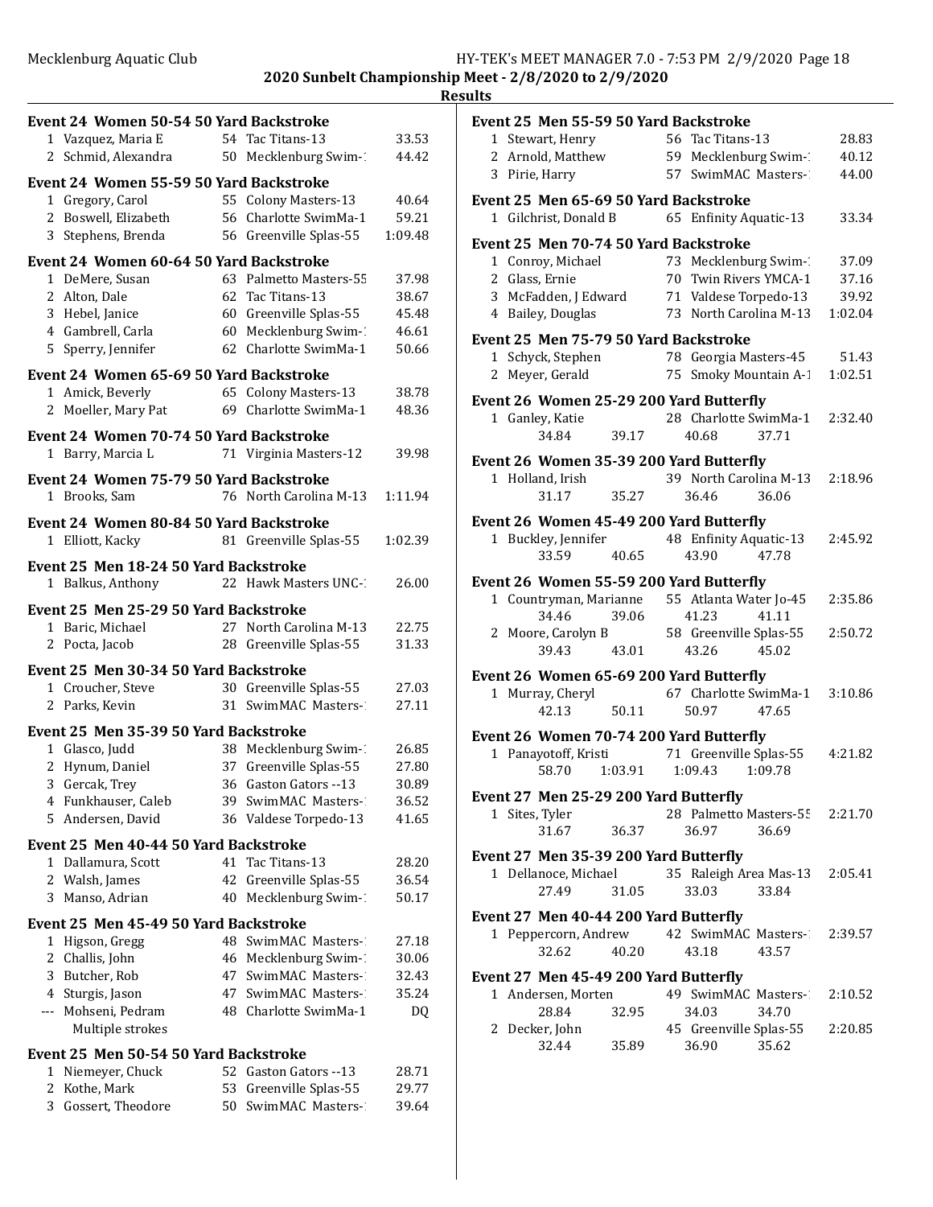## 2020 Sunbelt Championship Meet - 2/8/2020 to 2/9/2020

### Results

**Event 24 Women 50-54 50 Yard Backstroke**

| | Name | Age | Team | Time |
|---|---|---|---|---|
| 1 | Vazquez, Maria E | 54 | Tac Titans-13 | 33.53 |
| 2 | Schmid, Alexandra | 50 | Mecklenburg Swim-1 | 44.42 |

**Event 24 Women 55-59 50 Yard Backstroke**

| | Name | Age | Team | Time |
|---|---|---|---|---|
| 1 | Gregory, Carol | 55 | Colony Masters-13 | 40.64 |
| 2 | Boswell, Elizabeth | 56 | Charlotte SwimMa-1 | 59.21 |
| 3 | Stephens, Brenda | 56 | Greenville Splas-55 | 1:09.48 |

**Event 24 Women 60-64 50 Yard Backstroke**

| | Name | Age | Team | Time |
|---|---|---|---|---|
| 1 | DeMere, Susan | 63 | Palmetto Masters-55 | 37.98 |
| 2 | Alton, Dale | 62 | Tac Titans-13 | 38.67 |
| 3 | Hebel, Janice | 60 | Greenville Splas-55 | 45.48 |
| 4 | Gambrell, Carla | 60 | Mecklenburg Swim-1 | 46.61 |
| 5 | Sperry, Jennifer | 62 | Charlotte SwimMa-1 | 50.66 |

**Event 24 Women 65-69 50 Yard Backstroke**

| | Name | Age | Team | Time |
|---|---|---|---|---|
| 1 | Amick, Beverly | 65 | Colony Masters-13 | 38.78 |
| 2 | Moeller, Mary Pat | 69 | Charlotte SwimMa-1 | 48.36 |

**Event 24 Women 70-74 50 Yard Backstroke**

| | Name | Age | Team | Time |
|---|---|---|---|---|
| 1 | Barry, Marcia L | 71 | Virginia Masters-12 | 39.98 |

**Event 24 Women 75-79 50 Yard Backstroke**

| | Name | Age | Team | Time |
|---|---|---|---|---|
| 1 | Brooks, Sam | 76 | North Carolina M-13 | 1:11.94 |

**Event 24 Women 80-84 50 Yard Backstroke**

| | Name | Age | Team | Time |
|---|---|---|---|---|
| 1 | Elliott, Kacky | 81 | Greenville Splas-55 | 1:02.39 |

**Event 25 Men 18-24 50 Yard Backstroke**

| | Name | Age | Team | Time |
|---|---|---|---|---|
| 1 | Balkus, Anthony | 22 | Hawk Masters UNC-1 | 26.00 |

**Event 25 Men 25-29 50 Yard Backstroke**

| | Name | Age | Team | Time |
|---|---|---|---|---|
| 1 | Baric, Michael | 27 | North Carolina M-13 | 22.75 |
| 2 | Pocta, Jacob | 28 | Greenville Splas-55 | 31.33 |

**Event 25 Men 30-34 50 Yard Backstroke**

| | Name | Age | Team | Time |
|---|---|---|---|---|
| 1 | Croucher, Steve | 30 | Greenville Splas-55 | 27.03 |
| 2 | Parks, Kevin | 31 | SwimMAC Masters-1 | 27.11 |

**Event 25 Men 35-39 50 Yard Backstroke**

| | Name | Age | Team | Time |
|---|---|---|---|---|
| 1 | Glasco, Judd | 38 | Mecklenburg Swim-1 | 26.85 |
| 2 | Hynum, Daniel | 37 | Greenville Splas-55 | 27.80 |
| 3 | Gercak, Trey | 36 | Gaston Gators --13 | 30.89 |
| 4 | Funkhauser, Caleb | 39 | SwimMAC Masters-1 | 36.52 |
| 5 | Andersen, David | 36 | Valdese Torpedo-13 | 41.65 |

**Event 25 Men 40-44 50 Yard Backstroke**

| | Name | Age | Team | Time |
|---|---|---|---|---|
| 1 | Dallamura, Scott | 41 | Tac Titans-13 | 28.20 |
| 2 | Walsh, James | 42 | Greenville Splas-55 | 36.54 |
| 3 | Manso, Adrian | 40 | Mecklenburg Swim-1 | 50.17 |

**Event 25 Men 45-49 50 Yard Backstroke**

| | Name | Age | Team | Time |
|---|---|---|---|---|
| 1 | Higson, Gregg | 48 | SwimMAC Masters-1 | 27.18 |
| 2 | Challis, John | 46 | Mecklenburg Swim-1 | 30.06 |
| 3 | Butcher, Rob | 47 | SwimMAC Masters-1 | 32.43 |
| 4 | Sturgis, Jason | 47 | SwimMAC Masters-1 | 35.24 |
| --- | Mohseni, Pedram | 48 | Charlotte SwimMa-1 | DQ |
| | Multiple strokes | | | |

**Event 25 Men 50-54 50 Yard Backstroke**

| | Name | Age | Team | Time |
|---|---|---|---|---|
| 1 | Niemeyer, Chuck | 52 | Gaston Gators --13 | 28.71 |
| 2 | Kothe, Mark | 53 | Greenville Splas-55 | 29.77 |
| 3 | Gossert, Theodore | 50 | SwimMAC Masters-1 | 39.64 |

**Event 25 Men 55-59 50 Yard Backstroke**

| | Name | Age | Team | Time |
|---|---|---|---|---|
| 1 | Stewart, Henry | 56 | Tac Titans-13 | 28.83 |
| 2 | Arnold, Matthew | 59 | Mecklenburg Swim-1 | 40.12 |
| 3 | Pirie, Harry | 57 | SwimMAC Masters-1 | 44.00 |

**Event 25 Men 65-69 50 Yard Backstroke**

| | Name | Age | Team | Time |
|---|---|---|---|---|
| 1 | Gilchrist, Donald B | 65 | Enfinity Aquatic-13 | 33.34 |

**Event 25 Men 70-74 50 Yard Backstroke**

| | Name | Age | Team | Time |
|---|---|---|---|---|
| 1 | Conroy, Michael | 73 | Mecklenburg Swim-1 | 37.09 |
| 2 | Glass, Ernie | 70 | Twin Rivers YMCA-1 | 37.16 |
| 3 | McFadden, J Edward | 71 | Valdese Torpedo-13 | 39.92 |
| 4 | Bailey, Douglas | 73 | North Carolina M-13 | 1:02.04 |

**Event 25 Men 75-79 50 Yard Backstroke**

| | Name | Age | Team | Time |
|---|---|---|---|---|
| 1 | Schyck, Stephen | 78 | Georgia Masters-45 | 51.43 |
| 2 | Meyer, Gerald | 75 | Smoky Mountain A-1 | 1:02.51 |

**Event 26 Women 25-29 200 Yard Butterfly**

| | Name | Age | Team | Time |
|---|---|---|---|---|
| 1 | Ganley, Katie | 28 | Charlotte SwimMa-1 | 2:32.40 |
| | 34.84 | 39.17 | 40.68 | 37.71 |

**Event 26 Women 35-39 200 Yard Butterfly**

| | Name | Age | Team | Time |
|---|---|---|---|---|
| 1 | Holland, Irish | 39 | North Carolina M-13 | 2:18.96 |
| | 31.17 | 35.27 | 36.46 | 36.06 |

**Event 26 Women 45-49 200 Yard Butterfly**

| | Name | Age | Team | Time |
|---|---|---|---|---|
| 1 | Buckley, Jennifer | 48 | Enfinity Aquatic-13 | 2:45.92 |
| | 33.59 | 40.65 | 43.90 | 47.78 |

**Event 26 Women 55-59 200 Yard Butterfly**

| | Name | Age | Team | Time |
|---|---|---|---|---|
| 1 | Countryman, Marianne | 55 | Atlanta Water Jo-45 | 2:35.86 |
| | 34.46 | 39.06 | 41.23 | 41.11 |
| 2 | Moore, Carolyn B | 58 | Greenville Splas-55 | 2:50.72 |
| | 39.43 | 43.01 | 43.26 | 45.02 |

**Event 26 Women 65-69 200 Yard Butterfly**

| | Name | Age | Team | Time |
|---|---|---|---|---|
| 1 | Murray, Cheryl | 67 | Charlotte SwimMa-1 | 3:10.86 |
| | 42.13 | 50.11 | 50.97 | 47.65 |

**Event 26 Women 70-74 200 Yard Butterfly**

| | Name | Age | Team | Time |
|---|---|---|---|---|
| 1 | Panayotoff, Kristi | 71 | Greenville Splas-55 | 4:21.82 |
| | 58.70 | 1:03.91 | 1:09.43 | 1:09.78 |

**Event 27 Men 25-29 200 Yard Butterfly**

| | Name | Age | Team | Time |
|---|---|---|---|---|
| 1 | Sites, Tyler | 28 | Palmetto Masters-55 | 2:21.70 |
| | 31.67 | 36.37 | 36.97 | 36.69 |

**Event 27 Men 35-39 200 Yard Butterfly**

| | Name | Age | Team | Time |
|---|---|---|---|---|
| 1 | Dellanoce, Michael | 35 | Raleigh Area Mas-13 | 2:05.41 |
| | 27.49 | 31.05 | 33.03 | 33.84 |

**Event 27 Men 40-44 200 Yard Butterfly**

| | Name | Age | Team | Time |
|---|---|---|---|---|
| 1 | Peppercorn, Andrew | 42 | SwimMAC Masters-1 | 2:39.57 |
| | 32.62 | 40.20 | 43.18 | 43.57 |

**Event 27 Men 45-49 200 Yard Butterfly**

| | Name | Age | Team | Time |
|---|---|---|---|---|
| 1 | Andersen, Morten | 49 | SwimMAC Masters-1 | 2:10.52 |
| | 28.84 | 32.95 | 34.03 | 34.70 |
| 2 | Decker, John | 45 | Greenville Splas-55 | 2:20.85 |
| | 32.44 | 35.89 | 36.90 | 35.62 |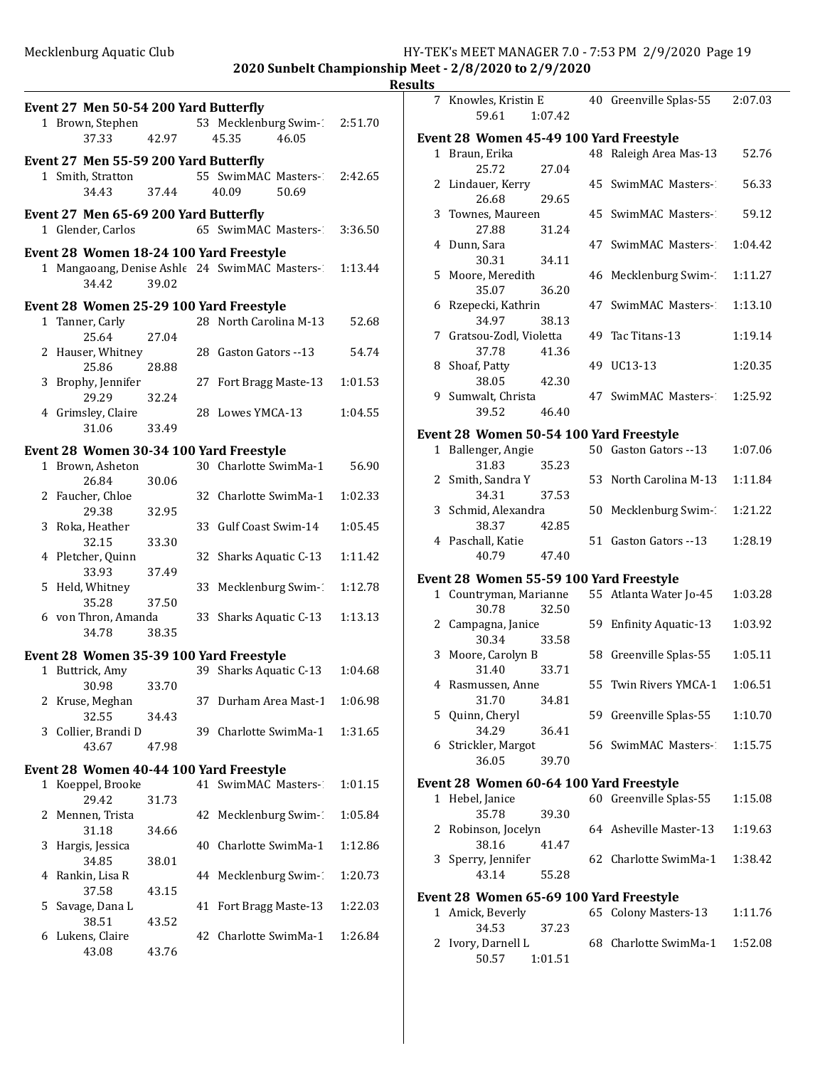# Results

### Event 27 Men 50-54 200 Yard Butterfly

1 Brown, Stephen 53 Mecklenburg Swim-1 2:51.70
37.33 42.97 45.35 46.05

### Event 27 Men 55-59 200 Yard Butterfly

1 Smith, Stratton 55 SwimMAC Masters-1 2:42.65
34.43 37.44 40.09 50.69

### Event 27 Men 65-69 200 Yard Butterfly

1 Glender, Carlos 65 SwimMAC Masters-1 3:36.50

### Event 28 Women 18-24 100 Yard Freestyle

1 Mangaoang, Denise Ashle 24 SwimMAC Masters-1 1:13.44
34.42 39.02

### Event 28 Women 25-29 100 Yard Freestyle

1 Tanner, Carly 28 North Carolina M-13 52.68
25.64 27.04
2 Hauser, Whitney 28 Gaston Gators --13 54.74
25.86 28.88
3 Brophy, Jennifer 27 Fort Bragg Maste-13 1:01.53
29.29 32.24
4 Grimsley, Claire 28 Lowes YMCA-13 1:04.55
31.06 33.49

### Event 28 Women 30-34 100 Yard Freestyle

1 Brown, Asheton 30 Charlotte SwimMa-1 56.90
26.84 30.06
2 Faucher, Chloe 32 Charlotte SwimMa-1 1:02.33
29.38 32.95
3 Roka, Heather 33 Gulf Coast Swim-14 1:05.45
32.15 33.30
4 Pletcher, Quinn 32 Sharks Aquatic C-13 1:11.42
33.93 37.49
5 Held, Whitney 33 Mecklenburg Swim-1 1:12.78
35.28 37.50
6 von Thron, Amanda 33 Sharks Aquatic C-13 1:13.13
34.78 38.35

### Event 28 Women 35-39 100 Yard Freestyle

1 Buttrick, Amy 39 Sharks Aquatic C-13 1:04.68
30.98 33.70
2 Kruse, Meghan 37 Durham Area Mast-1 1:06.98
32.55 34.43
3 Collier, Brandi D 39 Charlotte SwimMa-1 1:31.65
43.67 47.98

### Event 28 Women 40-44 100 Yard Freestyle

1 Koeppel, Brooke 41 SwimMAC Masters-1 1:01.15
29.42 31.73
2 Mennen, Trista 42 Mecklenburg Swim-1 1:05.84
31.18 34.66
3 Hargis, Jessica 40 Charlotte SwimMa-1 1:12.86
34.85 38.01
4 Rankin, Lisa R 44 Mecklenburg Swim-1 1:20.73
37.58 43.15
5 Savage, Dana L 41 Fort Bragg Maste-13 1:22.03
38.51 43.52
6 Lukens, Claire 42 Charlotte SwimMa-1 1:26.84
43.08 43.76

7 Knowles, Kristin E 40 Greenville Splas-55 2:07.03
59.61 1:07.42

### Event 28 Women 45-49 100 Yard Freestyle

1 Braun, Erika 48 Raleigh Area Mas-13 52.76
25.72 27.04
2 Lindauer, Kerry 45 SwimMAC Masters-1 56.33
26.68 29.65
3 Townes, Maureen 45 SwimMAC Masters-1 59.12
27.88 31.24
4 Dunn, Sara 47 SwimMAC Masters-1 1:04.42
30.31 34.11
5 Moore, Meredith 46 Mecklenburg Swim-1 1:11.27
35.07 36.20
6 Rzepecki, Kathrin 47 SwimMAC Masters-1 1:13.10
34.97 38.13
7 Gratsou-Zodl, Violetta 49 Tac Titans-13 1:19.14
37.78 41.36
8 Shoaf, Patty 49 UC13-13 1:20.35
38.05 42.30
9 Sumwalt, Christa 47 SwimMAC Masters-1 1:25.92
39.52 46.40

### Event 28 Women 50-54 100 Yard Freestyle

1 Ballenger, Angie 50 Gaston Gators --13 1:07.06
31.83 35.23
2 Smith, Sandra Y 53 North Carolina M-13 1:11.84
34.31 37.53
3 Schmid, Alexandra 50 Mecklenburg Swim-1 1:21.22
38.37 42.85
4 Paschall, Katie 51 Gaston Gators --13 1:28.19
40.79 47.40

### Event 28 Women 55-59 100 Yard Freestyle

1 Countryman, Marianne 55 Atlanta Water Jo-45 1:03.28
30.78 32.50
2 Campagna, Janice 59 Enfinity Aquatic-13 1:03.92
30.34 33.58
3 Moore, Carolyn B 58 Greenville Splas-55 1:05.11
31.40 33.71
4 Rasmussen, Anne 55 Twin Rivers YMCA-1 1:06.51
31.70 34.81
5 Quinn, Cheryl 59 Greenville Splas-55 1:10.70
34.29 36.41
6 Strickler, Margot 56 SwimMAC Masters-1 1:15.75
36.05 39.70

### Event 28 Women 60-64 100 Yard Freestyle

1 Hebel, Janice 60 Greenville Splas-55 1:15.08
35.78 39.30
2 Robinson, Jocelyn 64 Asheville Master-13 1:19.63
38.16 41.47
3 Sperry, Jennifer 62 Charlotte SwimMa-1 1:38.42
43.14 55.28

### Event 28 Women 65-69 100 Yard Freestyle

1 Amick, Beverly 65 Colony Masters-13 1:11.76
34.53 37.23
2 Ivory, Darnell L 68 Charlotte SwimMa-1 1:52.08
50.57 1:01.51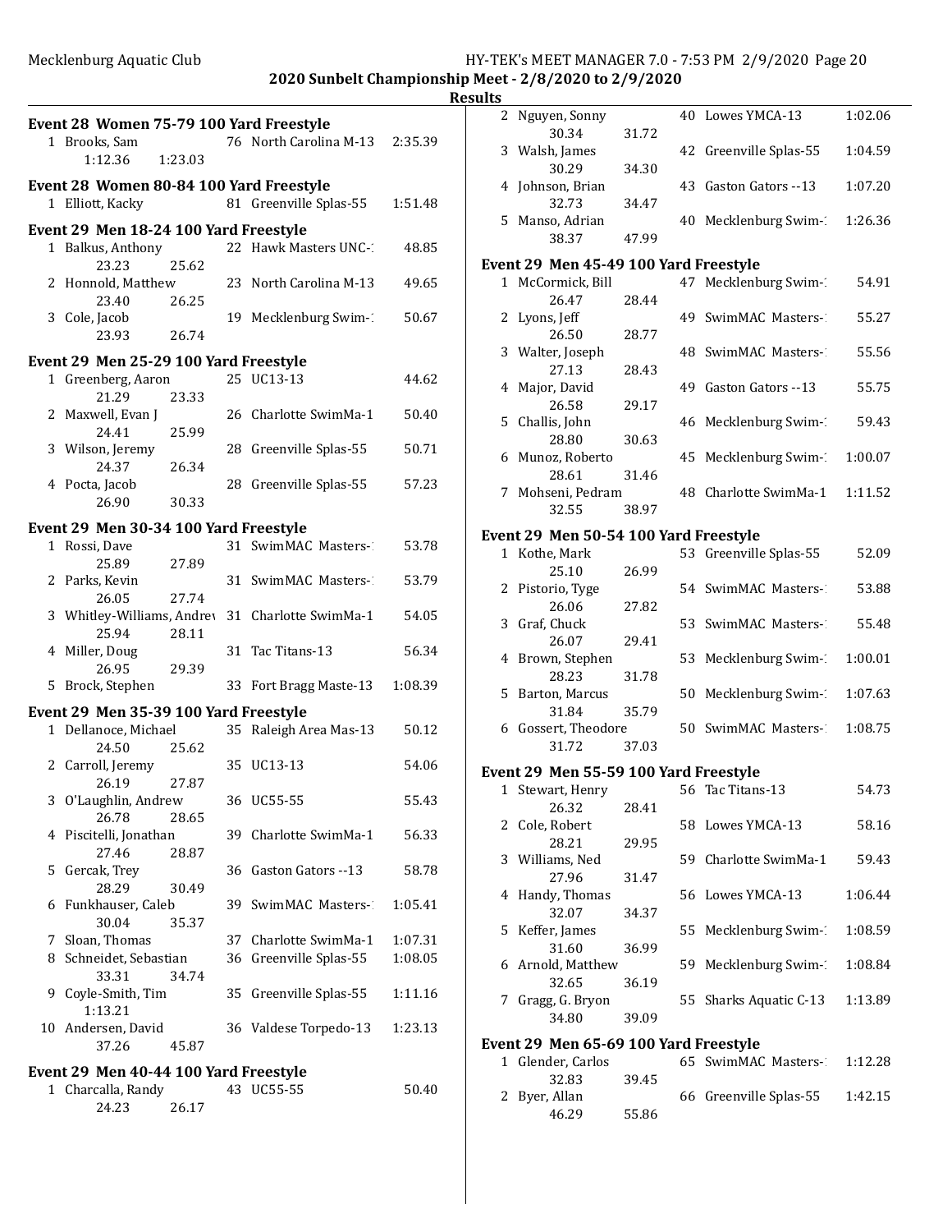2020 Sunbelt Championship Meet - 2/8/2020 to 2/9/2020

Results

### Event 28 Women 75-79 100 Yard Freestyle

| Place | Name | Age | Team | Time |
|---|---|---|---|---|
| 1 | Brooks, Sam | 76 | North Carolina M-13 | 2:35.39 |
| | 1:12.36 1:23.03 | | | |

### Event 28 Women 80-84 100 Yard Freestyle

| Place | Name | Age | Team | Time |
|---|---|---|---|---|
| 1 | Elliott, Kacky | 81 | Greenville Splas-55 | 1:51.48 |

### Event 29 Men 18-24 100 Yard Freestyle

| Place | Name | Age | Team | Time |
|---|---|---|---|---|
| 1 | Balkus, Anthony | 22 | Hawk Masters UNC-1 | 48.85 |
| | 23.23 25.62 | | | |
| 2 | Honnold, Matthew | 23 | North Carolina M-13 | 49.65 |
| | 23.40 26.25 | | | |
| 3 | Cole, Jacob | 19 | Mecklenburg Swim-1 | 50.67 |
| | 23.93 26.74 | | | |

### Event 29 Men 25-29 100 Yard Freestyle

| Place | Name | Age | Team | Time |
|---|---|---|---|---|
| 1 | Greenberg, Aaron | 25 | UC13-13 | 44.62 |
| | 21.29 23.33 | | | |
| 2 | Maxwell, Evan J | 26 | Charlotte SwimMa-1 | 50.40 |
| | 24.41 25.99 | | | |
| 3 | Wilson, Jeremy | 28 | Greenville Splas-55 | 50.71 |
| | 24.37 26.34 | | | |
| 4 | Pocta, Jacob | 28 | Greenville Splas-55 | 57.23 |
| | 26.90 30.33 | | | |

### Event 29 Men 30-34 100 Yard Freestyle

| Place | Name | Age | Team | Time |
|---|---|---|---|---|
| 1 | Rossi, Dave | 31 | SwimMAC Masters-1 | 53.78 |
| | 25.89 27.89 | | | |
| 2 | Parks, Kevin | 31 | SwimMAC Masters-1 | 53.79 |
| | 26.05 27.74 | | | |
| 3 | Whitley-Williams, Andrev | 31 | Charlotte SwimMa-1 | 54.05 |
| | 25.94 28.11 | | | |
| 4 | Miller, Doug | 31 | Tac Titans-13 | 56.34 |
| | 26.95 29.39 | | | |
| 5 | Brock, Stephen | 33 | Fort Bragg Maste-13 | 1:08.39 |

### Event 29 Men 35-39 100 Yard Freestyle

| Place | Name | Age | Team | Time |
|---|---|---|---|---|
| 1 | Dellanoce, Michael | 35 | Raleigh Area Mas-13 | 50.12 |
| | 24.50 25.62 | | | |
| 2 | Carroll, Jeremy | 35 | UC13-13 | 54.06 |
| | 26.19 27.87 | | | |
| 3 | O'Laughlin, Andrew | 36 | UC55-55 | 55.43 |
| | 26.78 28.65 | | | |
| 4 | Piscitelli, Jonathan | 39 | Charlotte SwimMa-1 | 56.33 |
| | 27.46 28.87 | | | |
| 5 | Gercak, Trey | 36 | Gaston Gators --13 | 58.78 |
| | 28.29 30.49 | | | |
| 6 | Funkhauser, Caleb | 39 | SwimMAC Masters-1 | 1:05.41 |
| | 30.04 35.37 | | | |
| 7 | Sloan, Thomas | 37 | Charlotte SwimMa-1 | 1:07.31 |
| 8 | Schneidet, Sebastian | 36 | Greenville Splas-55 | 1:08.05 |
| | 33.31 34.74 | | | |
| 9 | Coyle-Smith, Tim | 35 | Greenville Splas-55 | 1:11.16 |
| | 1:13.21 | | | |
| 10 | Andersen, David | 36 | Valdese Torpedo-13 | 1:23.13 |
| | 37.26 45.87 | | | |

### Event 29 Men 40-44 100 Yard Freestyle

| Place | Name | Age | Team | Time |
|---|---|---|---|---|
| 1 | Charcalla, Randy | 43 | UC55-55 | 50.40 |
| | 24.23 26.17 | | | |
| 2 | Nguyen, Sonny | 40 | Lowes YMCA-13 | 1:02.06 |
| | 30.34 31.72 | | | |
| 3 | Walsh, James | 42 | Greenville Splas-55 | 1:04.59 |
| | 30.29 34.30 | | | |
| 4 | Johnson, Brian | 43 | Gaston Gators --13 | 1:07.20 |
| | 32.73 34.47 | | | |
| 5 | Manso, Adrian | 40 | Mecklenburg Swim-1 | 1:26.36 |
| | 38.37 47.99 | | | |

### Event 29 Men 45-49 100 Yard Freestyle

| Place | Name | Age | Team | Time |
|---|---|---|---|---|
| 1 | McCormick, Bill | 47 | Mecklenburg Swim-1 | 54.91 |
| | 26.47 28.44 | | | |
| 2 | Lyons, Jeff | 49 | SwimMAC Masters-1 | 55.27 |
| | 26.50 28.77 | | | |
| 3 | Walter, Joseph | 48 | SwimMAC Masters-1 | 55.56 |
| | 27.13 28.43 | | | |
| 4 | Major, David | 49 | Gaston Gators --13 | 55.75 |
| | 26.58 29.17 | | | |
| 5 | Challis, John | 46 | Mecklenburg Swim-1 | 59.43 |
| | 28.80 30.63 | | | |
| 6 | Munoz, Roberto | 45 | Mecklenburg Swim-1 | 1:00.07 |
| | 28.61 31.46 | | | |
| 7 | Mohseni, Pedram | 48 | Charlotte SwimMa-1 | 1:11.52 |
| | 32.55 38.97 | | | |

### Event 29 Men 50-54 100 Yard Freestyle

| Place | Name | Age | Team | Time |
|---|---|---|---|---|
| 1 | Kothe, Mark | 53 | Greenville Splas-55 | 52.09 |
| | 25.10 26.99 | | | |
| 2 | Pistorio, Tyge | 54 | SwimMAC Masters-1 | 53.88 |
| | 26.06 27.82 | | | |
| 3 | Graf, Chuck | 53 | SwimMAC Masters-1 | 55.48 |
| | 26.07 29.41 | | | |
| 4 | Brown, Stephen | 53 | Mecklenburg Swim-1 | 1:00.01 |
| | 28.23 31.78 | | | |
| 5 | Barton, Marcus | 50 | Mecklenburg Swim-1 | 1:07.63 |
| | 31.84 35.79 | | | |
| 6 | Gossert, Theodore | 50 | SwimMAC Masters-1 | 1:08.75 |
| | 31.72 37.03 | | | |

### Event 29 Men 55-59 100 Yard Freestyle

| Place | Name | Age | Team | Time |
|---|---|---|---|---|
| 1 | Stewart, Henry | 56 | Tac Titans-13 | 54.73 |
| | 26.32 28.41 | | | |
| 2 | Cole, Robert | 58 | Lowes YMCA-13 | 58.16 |
| | 28.21 29.95 | | | |
| 3 | Williams, Ned | 59 | Charlotte SwimMa-1 | 59.43 |
| | 27.96 31.47 | | | |
| 4 | Handy, Thomas | 56 | Lowes YMCA-13 | 1:06.44 |
| | 32.07 34.37 | | | |
| 5 | Keffer, James | 55 | Mecklenburg Swim-1 | 1:08.59 |
| | 31.60 36.99 | | | |
| 6 | Arnold, Matthew | 59 | Mecklenburg Swim-1 | 1:08.84 |
| | 32.65 36.19 | | | |
| 7 | Gragg, G. Bryon | 55 | Sharks Aquatic C-13 | 1:13.89 |
| | 34.80 39.09 | | | |

### Event 29 Men 65-69 100 Yard Freestyle

| Place | Name | Age | Team | Time |
|---|---|---|---|---|
| 1 | Glender, Carlos | 65 | SwimMAC Masters-1 | 1:12.28 |
| | 32.83 39.45 | | | |
| 2 | Byer, Allan | 66 | Greenville Splas-55 | 1:42.15 |
| | 46.29 55.86 | | | |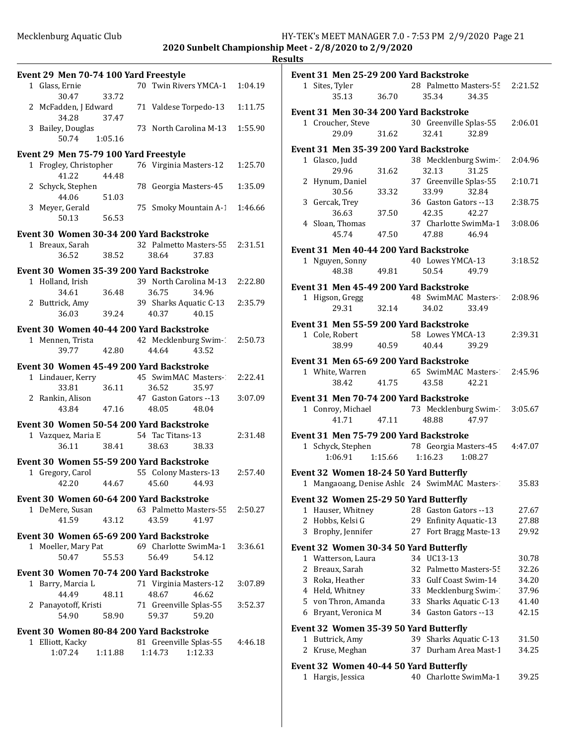**2020 Sunbelt Championship Meet - 2/8/2020 to 2/9/2020**

**Results**

### Event 29 Men 70-74 100 Yard Freestyle

| Place | Name | Age | Team | Time |
|---|---|---|---|---|
| 1 | Glass, Ernie | 70 | Twin Rivers YMCA-1 | 1:04.19 |
| | 30.47 | 33.72 | | |
| 2 | McFadden, J Edward | 71 | Valdese Torpedo-13 | 1:11.75 |
| | 34.28 | 37.47 | | |
| 3 | Bailey, Douglas | 73 | North Carolina M-13 | 1:55.90 |
| | 50.74 | 1:05.16 | | |

### Event 29 Men 75-79 100 Yard Freestyle

| Place | Name | Age | Team | Time |
|---|---|---|---|---|
| 1 | Frogley, Christopher | 76 | Virginia Masters-12 | 1:25.70 |
| | 41.22 | 44.48 | | |
| 2 | Schyck, Stephen | 78 | Georgia Masters-45 | 1:35.09 |
| | 44.06 | 51.03 | | |
| 3 | Meyer, Gerald | 75 | Smoky Mountain A-1 | 1:46.66 |
| | 50.13 | 56.53 | | |

### Event 30 Women 30-34 200 Yard Backstroke

| Place | Name | Age | Team | Time |
|---|---|---|---|---|
| 1 | Breaux, Sarah | 32 | Palmetto Masters-55 | 2:31.51 |
| | 36.52 | 38.52 | 38.64 | 37.83 |

### Event 30 Women 35-39 200 Yard Backstroke

| Place | Name | Age | Team | Time |
|---|---|---|---|---|
| 1 | Holland, Irish | 39 | North Carolina M-13 | 2:22.80 |
| | 34.61 | 36.48 | 36.75 | 34.96 |
| 2 | Buttrick, Amy | 39 | Sharks Aquatic C-13 | 2:35.79 |
| | 36.03 | 39.24 | 40.37 | 40.15 |

### Event 30 Women 40-44 200 Yard Backstroke

| Place | Name | Age | Team | Time |
|---|---|---|---|---|
| 1 | Mennen, Trista | 42 | Mecklenburg Swim-1 | 2:50.73 |
| | 39.77 | 42.80 | 44.64 | 43.52 |

### Event 30 Women 45-49 200 Yard Backstroke

| Place | Name | Age | Team | Time |
|---|---|---|---|---|
| 1 | Lindauer, Kerry | 45 | SwimMAC Masters-1 | 2:22.41 |
| | 33.81 | 36.11 | 36.52 | 35.97 |
| 2 | Rankin, Alison | 47 | Gaston Gators --13 | 3:07.09 |
| | 43.84 | 47.16 | 48.05 | 48.04 |

### Event 30 Women 50-54 200 Yard Backstroke

| Place | Name | Age | Team | Time |
|---|---|---|---|---|
| 1 | Vazquez, Maria E | 54 | Tac Titans-13 | 2:31.48 |
| | 36.11 | 38.41 | 38.63 | 38.33 |

### Event 30 Women 55-59 200 Yard Backstroke

| Place | Name | Age | Team | Time |
|---|---|---|---|---|
| 1 | Gregory, Carol | 55 | Colony Masters-13 | 2:57.40 |
| | 42.20 | 44.67 | 45.60 | 44.93 |

### Event 30 Women 60-64 200 Yard Backstroke

| Place | Name | Age | Team | Time |
|---|---|---|---|---|
| 1 | DeMere, Susan | 63 | Palmetto Masters-55 | 2:50.27 |
| | 41.59 | 43.12 | 43.59 | 41.97 |

### Event 30 Women 65-69 200 Yard Backstroke

| Place | Name | Age | Team | Time |
|---|---|---|---|---|
| 1 | Moeller, Mary Pat | 69 | Charlotte SwimMa-1 | 3:36.61 |
| | 50.47 | 55.53 | 56.49 | 54.12 |

### Event 30 Women 70-74 200 Yard Backstroke

| Place | Name | Age | Team | Time |
|---|---|---|---|---|
| 1 | Barry, Marcia L | 71 | Virginia Masters-12 | 3:07.89 |
| | 44.49 | 48.11 | 48.67 | 46.62 |
| 2 | Panayotoff, Kristi | 71 | Greenville Splas-55 | 3:52.37 |
| | 54.90 | 58.90 | 59.37 | 59.20 |

### Event 30 Women 80-84 200 Yard Backstroke

| Place | Name | Age | Team | Time |
|---|---|---|---|---|
| 1 | Elliott, Kacky | 81 | Greenville Splas-55 | 4:46.18 |
| | 1:07.24 | 1:11.88 | 1:14.73 | 1:12.33 |

### Event 31 Men 25-29 200 Yard Backstroke

| Place | Name | Age | Team | Time |
|---|---|---|---|---|
| 1 | Sites, Tyler | 28 | Palmetto Masters-55 | 2:21.52 |
| | 35.13 | 36.70 | 35.34 | 34.35 |

### Event 31 Men 30-34 200 Yard Backstroke

| Place | Name | Age | Team | Time |
|---|---|---|---|---|
| 1 | Croucher, Steve | 30 | Greenville Splas-55 | 2:06.01 |
| | 29.09 | 31.62 | 32.41 | 32.89 |

### Event 31 Men 35-39 200 Yard Backstroke

| Place | Name | Age | Team | Time |
|---|---|---|---|---|
| 1 | Glasco, Judd | 38 | Mecklenburg Swim-1 | 2:04.96 |
| | 29.96 | 31.62 | 32.13 | 31.25 |
| 2 | Hynum, Daniel | 37 | Greenville Splas-55 | 2:10.71 |
| | 30.56 | 33.32 | 33.99 | 32.84 |
| 3 | Gercak, Trey | 36 | Gaston Gators --13 | 2:38.75 |
| | 36.63 | 37.50 | 42.35 | 42.27 |
| 4 | Sloan, Thomas | 37 | Charlotte SwimMa-1 | 3:08.06 |
| | 45.74 | 47.50 | 47.88 | 46.94 |

### Event 31 Men 40-44 200 Yard Backstroke

| Place | Name | Age | Team | Time |
|---|---|---|---|---|
| 1 | Nguyen, Sonny | 40 | Lowes YMCA-13 | 3:18.52 |
| | 48.38 | 49.81 | 50.54 | 49.79 |

### Event 31 Men 45-49 200 Yard Backstroke

| Place | Name | Age | Team | Time |
|---|---|---|---|---|
| 1 | Higson, Gregg | 48 | SwimMAC Masters-1 | 2:08.96 |
| | 29.31 | 32.14 | 34.02 | 33.49 |

### Event 31 Men 55-59 200 Yard Backstroke

| Place | Name | Age | Team | Time |
|---|---|---|---|---|
| 1 | Cole, Robert | 58 | Lowes YMCA-13 | 2:39.31 |
| | 38.99 | 40.59 | 40.44 | 39.29 |

### Event 31 Men 65-69 200 Yard Backstroke

| Place | Name | Age | Team | Time |
|---|---|---|---|---|
| 1 | White, Warren | 65 | SwimMAC Masters-1 | 2:45.96 |
| | 38.42 | 41.75 | 43.58 | 42.21 |

### Event 31 Men 70-74 200 Yard Backstroke

| Place | Name | Age | Team | Time |
|---|---|---|---|---|
| 1 | Conroy, Michael | 73 | Mecklenburg Swim-1 | 3:05.67 |
| | 41.71 | 47.11 | 48.88 | 47.97 |

### Event 31 Men 75-79 200 Yard Backstroke

| Place | Name | Age | Team | Time |
|---|---|---|---|---|
| 1 | Schyck, Stephen | 78 | Georgia Masters-45 | 4:47.07 |
| | 1:06.91 | 1:15.66 | 1:16.23 | 1:08.27 |

### Event 32 Women 18-24 50 Yard Butterfly

| Place | Name | Age | Team | Time |
|---|---|---|---|---|
| 1 | Mangaoang, Denise Ashle | 24 | SwimMAC Masters-1 | 35.83 |

### Event 32 Women 25-29 50 Yard Butterfly

| Place | Name | Age | Team | Time |
|---|---|---|---|---|
| 1 | Hauser, Whitney | 28 | Gaston Gators --13 | 27.67 |
| 2 | Hobbs, Kelsi G | 29 | Enfinity Aquatic-13 | 27.88 |
| 3 | Brophy, Jennifer | 27 | Fort Bragg Maste-13 | 29.92 |

### Event 32 Women 30-34 50 Yard Butterfly

| Place | Name | Age | Team | Time |
|---|---|---|---|---|
| 1 | Watterson, Laura | 34 | UC13-13 | 30.78 |
| 2 | Breaux, Sarah | 32 | Palmetto Masters-55 | 32.26 |
| 3 | Roka, Heather | 33 | Gulf Coast Swim-14 | 34.20 |
| 4 | Held, Whitney | 33 | Mecklenburg Swim-1 | 37.96 |
| 5 | von Thron, Amanda | 33 | Sharks Aquatic C-13 | 41.40 |
| 6 | Bryant, Veronica M | 34 | Gaston Gators --13 | 42.15 |

### Event 32 Women 35-39 50 Yard Butterfly

| Place | Name | Age | Team | Time |
|---|---|---|---|---|
| 1 | Buttrick, Amy | 39 | Sharks Aquatic C-13 | 31.50 |
| 2 | Kruse, Meghan | 37 | Durham Area Mast-1 | 34.25 |

### Event 32 Women 40-44 50 Yard Butterfly

| Place | Name | Age | Team | Time |
|---|---|---|---|---|
| 1 | Hargis, Jessica | 40 | Charlotte SwimMa-1 | 39.25 |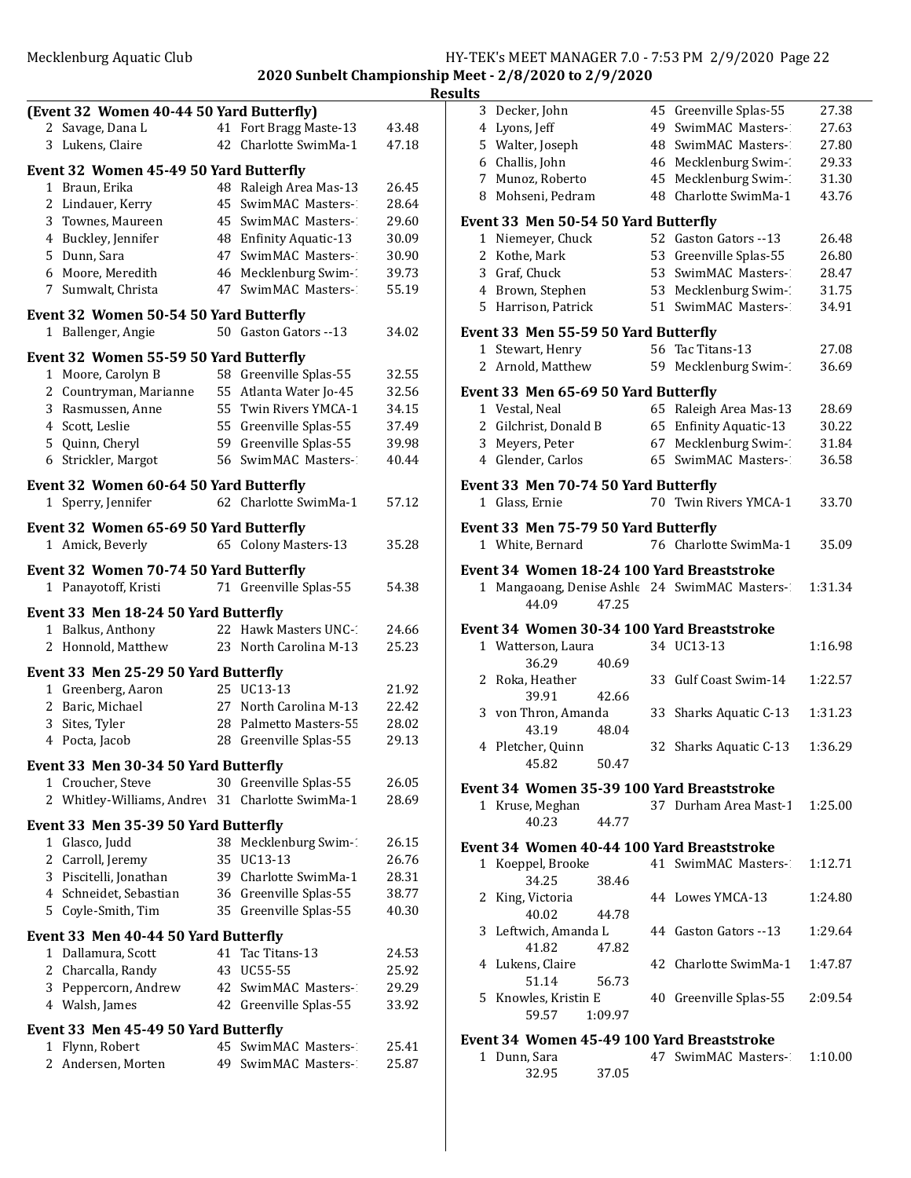**2020 Sunbelt Championship Meet - 2/8/2020 to 2/9/2020**

**Results**

**(Event 32 Women 40-44 50 Yard Butterfly)**

| | Name | Age | Team | Time |
|---|---|---|---|---|
| 2 | Savage, Dana L | 41 | Fort Bragg Maste-13 | 43.48 |
| 3 | Lukens, Claire | 42 | Charlotte SwimMa-1 | 47.18 |

**Event 32 Women 45-49 50 Yard Butterfly**

| | Name | Age | Team | Time |
|---|---|---|---|---|
| 1 | Braun, Erika | 48 | Raleigh Area Mas-13 | 26.45 |
| 2 | Lindauer, Kerry | 45 | SwimMAC Masters-1 | 28.64 |
| 3 | Townes, Maureen | 45 | SwimMAC Masters-1 | 29.60 |
| 4 | Buckley, Jennifer | 48 | Enfinity Aquatic-13 | 30.09 |
| 5 | Dunn, Sara | 47 | SwimMAC Masters-1 | 30.90 |
| 6 | Moore, Meredith | 46 | Mecklenburg Swim-1 | 39.73 |
| 7 | Sumwalt, Christa | 47 | SwimMAC Masters-1 | 55.19 |

**Event 32 Women 50-54 50 Yard Butterfly**

| | Name | Age | Team | Time |
|---|---|---|---|---|
| 1 | Ballenger, Angie | 50 | Gaston Gators --13 | 34.02 |

**Event 32 Women 55-59 50 Yard Butterfly**

| | Name | Age | Team | Time |
|---|---|---|---|---|
| 1 | Moore, Carolyn B | 58 | Greenville Splas-55 | 32.55 |
| 2 | Countryman, Marianne | 55 | Atlanta Water Jo-45 | 32.56 |
| 3 | Rasmussen, Anne | 55 | Twin Rivers YMCA-1 | 34.15 |
| 4 | Scott, Leslie | 55 | Greenville Splas-55 | 37.49 |
| 5 | Quinn, Cheryl | 59 | Greenville Splas-55 | 39.98 |
| 6 | Strickler, Margot | 56 | SwimMAC Masters-1 | 40.44 |

**Event 32 Women 60-64 50 Yard Butterfly**

| | Name | Age | Team | Time |
|---|---|---|---|---|
| 1 | Sperry, Jennifer | 62 | Charlotte SwimMa-1 | 57.12 |

**Event 32 Women 65-69 50 Yard Butterfly**

| | Name | Age | Team | Time |
|---|---|---|---|---|
| 1 | Amick, Beverly | 65 | Colony Masters-13 | 35.28 |

**Event 32 Women 70-74 50 Yard Butterfly**

| | Name | Age | Team | Time |
|---|---|---|---|---|
| 1 | Panayotoff, Kristi | 71 | Greenville Splas-55 | 54.38 |

**Event 33 Men 18-24 50 Yard Butterfly**

| | Name | Age | Team | Time |
|---|---|---|---|---|
| 1 | Balkus, Anthony | 22 | Hawk Masters UNC-1 | 24.66 |
| 2 | Honnold, Matthew | 23 | North Carolina M-13 | 25.23 |

**Event 33 Men 25-29 50 Yard Butterfly**

| | Name | Age | Team | Time |
|---|---|---|---|---|
| 1 | Greenberg, Aaron | 25 | UC13-13 | 21.92 |
| 2 | Baric, Michael | 27 | North Carolina M-13 | 22.42 |
| 3 | Sites, Tyler | 28 | Palmetto Masters-55 | 28.02 |
| 4 | Pocta, Jacob | 28 | Greenville Splas-55 | 29.13 |

**Event 33 Men 30-34 50 Yard Butterfly**

| | Name | Age | Team | Time |
|---|---|---|---|---|
| 1 | Croucher, Steve | 30 | Greenville Splas-55 | 26.05 |
| 2 | Whitley-Williams, Andrew | 31 | Charlotte SwimMa-1 | 28.69 |

**Event 33 Men 35-39 50 Yard Butterfly**

| | Name | Age | Team | Time |
|---|---|---|---|---|
| 1 | Glasco, Judd | 38 | Mecklenburg Swim-1 | 26.15 |
| 2 | Carroll, Jeremy | 35 | UC13-13 | 26.76 |
| 3 | Piscitelli, Jonathan | 39 | Charlotte SwimMa-1 | 28.31 |
| 4 | Schneidet, Sebastian | 36 | Greenville Splas-55 | 38.77 |
| 5 | Coyle-Smith, Tim | 35 | Greenville Splas-55 | 40.30 |

**Event 33 Men 40-44 50 Yard Butterfly**

| | Name | Age | Team | Time |
|---|---|---|---|---|
| 1 | Dallamura, Scott | 41 | Tac Titans-13 | 24.53 |
| 2 | Charcalla, Randy | 43 | UC55-55 | 25.92 |
| 3 | Peppercorn, Andrew | 42 | SwimMAC Masters-1 | 29.29 |
| 4 | Walsh, James | 42 | Greenville Splas-55 | 33.92 |

**Event 33 Men 45-49 50 Yard Butterfly**

| | Name | Age | Team | Time |
|---|---|---|---|---|
| 1 | Flynn, Robert | 45 | SwimMAC Masters-1 | 25.41 |
| 2 | Andersen, Morten | 49 | SwimMAC Masters-1 | 25.87 |
| 3 | Decker, John | 45 | Greenville Splas-55 | 27.38 |
| 4 | Lyons, Jeff | 49 | SwimMAC Masters-1 | 27.63 |
| 5 | Walter, Joseph | 48 | SwimMAC Masters-1 | 27.80 |
| 6 | Challis, John | 46 | Mecklenburg Swim-1 | 29.33 |
| 7 | Munoz, Roberto | 45 | Mecklenburg Swim-1 | 31.30 |
| 8 | Mohseni, Pedram | 48 | Charlotte SwimMa-1 | 43.76 |

**Event 33 Men 50-54 50 Yard Butterfly**

| | Name | Age | Team | Time |
|---|---|---|---|---|
| 1 | Niemeyer, Chuck | 52 | Gaston Gators --13 | 26.48 |
| 2 | Kothe, Mark | 53 | Greenville Splas-55 | 26.80 |
| 3 | Graf, Chuck | 53 | SwimMAC Masters-1 | 28.47 |
| 4 | Brown, Stephen | 53 | Mecklenburg Swim-1 | 31.75 |
| 5 | Harrison, Patrick | 51 | SwimMAC Masters-1 | 34.91 |

**Event 33 Men 55-59 50 Yard Butterfly**

| | Name | Age | Team | Time |
|---|---|---|---|---|
| 1 | Stewart, Henry | 56 | Tac Titans-13 | 27.08 |
| 2 | Arnold, Matthew | 59 | Mecklenburg Swim-1 | 36.69 |

**Event 33 Men 65-69 50 Yard Butterfly**

| | Name | Age | Team | Time |
|---|---|---|---|---|
| 1 | Vestal, Neal | 65 | Raleigh Area Mas-13 | 28.69 |
| 2 | Gilchrist, Donald B | 65 | Enfinity Aquatic-13 | 30.22 |
| 3 | Meyers, Peter | 67 | Mecklenburg Swim-1 | 31.84 |
| 4 | Glender, Carlos | 65 | SwimMAC Masters-1 | 36.58 |

**Event 33 Men 70-74 50 Yard Butterfly**

| | Name | Age | Team | Time |
|---|---|---|---|---|
| 1 | Glass, Ernie | 70 | Twin Rivers YMCA-1 | 33.70 |

**Event 33 Men 75-79 50 Yard Butterfly**

| | Name | Age | Team | Time |
|---|---|---|---|---|
| 1 | White, Bernard | 76 | Charlotte SwimMa-1 | 35.09 |

**Event 34 Women 18-24 100 Yard Breaststroke**

| | Name | Age | Team | Time |
|---|---|---|---|---|
| 1 | Mangaoang, Denise Ashle | 24 | SwimMAC Masters-1 | 1:31.34 |
| | 44.09 47.25 | | | |

**Event 34 Women 30-34 100 Yard Breaststroke**

| | Name | Age | Team | Time |
|---|---|---|---|---|
| 1 | Watterson, Laura | 34 | UC13-13 | 1:16.98 |
| | 36.29 40.69 | | | |
| 2 | Roka, Heather | 33 | Gulf Coast Swim-14 | 1:22.57 |
| | 39.91 42.66 | | | |
| 3 | von Thron, Amanda | 33 | Sharks Aquatic C-13 | 1:31.23 |
| | 43.19 48.04 | | | |
| 4 | Pletcher, Quinn | 32 | Sharks Aquatic C-13 | 1:36.29 |
| | 45.82 50.47 | | | |

**Event 34 Women 35-39 100 Yard Breaststroke**

| | Name | Age | Team | Time |
|---|---|---|---|---|
| 1 | Kruse, Meghan | 37 | Durham Area Mast-1 | 1:25.00 |
| | 40.23 44.77 | | | |

**Event 34 Women 40-44 100 Yard Breaststroke**

| | Name | Age | Team | Time |
|---|---|---|---|---|
| 1 | Koeppel, Brooke | 41 | SwimMAC Masters-1 | 1:12.71 |
| | 34.25 38.46 | | | |
| 2 | King, Victoria | 44 | Lowes YMCA-13 | 1:24.80 |
| | 40.02 44.78 | | | |
| 3 | Leftwich, Amanda L | 44 | Gaston Gators --13 | 1:29.64 |
| | 41.82 47.82 | | | |
| 4 | Lukens, Claire | 42 | Charlotte SwimMa-1 | 1:47.87 |
| | 51.14 56.73 | | | |
| 5 | Knowles, Kristin E | 40 | Greenville Splas-55 | 2:09.54 |
| | 59.57 1:09.97 | | | |

**Event 34 Women 45-49 100 Yard Breaststroke**

| | Name | Age | Team | Time |
|---|---|---|---|---|
| 1 | Dunn, Sara | 47 | SwimMAC Masters-1 | 1:10.00 |
| | 32.95 37.05 | | | |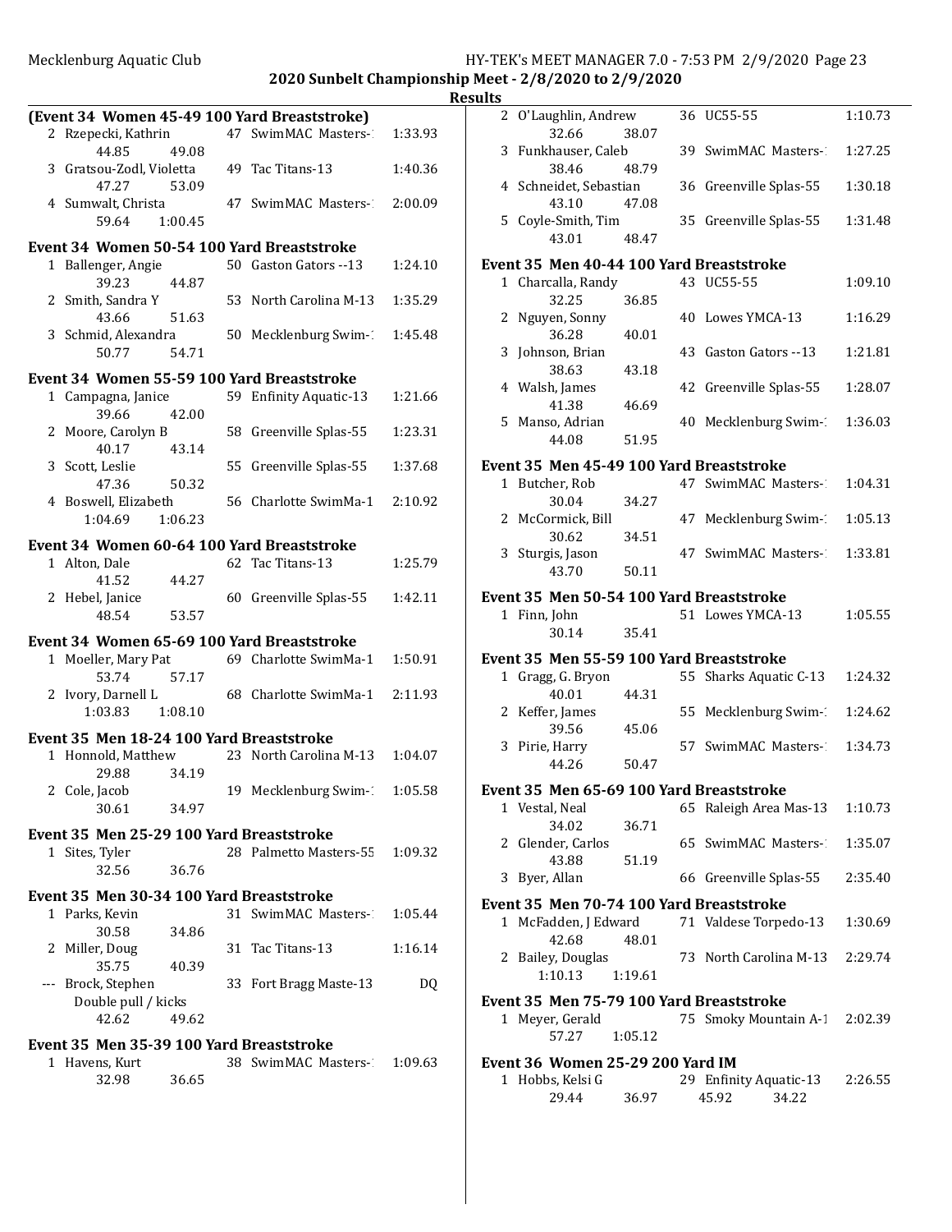## 2020 Sunbelt Championship Meet - 2/8/2020 to 2/9/2020

### Results

#### (Event 34 Women 45-49 100 Yard Breaststroke)

| Place | Name | Age | Team | Time |
|---|---|---|---|---|
| 2 | Rzepecki, Kathrin | 47 | SwimMAC Masters-1 | 1:33.93 |
| | 44.85 49.08 | | | |
| 3 | Gratsou-Zodl, Violetta | 49 | Tac Titans-13 | 1:40.36 |
| | 47.27 53.09 | | | |
| 4 | Sumwalt, Christa | 47 | SwimMAC Masters-1 | 2:00.09 |
| | 59.64 1:00.45 | | | |

#### Event 34 Women 50-54 100 Yard Breaststroke

| Place | Name | Age | Team | Time |
|---|---|---|---|---|
| 1 | Ballenger, Angie | 50 | Gaston Gators --13 | 1:24.10 |
| | 39.23 44.87 | | | |
| 2 | Smith, Sandra Y | 53 | North Carolina M-13 | 1:35.29 |
| | 43.66 51.63 | | | |
| 3 | Schmid, Alexandra | 50 | Mecklenburg Swim-1 | 1:45.48 |
| | 50.77 54.71 | | | |

#### Event 34 Women 55-59 100 Yard Breaststroke

| Place | Name | Age | Team | Time |
|---|---|---|---|---|
| 1 | Campagna, Janice | 59 | Enfinity Aquatic-13 | 1:21.66 |
| | 39.66 42.00 | | | |
| 2 | Moore, Carolyn B | 58 | Greenville Splas-55 | 1:23.31 |
| | 40.17 43.14 | | | |
| 3 | Scott, Leslie | 55 | Greenville Splas-55 | 1:37.68 |
| | 47.36 50.32 | | | |
| 4 | Boswell, Elizabeth | 56 | Charlotte SwimMa-1 | 2:10.92 |
| | 1:04.69 1:06.23 | | | |

#### Event 34 Women 60-64 100 Yard Breaststroke

| Place | Name | Age | Team | Time |
|---|---|---|---|---|
| 1 | Alton, Dale | 62 | Tac Titans-13 | 1:25.79 |
| | 41.52 44.27 | | | |
| 2 | Hebel, Janice | 60 | Greenville Splas-55 | 1:42.11 |
| | 48.54 53.57 | | | |

#### Event 34 Women 65-69 100 Yard Breaststroke

| Place | Name | Age | Team | Time |
|---|---|---|---|---|
| 1 | Moeller, Mary Pat | 69 | Charlotte SwimMa-1 | 1:50.91 |
| | 53.74 57.17 | | | |
| 2 | Ivory, Darnell L | 68 | Charlotte SwimMa-1 | 2:11.93 |
| | 1:03.83 1:08.10 | | | |

#### Event 35 Men 18-24 100 Yard Breaststroke

| Place | Name | Age | Team | Time |
|---|---|---|---|---|
| 1 | Honnold, Matthew | 23 | North Carolina M-13 | 1:04.07 |
| | 29.88 34.19 | | | |
| 2 | Cole, Jacob | 19 | Mecklenburg Swim-1 | 1:05.58 |
| | 30.61 34.97 | | | |

#### Event 35 Men 25-29 100 Yard Breaststroke

| Place | Name | Age | Team | Time |
|---|---|---|---|---|
| 1 | Sites, Tyler | 28 | Palmetto Masters-55 | 1:09.32 |
| | 32.56 36.76 | | | |

#### Event 35 Men 30-34 100 Yard Breaststroke

| Place | Name | Age | Team | Time |
|---|---|---|---|---|
| 1 | Parks, Kevin | 31 | SwimMAC Masters-1 | 1:05.44 |
| | 30.58 34.86 | | | |
| 2 | Miller, Doug | 31 | Tac Titans-13 | 1:16.14 |
| | 35.75 40.39 | | | |
| --- | Brock, Stephen | 33 | Fort Bragg Maste-13 | DQ |
| | Double pull / kicks | | | |
| | 42.62 49.62 | | | |

#### Event 35 Men 35-39 100 Yard Breaststroke

| Place | Name | Age | Team | Time |
|---|---|---|---|---|
| 1 | Havens, Kurt | 38 | SwimMAC Masters-1 | 1:09.63 |
| | 32.98 36.65 | | | |
| 2 | O'Laughlin, Andrew | 36 | UC55-55 | 1:10.73 |
| | 32.66 38.07 | | | |
| 3 | Funkhauser, Caleb | 39 | SwimMAC Masters-1 | 1:27.25 |
| | 38.46 48.79 | | | |
| 4 | Schneidet, Sebastian | 36 | Greenville Splas-55 | 1:30.18 |
| | 43.10 47.08 | | | |
| 5 | Coyle-Smith, Tim | 35 | Greenville Splas-55 | 1:31.48 |
| | 43.01 48.47 | | | |

#### Event 35 Men 40-44 100 Yard Breaststroke

| Place | Name | Age | Team | Time |
|---|---|---|---|---|
| 1 | Charcalla, Randy | 43 | UC55-55 | 1:09.10 |
| | 32.25 36.85 | | | |
| 2 | Nguyen, Sonny | 40 | Lowes YMCA-13 | 1:16.29 |
| | 36.28 40.01 | | | |
| 3 | Johnson, Brian | 43 | Gaston Gators --13 | 1:21.81 |
| | 38.63 43.18 | | | |
| 4 | Walsh, James | 42 | Greenville Splas-55 | 1:28.07 |
| | 41.38 46.69 | | | |
| 5 | Manso, Adrian | 40 | Mecklenburg Swim-1 | 1:36.03 |
| | 44.08 51.95 | | | |

#### Event 35 Men 45-49 100 Yard Breaststroke

| Place | Name | Age | Team | Time |
|---|---|---|---|---|
| 1 | Butcher, Rob | 47 | SwimMAC Masters-1 | 1:04.31 |
| | 30.04 34.27 | | | |
| 2 | McCormick, Bill | 47 | Mecklenburg Swim-1 | 1:05.13 |
| | 30.62 34.51 | | | |
| 3 | Sturgis, Jason | 47 | SwimMAC Masters-1 | 1:33.81 |
| | 43.70 50.11 | | | |

#### Event 35 Men 50-54 100 Yard Breaststroke

| Place | Name | Age | Team | Time |
|---|---|---|---|---|
| 1 | Finn, John | 51 | Lowes YMCA-13 | 1:05.55 |
| | 30.14 35.41 | | | |

#### Event 35 Men 55-59 100 Yard Breaststroke

| Place | Name | Age | Team | Time |
|---|---|---|---|---|
| 1 | Gragg, G. Bryon | 55 | Sharks Aquatic C-13 | 1:24.32 |
| | 40.01 44.31 | | | |
| 2 | Keffer, James | 55 | Mecklenburg Swim-1 | 1:24.62 |
| | 39.56 45.06 | | | |
| 3 | Pirie, Harry | 57 | SwimMAC Masters-1 | 1:34.73 |
| | 44.26 50.47 | | | |

#### Event 35 Men 65-69 100 Yard Breaststroke

| Place | Name | Age | Team | Time |
|---|---|---|---|---|
| 1 | Vestal, Neal | 65 | Raleigh Area Mas-13 | 1:10.73 |
| | 34.02 36.71 | | | |
| 2 | Glender, Carlos | 65 | SwimMAC Masters-1 | 1:35.07 |
| | 43.88 51.19 | | | |
| 3 | Byer, Allan | 66 | Greenville Splas-55 | 2:35.40 |

#### Event 35 Men 70-74 100 Yard Breaststroke

| Place | Name | Age | Team | Time |
|---|---|---|---|---|
| 1 | McFadden, J Edward | 71 | Valdese Torpedo-13 | 1:30.69 |
| | 42.68 48.01 | | | |
| 2 | Bailey, Douglas | 73 | North Carolina M-13 | 2:29.74 |
| | 1:10.13 1:19.61 | | | |

#### Event 35 Men 75-79 100 Yard Breaststroke

| Place | Name | Age | Team | Time |
|---|---|---|---|---|
| 1 | Meyer, Gerald | 75 | Smoky Mountain A-1 | 2:02.39 |
| | 57.27 1:05.12 | | | |

#### Event 36 Women 25-29 200 Yard IM

| Place | Name | Age | Team | Time |
|---|---|---|---|---|
| 1 | Hobbs, Kelsi G | 29 | Enfinity Aquatic-13 | 2:26.55 |
| | 29.44 36.97 45.92 34.22 | | | |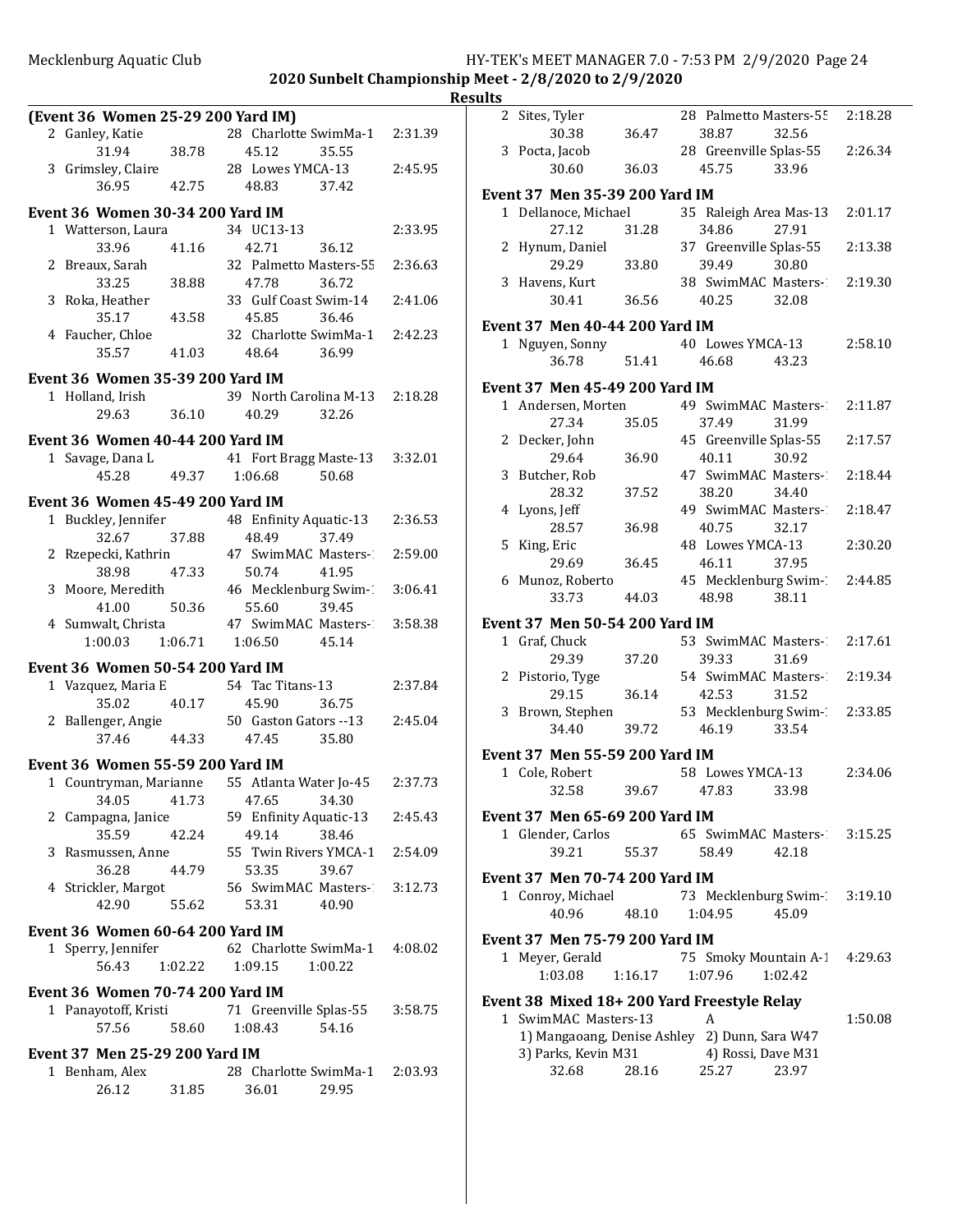# 2020 Sunbelt Championship Meet - 2/8/2020 to 2/9/2020

## Results

### (Event 36 Women 25-29 200 Yard IM)

| Place | Name | Age | Team | Time |
|---|---|---|---|---|
| 2 | Ganley, Katie | 28 | Charlotte SwimMa-1 | 2:31.39 |
| | 31.94 | 38.78 | 45.12 | 35.55 |
| 3 | Grimsley, Claire | 28 | Lowes YMCA-13 | 2:45.95 |
| | 36.95 | 42.75 | 48.83 | 37.42 |

### Event 36 Women 30-34 200 Yard IM

| Place | Name | Age | Team | Time |
|---|---|---|---|---|
| 1 | Watterson, Laura | 34 | UC13-13 | 2:33.95 |
| | 33.96 | 41.16 | 42.71 | 36.12 |
| 2 | Breaux, Sarah | 32 | Palmetto Masters-55 | 2:36.63 |
| | 33.25 | 38.88 | 47.78 | 36.72 |
| 3 | Roka, Heather | 33 | Gulf Coast Swim-14 | 2:41.06 |
| | 35.17 | 43.58 | 45.85 | 36.46 |
| 4 | Faucher, Chloe | 32 | Charlotte SwimMa-1 | 2:42.23 |
| | 35.57 | 41.03 | 48.64 | 36.99 |

### Event 36 Women 35-39 200 Yard IM

| Place | Name | Age | Team | Time |
|---|---|---|---|---|
| 1 | Holland, Irish | 39 | North Carolina M-13 | 2:18.28 |
| | 29.63 | 36.10 | 40.29 | 32.26 |

### Event 36 Women 40-44 200 Yard IM

| Place | Name | Age | Team | Time |
|---|---|---|---|---|
| 1 | Savage, Dana L | 41 | Fort Bragg Maste-13 | 3:32.01 |
| | 45.28 | 49.37 | 1:06.68 | 50.68 |

### Event 36 Women 45-49 200 Yard IM

| Place | Name | Age | Team | Time |
|---|---|---|---|---|
| 1 | Buckley, Jennifer | 48 | Enfinity Aquatic-13 | 2:36.53 |
| | 32.67 | 37.88 | 48.49 | 37.49 |
| 2 | Rzepecki, Kathrin | 47 | SwimMAC Masters-1 | 2:59.00 |
| | 38.98 | 47.33 | 50.74 | 41.95 |
| 3 | Moore, Meredith | 46 | Mecklenburg Swim-1 | 3:06.41 |
| | 41.00 | 50.36 | 55.60 | 39.45 |
| 4 | Sumwalt, Christa | 47 | SwimMAC Masters-1 | 3:58.38 |
| | 1:00.03 | 1:06.71 | 1:06.50 | 45.14 |

### Event 36 Women 50-54 200 Yard IM

| Place | Name | Age | Team | Time |
|---|---|---|---|---|
| 1 | Vazquez, Maria E | 54 | Tac Titans-13 | 2:37.84 |
| | 35.02 | 40.17 | 45.90 | 36.75 |
| 2 | Ballenger, Angie | 50 | Gaston Gators --13 | 2:45.04 |
| | 37.46 | 44.33 | 47.45 | 35.80 |

### Event 36 Women 55-59 200 Yard IM

| Place | Name | Age | Team | Time |
|---|---|---|---|---|
| 1 | Countryman, Marianne | 55 | Atlanta Water Jo-45 | 2:37.73 |
| | 34.05 | 41.73 | 47.65 | 34.30 |
| 2 | Campagna, Janice | 59 | Enfinity Aquatic-13 | 2:45.43 |
| | 35.59 | 42.24 | 49.14 | 38.46 |
| 3 | Rasmussen, Anne | 55 | Twin Rivers YMCA-1 | 2:54.09 |
| | 36.28 | 44.79 | 53.35 | 39.67 |
| 4 | Strickler, Margot | 56 | SwimMAC Masters-1 | 3:12.73 |
| | 42.90 | 55.62 | 53.31 | 40.90 |

### Event 36 Women 60-64 200 Yard IM

| Place | Name | Age | Team | Time |
|---|---|---|---|---|
| 1 | Sperry, Jennifer | 62 | Charlotte SwimMa-1 | 4:08.02 |
| | 56.43 | 1:02.22 | 1:09.15 | 1:00.22 |

### Event 36 Women 70-74 200 Yard IM

| Place | Name | Age | Team | Time |
|---|---|---|---|---|
| 1 | Panayotoff, Kristi | 71 | Greenville Splas-55 | 3:58.75 |
| | 57.56 | 58.60 | 1:08.43 | 54.16 |

### Event 37 Men 25-29 200 Yard IM

| Place | Name | Age | Team | Time |
|---|---|---|---|---|
| 1 | Benham, Alex | 28 | Charlotte SwimMa-1 | 2:03.93 |
| | 26.12 | 31.85 | 36.01 | 29.95 |
| 2 | Sites, Tyler | 28 | Palmetto Masters-55 | 2:18.28 |
| | 30.38 | 36.47 | 38.87 | 32.56 |
| 3 | Pocta, Jacob | 28 | Greenville Splas-55 | 2:26.34 |
| | 30.60 | 36.03 | 45.75 | 33.96 |

### Event 37 Men 35-39 200 Yard IM

| Place | Name | Age | Team | Time |
|---|---|---|---|---|
| 1 | Dellanoce, Michael | 35 | Raleigh Area Mas-13 | 2:01.17 |
| | 27.12 | 31.28 | 34.86 | 27.91 |
| 2 | Hynum, Daniel | 37 | Greenville Splas-55 | 2:13.38 |
| | 29.29 | 33.80 | 39.49 | 30.80 |
| 3 | Havens, Kurt | 38 | SwimMAC Masters-1 | 2:19.30 |
| | 30.41 | 36.56 | 40.25 | 32.08 |

### Event 37 Men 40-44 200 Yard IM

| Place | Name | Age | Team | Time |
|---|---|---|---|---|
| 1 | Nguyen, Sonny | 40 | Lowes YMCA-13 | 2:58.10 |
| | 36.78 | 51.41 | 46.68 | 43.23 |

### Event 37 Men 45-49 200 Yard IM

| Place | Name | Age | Team | Time |
|---|---|---|---|---|
| 1 | Andersen, Morten | 49 | SwimMAC Masters-1 | 2:11.87 |
| | 27.34 | 35.05 | 37.49 | 31.99 |
| 2 | Decker, John | 45 | Greenville Splas-55 | 2:17.57 |
| | 29.64 | 36.90 | 40.11 | 30.92 |
| 3 | Butcher, Rob | 47 | SwimMAC Masters-1 | 2:18.44 |
| | 28.32 | 37.52 | 38.20 | 34.40 |
| 4 | Lyons, Jeff | 49 | SwimMAC Masters-1 | 2:18.47 |
| | 28.57 | 36.98 | 40.75 | 32.17 |
| 5 | King, Eric | 48 | Lowes YMCA-13 | 2:30.20 |
| | 29.69 | 36.45 | 46.11 | 37.95 |
| 6 | Munoz, Roberto | 45 | Mecklenburg Swim-1 | 2:44.85 |
| | 33.73 | 44.03 | 48.98 | 38.11 |

### Event 37 Men 50-54 200 Yard IM

| Place | Name | Age | Team | Time |
|---|---|---|---|---|
| 1 | Graf, Chuck | 53 | SwimMAC Masters-1 | 2:17.61 |
| | 29.39 | 37.20 | 39.33 | 31.69 |
| 2 | Pistorio, Tyge | 54 | SwimMAC Masters-1 | 2:19.34 |
| | 29.15 | 36.14 | 42.53 | 31.52 |
| 3 | Brown, Stephen | 53 | Mecklenburg Swim-1 | 2:33.85 |
| | 34.40 | 39.72 | 46.19 | 33.54 |

### Event 37 Men 55-59 200 Yard IM

| Place | Name | Age | Team | Time |
|---|---|---|---|---|
| 1 | Cole, Robert | 58 | Lowes YMCA-13 | 2:34.06 |
| | 32.58 | 39.67 | 47.83 | 33.98 |

### Event 37 Men 65-69 200 Yard IM

| Place | Name | Age | Team | Time |
|---|---|---|---|---|
| 1 | Glender, Carlos | 65 | SwimMAC Masters-1 | 3:15.25 |
| | 39.21 | 55.37 | 58.49 | 42.18 |

### Event 37 Men 70-74 200 Yard IM

| Place | Name | Age | Team | Time |
|---|---|---|---|---|
| 1 | Conroy, Michael | 73 | Mecklenburg Swim-1 | 3:19.10 |
| | 40.96 | 48.10 | 1:04.95 | 45.09 |

### Event 37 Men 75-79 200 Yard IM

| Place | Name | Age | Team | Time |
|---|---|---|---|---|
| 1 | Meyer, Gerald | 75 | Smoky Mountain A-1 | 4:29.63 |
| | 1:03.08 | 1:16.17 | 1:07.96 | 1:02.42 |

### Event 38 Mixed 18+ 200 Yard Freestyle Relay

| Place | Team | Relay | Time |
|---|---|---|---|
| 1 | SwimMAC Masters-13 | A | 1:50.08 |

1) Mangaoang, Denise Ashley 2) Dunn, Sara W47
3) Parks, Kevin M31 4) Rossi, Dave M31

32.68 28.16 25.27 23.97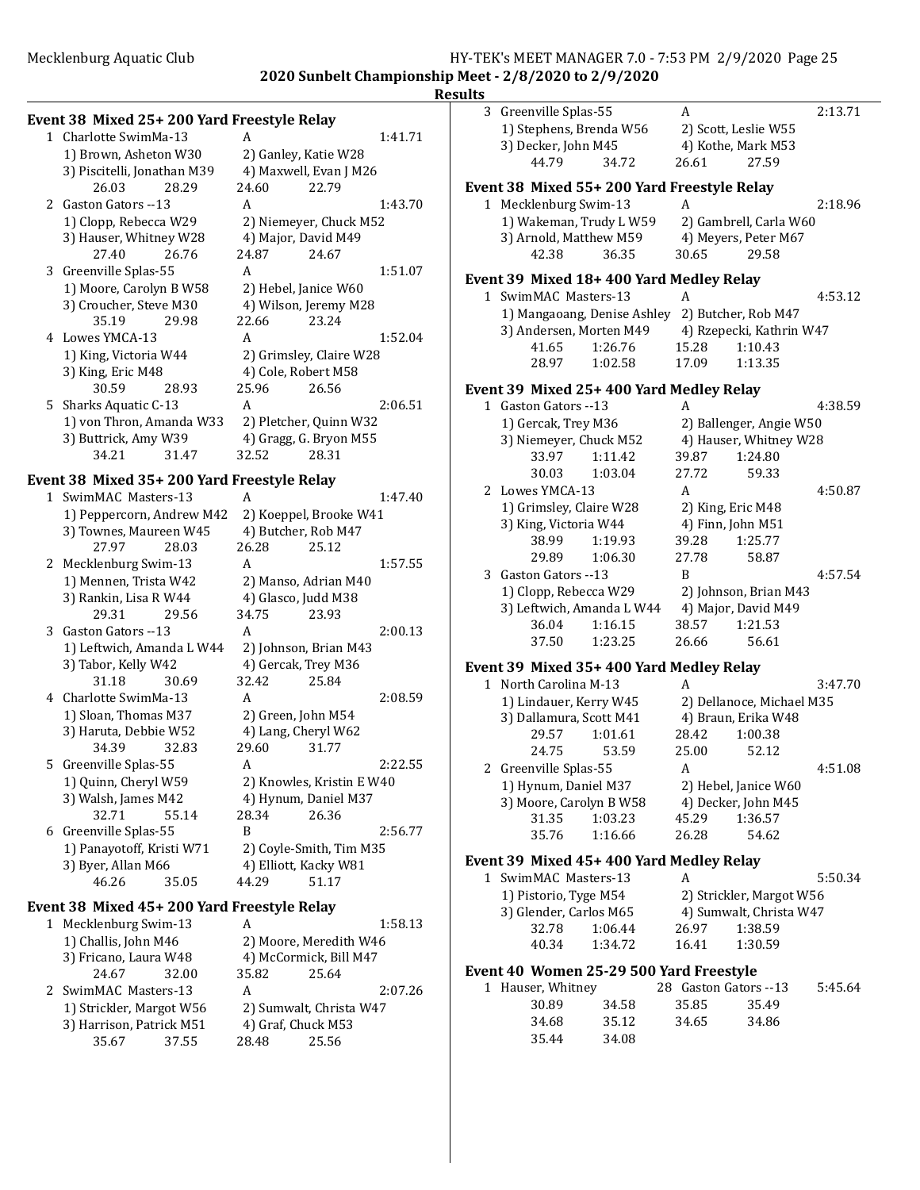**2020 Sunbelt Championship Meet - 2/8/2020 to 2/9/2020**

**Results**

### Event 38 Mixed 25+ 200 Yard Freestyle Relay

1 Charlotte SwimMa-13 A 1:41.71
1) Brown, Asheton W30 2) Ganley, Katie W28
3) Piscitelli, Jonathan M39 4) Maxwell, Evan J M26
26.03 28.29 24.60 22.79

2 Gaston Gators --13 A 1:43.70
1) Clopp, Rebecca W29 2) Niemeyer, Chuck M52
3) Hauser, Whitney W28 4) Major, David M49
27.40 26.76 24.87 24.67

3 Greenville Splas-55 A 1:51.07
1) Moore, Carolyn B W58 2) Hebel, Janice W60
3) Croucher, Steve M30 4) Wilson, Jeremy M28
35.19 29.98 22.66 23.24

4 Lowes YMCA-13 A 1:52.04
1) King, Victoria W44 2) Grimsley, Claire W28
3) King, Eric M48 4) Cole, Robert M58
30.59 28.93 25.96 26.56

5 Sharks Aquatic C-13 A 2:06.51
1) von Thron, Amanda W33 2) Pletcher, Quinn W32
3) Buttrick, Amy W39 4) Gragg, G. Bryon M55
34.21 31.47 32.52 28.31

### Event 38 Mixed 35+ 200 Yard Freestyle Relay

1 SwimMAC Masters-13 A 1:47.40
1) Peppercorn, Andrew M42 2) Koeppel, Brooke W41
3) Townes, Maureen W45 4) Butcher, Rob M47
27.97 28.03 26.28 25.12

2 Mecklenburg Swim-13 A 1:57.55
1) Mennen, Trista W42 2) Manso, Adrian M40
3) Rankin, Lisa R W44 4) Glasco, Judd M38
29.31 29.56 34.75 23.93

3 Gaston Gators --13 A 2:00.13
1) Leftwich, Amanda L W44 2) Johnson, Brian M43
3) Tabor, Kelly W42 4) Gercak, Trey M36
31.18 30.69 32.42 25.84

4 Charlotte SwimMa-13 A 2:08.59
1) Sloan, Thomas M37 2) Green, John M54
3) Haruta, Debbie W52 4) Lang, Cheryl W62
34.39 32.83 29.60 31.77

5 Greenville Splas-55 A 2:22.55
1) Quinn, Cheryl W59 2) Knowles, Kristin E W40
3) Walsh, James M42 4) Hynum, Daniel M37
32.71 55.14 28.34 26.36

6 Greenville Splas-55 B 2:56.77
1) Panayotoff, Kristi W71 2) Coyle-Smith, Tim M35
3) Byer, Allan M66 4) Elliott, Kacky W81
46.26 35.05 44.29 51.17

### Event 38 Mixed 45+ 200 Yard Freestyle Relay

1 Mecklenburg Swim-13 A 1:58.13
1) Challis, John M46 2) Moore, Meredith W46
3) Fricano, Laura W48 4) McCormick, Bill M47
24.67 32.00 35.82 25.64

2 SwimMAC Masters-13 A 2:07.26
1) Strickler, Margot W56 2) Sumwalt, Christa W47
3) Harrison, Patrick M51 4) Graf, Chuck M53
35.67 37.55 28.48 25.56

3 Greenville Splas-55 A 2:13.71
1) Stephens, Brenda W56 2) Scott, Leslie W55
3) Decker, John M45 4) Kothe, Mark M53
44.79 34.72 26.61 27.59

### Event 38 Mixed 55+ 200 Yard Freestyle Relay

1 Mecklenburg Swim-13 A 2:18.96
1) Wakeman, Trudy L W59 2) Gambrell, Carla W60
3) Arnold, Matthew M59 4) Meyers, Peter M67
42.38 36.35 30.65 29.58

### Event 39 Mixed 18+ 400 Yard Medley Relay

1 SwimMAC Masters-13 A 4:53.12
1) Mangaoang, Denise Ashley 2) Butcher, Rob M47
3) Andersen, Morten M49 4) Rzepecki, Kathrin W47
41.65 1:26.76 15.28 1:10.43
28.97 1:02.58 17.09 1:13.35

### Event 39 Mixed 25+ 400 Yard Medley Relay

1 Gaston Gators --13 A 4:38.59
1) Gercak, Trey M36 2) Ballenger, Angie W50
3) Niemeyer, Chuck M52 4) Hauser, Whitney W28
33.97 1:11.42 39.87 1:24.80
30.03 1:03.04 27.72 59.33

2 Lowes YMCA-13 A 4:50.87
1) Grimsley, Claire W28 2) King, Eric M48
3) King, Victoria W44 4) Finn, John M51
38.99 1:19.93 39.28 1:25.77
29.89 1:06.30 27.78 58.87

3 Gaston Gators --13 B 4:57.54
1) Clopp, Rebecca W29 2) Johnson, Brian M43
3) Leftwich, Amanda L W44 4) Major, David M49
36.04 1:16.15 38.57 1:21.53
37.50 1:23.25 26.66 56.61

### Event 39 Mixed 35+ 400 Yard Medley Relay

1 North Carolina M-13 A 3:47.70
1) Lindauer, Kerry W45 2) Dellanoce, Michael M35
3) Dallamura, Scott M41 4) Braun, Erika W48
29.57 1:01.61 28.42 1:00.38
24.75 53.59 25.00 52.12

2 Greenville Splas-55 A 4:51.08
1) Hynum, Daniel M37 2) Hebel, Janice W60
3) Moore, Carolyn B W58 4) Decker, John M45
31.35 1:03.23 45.29 1:36.57
35.76 1:16.66 26.28 54.62

### Event 39 Mixed 45+ 400 Yard Medley Relay

1 SwimMAC Masters-13 A 5:50.34
1) Pistorio, Tyge M54 2) Strickler, Margot W56
3) Glender, Carlos M65 4) Sumwalt, Christa W47
32.78 1:06.44 26.97 1:38.59
40.34 1:34.72 16.41 1:30.59

### Event 40 Women 25-29 500 Yard Freestyle

1 Hauser, Whitney 28 Gaston Gators --13 5:45.64
30.89 34.58 35.85 35.49
34.68 35.12 34.65 34.86
35.44 34.08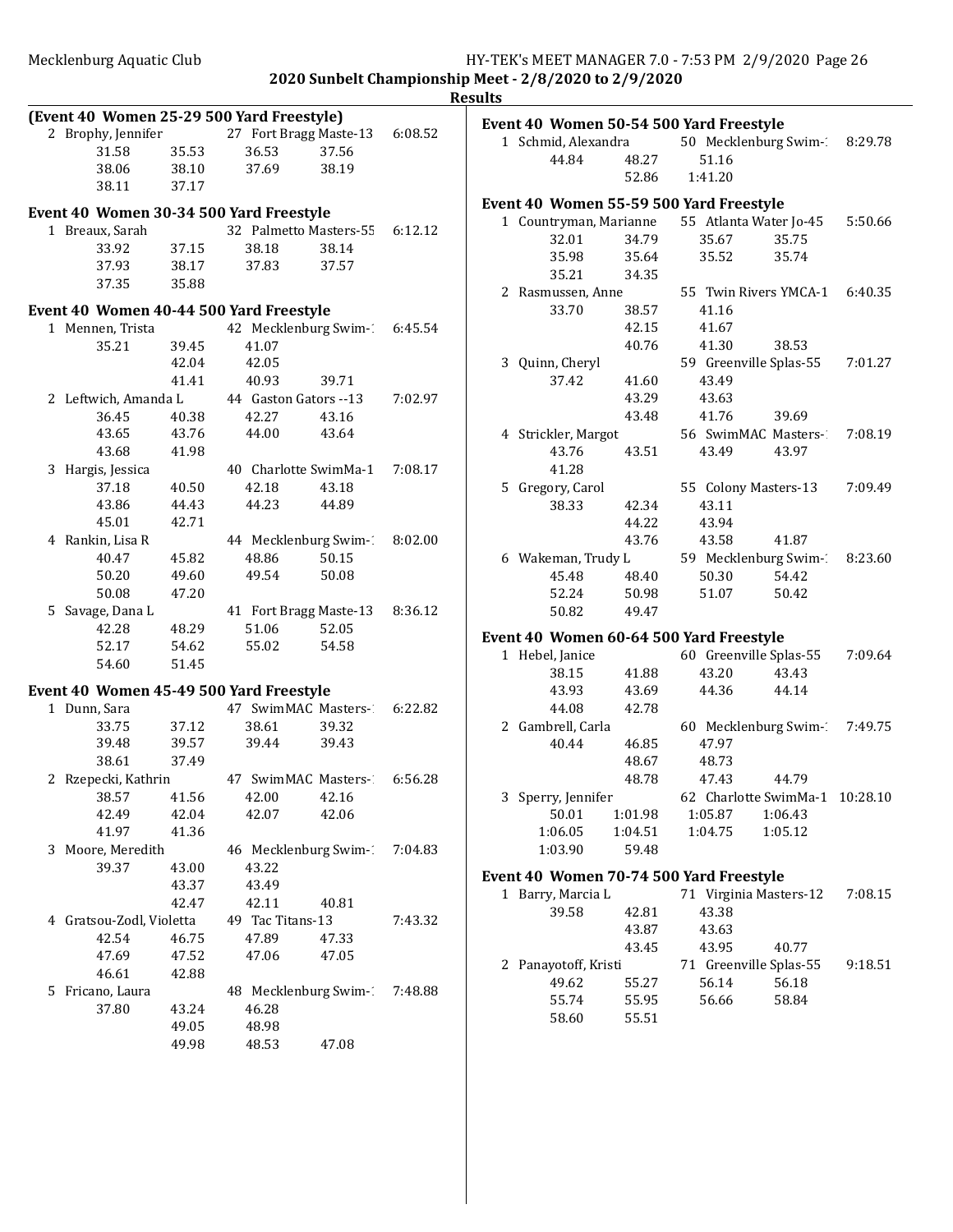## 2020 Sunbelt Championship Meet - 2/8/2020 to 2/9/2020

### Results

**(Event 40 Women 25-29 500 Yard Freestyle)**

```
  2 Brophy, Jennifer          27 Fort Bragg Maste-13     6:08.52
        31.58     35.53     36.53     37.56
        38.06     38.10     37.69     38.19
        38.11     37.17
```

**Event 40 Women 30-34 500 Yard Freestyle**

```
  1 Breaux, Sarah             32 Palmetto Masters-55     6:12.12
        33.92     37.15     38.18     38.14
        37.93     38.17     37.83     37.57
        37.35     35.88
```

**Event 40 Women 40-44 500 Yard Freestyle**

```
  1 Mennen, Trista            42 Mecklenburg Swim-1      6:45.54
        35.21     39.45     41.07
                  42.04     42.05
                  41.41     40.93     39.71
  2 Leftwich, Amanda L        44 Gaston Gators --13      7:02.97
        36.45     40.38     42.27     43.16
        43.65     43.76     44.00     43.64
        43.68     41.98
  3 Hargis, Jessica           40 Charlotte SwimMa-1      7:08.17
        37.18     40.50     42.18     43.18
        43.86     44.43     44.23     44.89
        45.01     42.71
  4 Rankin, Lisa R            44 Mecklenburg Swim-1      8:02.00
        40.47     45.82     48.86     50.15
        50.20     49.60     49.54     50.08
        50.08     47.20
  5 Savage, Dana L            41 Fort Bragg Maste-13     8:36.12
        42.28     48.29     51.06     52.05
        52.17     54.62     55.02     54.58
        54.60     51.45
```

**Event 40 Women 45-49 500 Yard Freestyle**

```
  1 Dunn, Sara                47 SwimMAC Masters-1       6:22.82
        33.75     37.12     38.61     39.32
        39.48     39.57     39.44     39.43
        38.61     37.49
  2 Rzepecki, Kathrin         47 SwimMAC Masters-1       6:56.28
        38.57     41.56     42.00     42.16
        42.49     42.04     42.07     42.06
        41.97     41.36
  3 Moore, Meredith           46 Mecklenburg Swim-1      7:04.83
        39.37     43.00     43.22
                  43.37     43.49
                  42.47     42.11     40.81
  4 Gratsou-Zodl, Violetta    49 Tac Titans-13           7:43.32
        42.54     46.75     47.89     47.33
        47.69     47.52     47.06     47.05
        46.61     42.88
  5 Fricano, Laura            48 Mecklenburg Swim-1      7:48.88
        37.80     43.24     46.28
                  49.05     48.98
                  49.98     48.53     47.08
```

**Event 40 Women 50-54 500 Yard Freestyle**

```
  1 Schmid, Alexandra         50 Mecklenburg Swim-1      8:29.78
        44.84     48.27     51.16
                  52.86   1:41.20
```

**Event 40 Women 55-59 500 Yard Freestyle**

```
  1 Countryman, Marianne      55 Atlanta Water Jo-45     5:50.66
        32.01     34.79     35.67     35.75
        35.98     35.64     35.52     35.74
        35.21     34.35
  2 Rasmussen, Anne           55 Twin Rivers YMCA-1      6:40.35
        33.70     38.57     41.16
                  42.15     41.67
                  40.76     41.30     38.53
  3 Quinn, Cheryl             59 Greenville Splas-55     7:01.27
        37.42     41.60     43.49
                  43.29     43.63
                  43.48     41.76     39.69
  4 Strickler, Margot         56 SwimMAC Masters-1       7:08.19
        43.76     43.51     43.49     43.97
        41.28
  5 Gregory, Carol            55 Colony Masters-13       7:09.49
        38.33     42.34     43.11
                  44.22     43.94
                  43.76     43.58     41.87
  6 Wakeman, Trudy L          59 Mecklenburg Swim-1      8:23.60
        45.48     48.40     50.30     54.42
        52.24     50.98     51.07     50.42
        50.82     49.47
```

**Event 40 Women 60-64 500 Yard Freestyle**

```
  1 Hebel, Janice             60 Greenville Splas-55     7:09.64
        38.15     41.88     43.20     43.43
        43.93     43.69     44.36     44.14
        44.08     42.78
  2 Gambrell, Carla           60 Mecklenburg Swim-1      7:49.75
        40.44     46.85     47.97
                  48.67     48.73
                  48.78     47.43     44.79
  3 Sperry, Jennifer          62 Charlotte SwimMa-1     10:28.10
        50.01   1:01.98   1:05.87   1:06.43
      1:06.05   1:04.51   1:04.75   1:05.12
      1:03.90     59.48
```

**Event 40 Women 70-74 500 Yard Freestyle**

```
  1 Barry, Marcia L           71 Virginia Masters-12     7:08.15
        39.58     42.81     43.38
                  43.87     43.63
                  43.45     43.95     40.77
  2 Panayotoff, Kristi        71 Greenville Splas-55     9:18.51
        49.62     55.27     56.14     56.18
        55.74     55.95     56.66     58.84
        58.60     55.51
```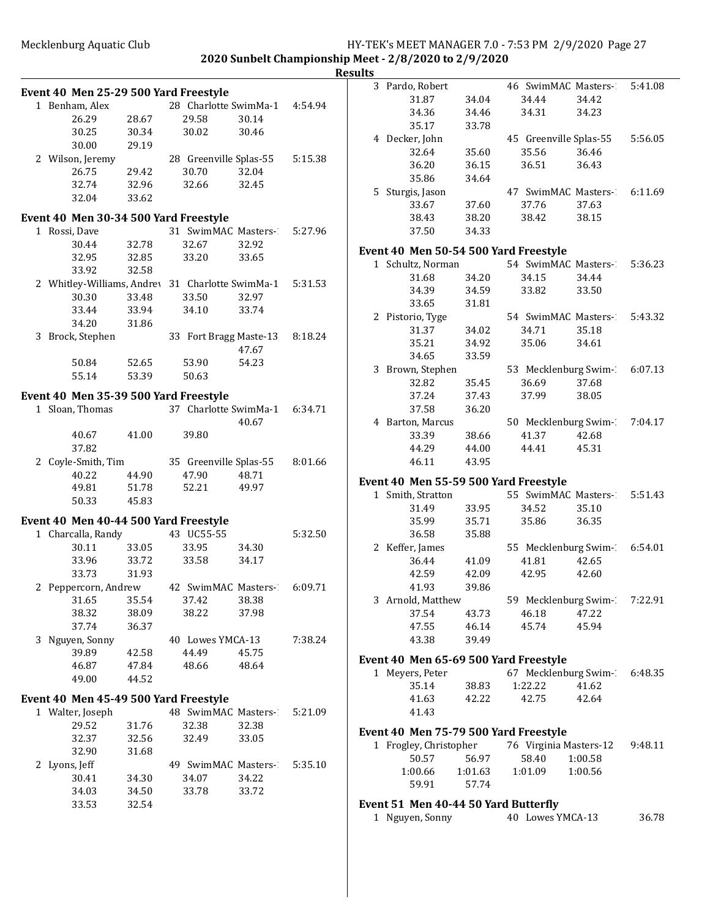## Results

### Event 40 Men 25-29 500 Yard Freestyle

1 Benham, Alex — 28 Charlotte SwimMa-1 — 4:54.94

| | | | |
|---|---|---|---|
| 26.29 | 28.67 | 29.58 | 30.14 |
| 30.25 | 30.34 | 30.02 | 30.46 |
| 30.00 | 29.19 | | |

2 Wilson, Jeremy — 28 Greenville Splas-55 — 5:15.38

| | | | |
|---|---|---|---|
| 26.75 | 29.42 | 30.70 | 32.04 |
| 32.74 | 32.96 | 32.66 | 32.45 |
| 32.04 | 33.62 | | |

### Event 40 Men 30-34 500 Yard Freestyle

1 Rossi, Dave — 31 SwimMAC Masters- — 5:27.96

| | | | |
|---|---|---|---|
| 30.44 | 32.78 | 32.67 | 32.92 |
| 32.95 | 32.85 | 33.20 | 33.65 |
| 33.92 | 32.58 | | |

2 Whitley-Williams, Andrew — 31 Charlotte SwimMa-1 — 5:31.53

| | | | |
|---|---|---|---|
| 30.30 | 33.48 | 33.50 | 32.97 |
| 33.44 | 33.94 | 34.10 | 33.74 |
| 34.20 | 31.86 | | |

3 Brock, Stephen — 33 Fort Bragg Maste-13 — 8:18.24

| | | | |
|---|---|---|---|
| | | | 47.67 |
| 50.84 | 52.65 | 53.90 | 54.23 |
| 55.14 | 53.39 | 50.63 | |

### Event 40 Men 35-39 500 Yard Freestyle

1 Sloan, Thomas — 37 Charlotte SwimMa-1 — 6:34.71

| | | | |
|---|---|---|---|
| | | | 40.67 |
| 40.67 | 41.00 | 39.80 | |
| 37.82 | | | |

2 Coyle-Smith, Tim — 35 Greenville Splas-55 — 8:01.66

| | | | |
|---|---|---|---|
| 40.22 | 44.90 | 47.90 | 48.71 |
| 49.81 | 51.78 | 52.21 | 49.97 |
| 50.33 | 45.83 | | |

### Event 40 Men 40-44 500 Yard Freestyle

1 Charcalla, Randy — 43 UC55-55 — 5:32.50

| | | | |
|---|---|---|---|
| 30.11 | 33.05 | 33.95 | 34.30 |
| 33.96 | 33.72 | 33.58 | 34.17 |
| 33.73 | 31.93 | | |

2 Peppercorn, Andrew — 42 SwimMAC Masters- — 6:09.71

| | | | |
|---|---|---|---|
| 31.65 | 35.54 | 37.42 | 38.38 |
| 38.32 | 38.09 | 38.22 | 37.98 |
| 37.74 | 36.37 | | |

3 Nguyen, Sonny — 40 Lowes YMCA-13 — 7:38.24

| | | | |
|---|---|---|---|
| 39.89 | 42.58 | 44.49 | 45.75 |
| 46.87 | 47.84 | 48.66 | 48.64 |
| 49.00 | 44.52 | | |

### Event 40 Men 45-49 500 Yard Freestyle

1 Walter, Joseph — 48 SwimMAC Masters- — 5:21.09

| | | | |
|---|---|---|---|
| 29.52 | 31.76 | 32.38 | 32.38 |
| 32.37 | 32.56 | 32.49 | 33.05 |
| 32.90 | 31.68 | | |

2 Lyons, Jeff — 49 SwimMAC Masters- — 5:35.10

| | | | |
|---|---|---|---|
| 30.41 | 34.30 | 34.07 | 34.22 |
| 34.03 | 34.50 | 33.78 | 33.72 |
| 33.53 | 32.54 | | |

3 Pardo, Robert — 46 SwimMAC Masters- — 5:41.08

| | | | |
|---|---|---|---|
| 31.87 | 34.04 | 34.44 | 34.42 |
| 34.36 | 34.46 | 34.31 | 34.23 |
| 35.17 | 33.78 | | |

4 Decker, John — 45 Greenville Splas-55 — 5:56.05

| | | | |
|---|---|---|---|
| 32.64 | 35.60 | 35.56 | 36.46 |
| 36.20 | 36.15 | 36.51 | 36.43 |
| 35.86 | 34.64 | | |

5 Sturgis, Jason — 47 SwimMAC Masters- — 6:11.69

| | | | |
|---|---|---|---|
| 33.67 | 37.60 | 37.76 | 37.63 |
| 38.43 | 38.20 | 38.42 | 38.15 |
| 37.50 | 34.33 | | |

### Event 40 Men 50-54 500 Yard Freestyle

1 Schultz, Norman — 54 SwimMAC Masters- — 5:36.23

| | | | |
|---|---|---|---|
| 31.68 | 34.20 | 34.15 | 34.44 |
| 34.39 | 34.59 | 33.82 | 33.50 |
| 33.65 | 31.81 | | |

2 Pistorio, Tyge — 54 SwimMAC Masters- — 5:43.32

| | | | |
|---|---|---|---|
| 31.37 | 34.02 | 34.71 | 35.18 |
| 35.21 | 34.92 | 35.06 | 34.61 |
| 34.65 | 33.59 | | |

3 Brown, Stephen — 53 Mecklenburg Swim- — 6:07.13

| | | | |
|---|---|---|---|
| 32.82 | 35.45 | 36.69 | 37.68 |
| 37.24 | 37.43 | 37.99 | 38.05 |
| 37.58 | 36.20 | | |

4 Barton, Marcus — 50 Mecklenburg Swim- — 7:04.17

| | | | |
|---|---|---|---|
| 33.39 | 38.66 | 41.37 | 42.68 |
| 44.29 | 44.00 | 44.41 | 45.31 |
| 46.11 | 43.95 | | |

### Event 40 Men 55-59 500 Yard Freestyle

1 Smith, Stratton — 55 SwimMAC Masters- — 5:51.43

| | | | |
|---|---|---|---|
| 31.49 | 33.95 | 34.52 | 35.10 |
| 35.99 | 35.71 | 35.86 | 36.35 |
| 36.58 | 35.88 | | |

2 Keffer, James — 55 Mecklenburg Swim- — 6:54.01

| | | | |
|---|---|---|---|
| 36.44 | 41.09 | 41.81 | 42.65 |
| 42.59 | 42.09 | 42.95 | 42.60 |
| 41.93 | 39.86 | | |

3 Arnold, Matthew — 59 Mecklenburg Swim- — 7:22.91

| | | | |
|---|---|---|---|
| 37.54 | 43.73 | 46.18 | 47.22 |
| 47.55 | 46.14 | 45.74 | 45.94 |
| 43.38 | 39.49 | | |

### Event 40 Men 65-69 500 Yard Freestyle

1 Meyers, Peter — 67 Mecklenburg Swim- — 6:48.35

| | | | |
|---|---|---|---|
| 35.14 | 38.83 | 1:22.22 | 41.62 |
| 41.63 | 42.22 | 42.75 | 42.64 |
| 41.43 | | | |

### Event 40 Men 75-79 500 Yard Freestyle

1 Frogley, Christopher — 76 Virginia Masters-12 — 9:48.11

| | | | |
|---|---|---|---|
| 50.57 | 56.97 | 58.40 | 1:00.58 |
| 1:00.66 | 1:01.63 | 1:01.09 | 1:00.56 |
| 59.91 | 57.74 | | |

### Event 51 Men 40-44 50 Yard Butterfly

1 Nguyen, Sonny — 40 Lowes YMCA-13 — 36.78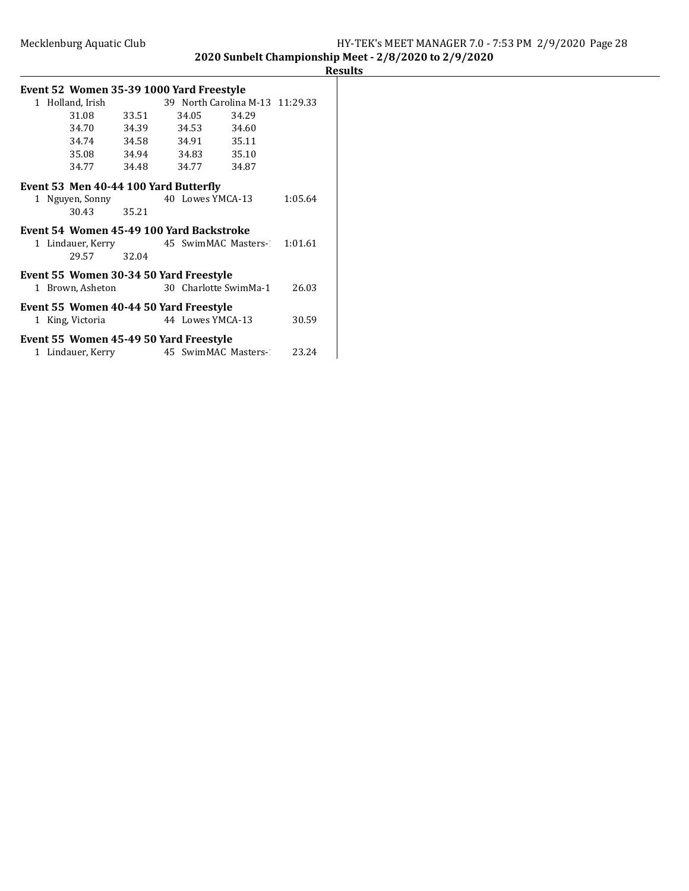## Results

### Event 52 Women 35-39 1000 Yard Freestyle

| | | | | |
|---|---|---|---|---|
| 1 Holland, Irish | 39 | North Carolina M-13 | | 11:29.33 |
| 31.08 | 33.51 | 34.05 | 34.29 | |
| 34.70 | 34.39 | 34.53 | 34.60 | |
| 34.74 | 34.58 | 34.91 | 35.11 | |
| 35.08 | 34.94 | 34.83 | 35.10 | |
| 34.77 | 34.48 | 34.77 | 34.87 | |

### Event 53 Men 40-44 100 Yard Butterfly

| | | | |
|---|---|---|---|
| 1 Nguyen, Sonny | 40 | Lowes YMCA-13 | 1:05.64 |
| 30.43 | 35.21 | | |

### Event 54 Women 45-49 100 Yard Backstroke

| | | | |
|---|---|---|---|
| 1 Lindauer, Kerry | 45 | SwimMAC Masters-1 | 1:01.61 |
| 29.57 | 32.04 | | |

### Event 55 Women 30-34 50 Yard Freestyle

| | | | |
|---|---|---|---|
| 1 Brown, Asheton | 30 | Charlotte SwimMa-1 | 26.03 |

### Event 55 Women 40-44 50 Yard Freestyle

| | | | |
|---|---|---|---|
| 1 King, Victoria | 44 | Lowes YMCA-13 | 30.59 |

### Event 55 Women 45-49 50 Yard Freestyle

| | | | |
|---|---|---|---|
| 1 Lindauer, Kerry | 45 | SwimMAC Masters-1 | 23.24 |